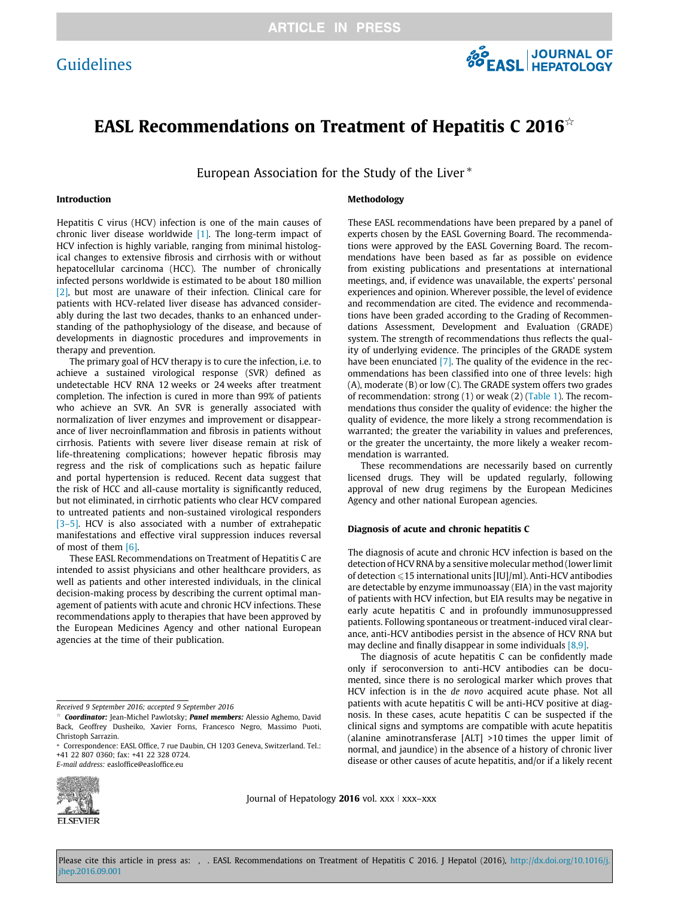# EASL Recommendations on Treatment of Hepatitis C 2016☆

European Association for the Study of the Liver*

## Introduction

Hepatitis C virus (HCV) infection is one of the main causes of chronic liver disease worldwide [1]. The long-term impact of HCV infection is highly variable, ranging from minimal histological changes to extensive fibrosis and cirrhosis with or without hepatocellular carcinoma (HCC). The number of chronically infected persons worldwide is estimated to be about 180 million [2], but most are unaware of their infection. Clinical care for patients with HCV-related liver disease has advanced considerably during the last two decades, thanks to an enhanced understanding of the pathophysiology of the disease, and because of developments in diagnostic procedures and improvements in therapy and prevention.

The primary goal of HCV therapy is to cure the infection, i.e. to achieve a sustained virological response (SVR) defined as undetectable HCV RNA 12 weeks or 24 weeks after treatment completion. The infection is cured in more than 99% of patients who achieve an SVR. An SVR is generally associated with normalization of liver enzymes and improvement or disappearance of liver necroinflammation and fibrosis in patients without cirrhosis. Patients with severe liver disease remain at risk of life-threatening complications; however hepatic fibrosis may regress and the risk of complications such as hepatic failure and portal hypertension is reduced. Recent data suggest that the risk of HCC and all-cause mortality is significantly reduced, but not eliminated, in cirrhotic patients who clear HCV compared to untreated patients and non-sustained virological responders [3–5]. HCV is also associated with a number of extrahepatic manifestations and effective viral suppression induces reversal of most of them [6].

These EASL Recommendations on Treatment of Hepatitis C are intended to assist physicians and other healthcare providers, as well as patients and other interested individuals, in the clinical decision-making process by describing the current optimal management of patients with acute and chronic HCV infections. These recommendations apply to therapies that have been approved by the European Medicines Agency and other national European agencies at the time of their publication.

## Methodology

These EASL recommendations have been prepared by a panel of experts chosen by the EASL Governing Board. The recommendations were approved by the EASL Governing Board. The recommendations have been based as far as possible on evidence from existing publications and presentations at international meetings, and, if evidence was unavailable, the experts' personal experiences and opinion. Wherever possible, the level of evidence and recommendation are cited. The evidence and recommendations have been graded according to the Grading of Recommendations Assessment, Development and Evaluation (GRADE) system. The strength of recommendations thus reflects the quality of underlying evidence. The principles of the GRADE system have been enunciated [7]. The quality of the evidence in the recommendations has been classified into one of three levels: high (A), moderate (B) or low (C). The GRADE system offers two grades of recommendation: strong (1) or weak (2) (Table 1). The recommendations thus consider the quality of evidence: the higher the quality of evidence, the more likely a strong recommendation is warranted; the greater the variability in values and preferences, or the greater the uncertainty, the more likely a weaker recommendation is warranted.

These recommendations are necessarily based on currently licensed drugs. They will be updated regularly, following approval of new drug regimens by the European Medicines Agency and other national European agencies.

## Diagnosis of acute and chronic hepatitis C

The diagnosis of acute and chronic HCV infection is based on the detection of HCV RNA by a sensitive molecular method (lower limit of detection ⩽15 international units [IU]/ml). Anti-HCV antibodies are detectable by enzyme immunoassay (EIA) in the vast majority of patients with HCV infection, but EIA results may be negative in early acute hepatitis C and in profoundly immunosuppressed patients. Following spontaneous or treatment-induced viral clearance, anti-HCV antibodies persist in the absence of HCV RNA but may decline and finally disappear in some individuals [8,9].

The diagnosis of acute hepatitis C can be confidently made only if seroconversion to anti-HCV antibodies can be documented, since there is no serological marker which proves that HCV infection is in the *de novo* acquired acute phase. Not all patients with acute hepatitis C will be anti-HCV positive at diagnosis. In these cases, acute hepatitis C can be suspected if the clinical signs and symptoms are compatible with acute hepatitis (alanine aminotransferase [ALT] >10 times the upper limit of normal, and jaundice) in the absence of a history of chronic liver disease or other causes of acute hepatitis, and/or if a likely recent

Received 9 September 2016; accepted 9 September 2016

☆ **Coordinator:** Jean-Michel Pawlotsky; ***Panel members:*** Alessio Aghemo, David Back, Geoffrey Dusheiko, Xavier Forns, Francesco Negro, Massimo Puoti, Christoph Sarrazin.

\* Correspondence: EASL Office, 7 rue Daubin, CH 1203 Geneva, Switzerland. Tel.: +41 22 807 0360; fax: +41 22 328 0724.
*E-mail address:* easloffice@easloffice.eu

Please cite this article in press as: , . EASL Recommendations on Treatment of Hepatitis C 2016. J Hepatol (2016), http://dx.doi.org/10.1016/j.jhep.2016.09.001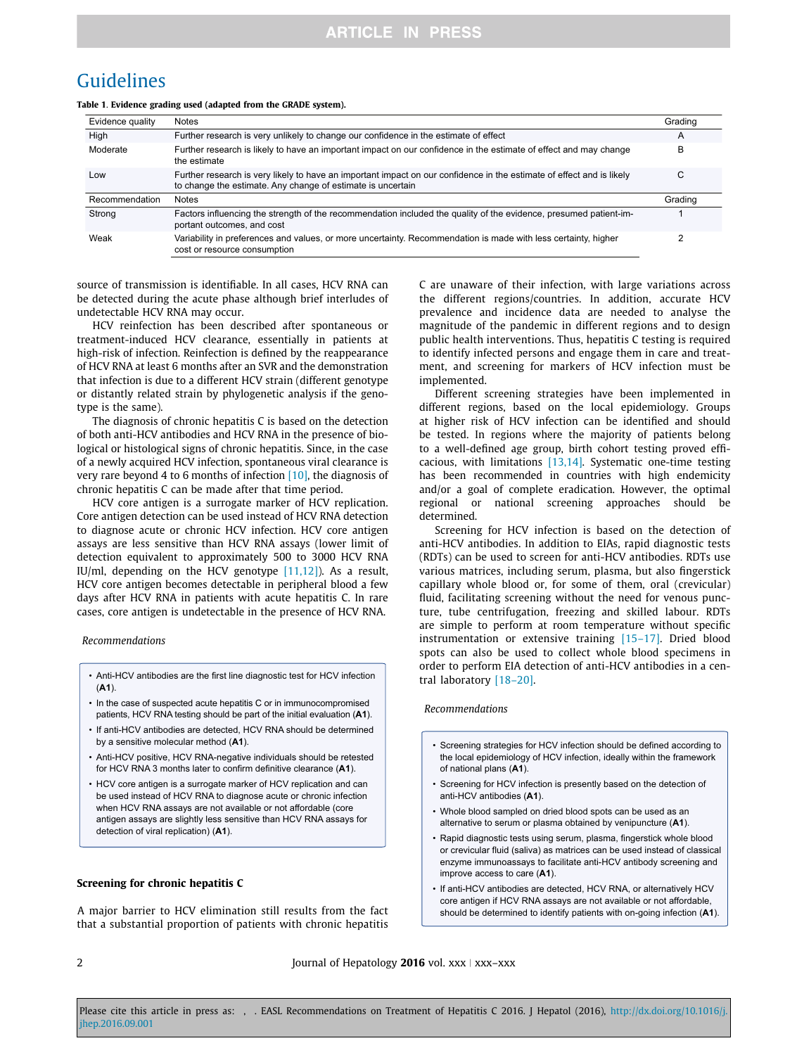**Table 1. Evidence grading used (adapted from the GRADE system).**

| Evidence quality | Notes | Grading |
|---|---|---|
| High | Further research is very unlikely to change our confidence in the estimate of effect | A |
| Moderate | Further research is likely to have an important impact on our confidence in the estimate of effect and may change the estimate | B |
| Low | Further research is very likely to have an important impact on our confidence in the estimate of effect and is likely to change the estimate. Any change of estimate is uncertain | C |
| **Recommendation** | **Notes** | **Grading** |
| Strong | Factors influencing the strength of the recommendation included the quality of the evidence, presumed patient-important outcomes, and cost | 1 |
| Weak | Variability in preferences and values, or more uncertainty. Recommendation is made with less certainty, higher cost or resource consumption | 2 |

source of transmission is identifiable. In all cases, HCV RNA can be detected during the acute phase although brief interludes of undetectable HCV RNA may occur.

HCV reinfection has been described after spontaneous or treatment-induced HCV clearance, essentially in patients at high-risk of infection. Reinfection is defined by the reappearance of HCV RNA at least 6 months after an SVR and the demonstration that infection is due to a different HCV strain (different genotype or distantly related strain by phylogenetic analysis if the genotype is the same).

The diagnosis of chronic hepatitis C is based on the detection of both anti-HCV antibodies and HCV RNA in the presence of biological or histological signs of chronic hepatitis. Since, in the case of a newly acquired HCV infection, spontaneous viral clearance is very rare beyond 4 to 6 months of infection [10], the diagnosis of chronic hepatitis C can be made after that time period.

HCV core antigen is a surrogate marker of HCV replication. Core antigen detection can be used instead of HCV RNA detection to diagnose acute or chronic HCV infection. HCV core antigen assays are less sensitive than HCV RNA assays (lower limit of detection equivalent to approximately 500 to 3000 HCV RNA IU/ml, depending on the HCV genotype [11,12]). As a result, HCV core antigen becomes detectable in peripheral blood a few days after HCV RNA in patients with acute hepatitis C. In rare cases, core antigen is undetectable in the presence of HCV RNA.

*Recommendations*

- Anti-HCV antibodies are the first line diagnostic test for HCV infection (**A1**).
- In the case of suspected acute hepatitis C or in immunocompromised patients, HCV RNA testing should be part of the initial evaluation (**A1**).
- If anti-HCV antibodies are detected, HCV RNA should be determined by a sensitive molecular method (**A1**).
- Anti-HCV positive, HCV RNA-negative individuals should be retested for HCV RNA 3 months later to confirm definitive clearance (**A1**).
- HCV core antigen is a surrogate marker of HCV replication and can be used instead of HCV RNA to diagnose acute or chronic infection when HCV RNA assays are not available or not affordable (core antigen assays are slightly less sensitive than HCV RNA assays for detection of viral replication) (**A1**).

## Screening for chronic hepatitis C

A major barrier to HCV elimination still results from the fact that a substantial proportion of patients with chronic hepatitis C are unaware of their infection, with large variations across the different regions/countries. In addition, accurate HCV prevalence and incidence data are needed to analyse the magnitude of the pandemic in different regions and to design public health interventions. Thus, hepatitis C testing is required to identify infected persons and engage them in care and treatment, and screening for markers of HCV infection must be implemented.

Different screening strategies have been implemented in different regions, based on the local epidemiology. Groups at higher risk of HCV infection can be identified and should be tested. In regions where the majority of patients belong to a well-defined age group, birth cohort testing proved efficacious, with limitations [13,14]. Systematic one-time testing has been recommended in countries with high endemicity and/or a goal of complete eradication. However, the optimal regional or national screening approaches should be determined.

Screening for HCV infection is based on the detection of anti-HCV antibodies. In addition to EIAs, rapid diagnostic tests (RDTs) can be used to screen for anti-HCV antibodies. RDTs use various matrices, including serum, plasma, but also fingerstick capillary whole blood or, for some of them, oral (crevicular) fluid, facilitating screening without the need for venous puncture, tube centrifugation, freezing and skilled labour. RDTs are simple to perform at room temperature without specific instrumentation or extensive training [15–17]. Dried blood spots can also be used to collect whole blood specimens in order to perform EIA detection of anti-HCV antibodies in a central laboratory [18–20].

*Recommendations*

- Screening strategies for HCV infection should be defined according to the local epidemiology of HCV infection, ideally within the framework of national plans (**A1**).
- Screening for HCV infection is presently based on the detection of anti-HCV antibodies (**A1**).
- Whole blood sampled on dried blood spots can be used as an alternative to serum or plasma obtained by venipuncture (**A1**).
- Rapid diagnostic tests using serum, plasma, fingerstick whole blood or crevicular fluid (saliva) as matrices can be used instead of classical enzyme immunoassays to facilitate anti-HCV antibody screening and improve access to care (**A1**).
- If anti-HCV antibodies are detected, HCV RNA, or alternatively HCV core antigen if HCV RNA assays are not available or not affordable, should be determined to identify patients with on-going infection (**A1**).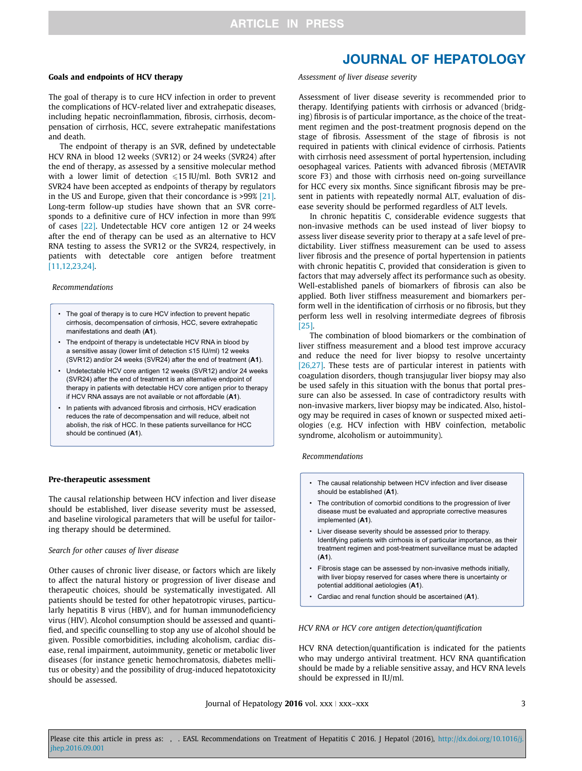## Goals and endpoints of HCV therapy

The goal of therapy is to cure HCV infection in order to prevent the complications of HCV-related liver and extrahepatic diseases, including hepatic necroinflammation, fibrosis, cirrhosis, decompensation of cirrhosis, HCC, severe extrahepatic manifestations and death.

The endpoint of therapy is an SVR, defined by undetectable HCV RNA in blood 12 weeks (SVR12) or 24 weeks (SVR24) after the end of therapy, as assessed by a sensitive molecular method with a lower limit of detection $\leqslant$15 IU/ml. Both SVR12 and SVR24 have been accepted as endpoints of therapy by regulators in the US and Europe, given that their concordance is >99% [21]. Long-term follow-up studies have shown that an SVR corresponds to a definitive cure of HCV infection in more than 99% of cases [22]. Undetectable HCV core antigen 12 or 24 weeks after the end of therapy can be used as an alternative to HCV RNA testing to assess the SVR12 or the SVR24, respectively, in patients with detectable core antigen before treatment [11,12,23,24].

*Recommendations*

- The goal of therapy is to cure HCV infection to prevent hepatic cirrhosis, decompensation of cirrhosis, HCC, severe extrahepatic manifestations and death (**A1**).
- The endpoint of therapy is undetectable HCV RNA in blood by a sensitive assay (lower limit of detection ≤15 IU/ml) 12 weeks (SVR12) and/or 24 weeks (SVR24) after the end of treatment (**A1**).
- Undetectable HCV core antigen 12 weeks (SVR12) and/or 24 weeks (SVR24) after the end of treatment is an alternative endpoint of therapy in patients with detectable HCV core antigen prior to therapy if HCV RNA assays are not available or not affordable (**A1**).
- In patients with advanced fibrosis and cirrhosis, HCV eradication reduces the rate of decompensation and will reduce, albeit not abolish, the risk of HCC. In these patients surveillance for HCC should be continued (**A1**).

## Pre-therapeutic assessment

The causal relationship between HCV infection and liver disease should be established, liver disease severity must be assessed, and baseline virological parameters that will be useful for tailoring therapy should be determined.

### *Search for other causes of liver disease*

Other causes of chronic liver disease, or factors which are likely to affect the natural history or progression of liver disease and therapeutic choices, should be systematically investigated. All patients should be tested for other hepatotropic viruses, particularly hepatitis B virus (HBV), and for human immunodeficiency virus (HIV). Alcohol consumption should be assessed and quantified, and specific counselling to stop any use of alcohol should be given. Possible comorbidities, including alcoholism, cardiac disease, renal impairment, autoimmunity, genetic or metabolic liver diseases (for instance genetic hemochromatosis, diabetes mellitus or obesity) and the possibility of drug-induced hepatotoxicity should be assessed.

### *Assessment of liver disease severity*

Assessment of liver disease severity is recommended prior to therapy. Identifying patients with cirrhosis or advanced (bridging) fibrosis is of particular importance, as the choice of the treatment regimen and the post-treatment prognosis depend on the stage of fibrosis. Assessment of the stage of fibrosis is not required in patients with clinical evidence of cirrhosis. Patients with cirrhosis need assessment of portal hypertension, including oesophageal varices. Patients with advanced fibrosis (METAVIR score F3) and those with cirrhosis need on-going surveillance for HCC every six months. Since significant fibrosis may be present in patients with repeatedly normal ALT, evaluation of disease severity should be performed regardless of ALT levels.

In chronic hepatitis C, considerable evidence suggests that non-invasive methods can be used instead of liver biopsy to assess liver disease severity prior to therapy at a safe level of predictability. Liver stiffness measurement can be used to assess liver fibrosis and the presence of portal hypertension in patients with chronic hepatitis C, provided that consideration is given to factors that may adversely affect its performance such as obesity. Well-established panels of biomarkers of fibrosis can also be applied. Both liver stiffness measurement and biomarkers perform well in the identification of cirrhosis or no fibrosis, but they perform less well in resolving intermediate degrees of fibrosis [25].

The combination of blood biomarkers or the combination of liver stiffness measurement and a blood test improve accuracy and reduce the need for liver biopsy to resolve uncertainty [26,27]. These tests are of particular interest in patients with coagulation disorders, though transjugular liver biopsy may also be used safely in this situation with the bonus that portal pressure can also be assessed. In case of contradictory results with non-invasive markers, liver biopsy may be indicated. Also, histology may be required in cases of known or suspected mixed aetiologies (e.g. HCV infection with HBV coinfection, metabolic syndrome, alcoholism or autoimmunity).

*Recommendations*

- The causal relationship between HCV infection and liver disease should be established (**A1**).
- The contribution of comorbid conditions to the progression of liver disease must be evaluated and appropriate corrective measures implemented (**A1**).
- Liver disease severity should be assessed prior to therapy. Identifying patients with cirrhosis is of particular importance, as their treatment regimen and post-treatment surveillance must be adapted (**A1**).
- Fibrosis stage can be assessed by non-invasive methods initially, with liver biopsy reserved for cases where there is uncertainty or potential additional aetiologies (**A1**).
- Cardiac and renal function should be ascertained (**A1**).

### *HCV RNA or HCV core antigen detection/quantification*

HCV RNA detection/quantification is indicated for the patients who may undergo antiviral treatment. HCV RNA quantification should be made by a reliable sensitive assay, and HCV RNA levels should be expressed in IU/ml.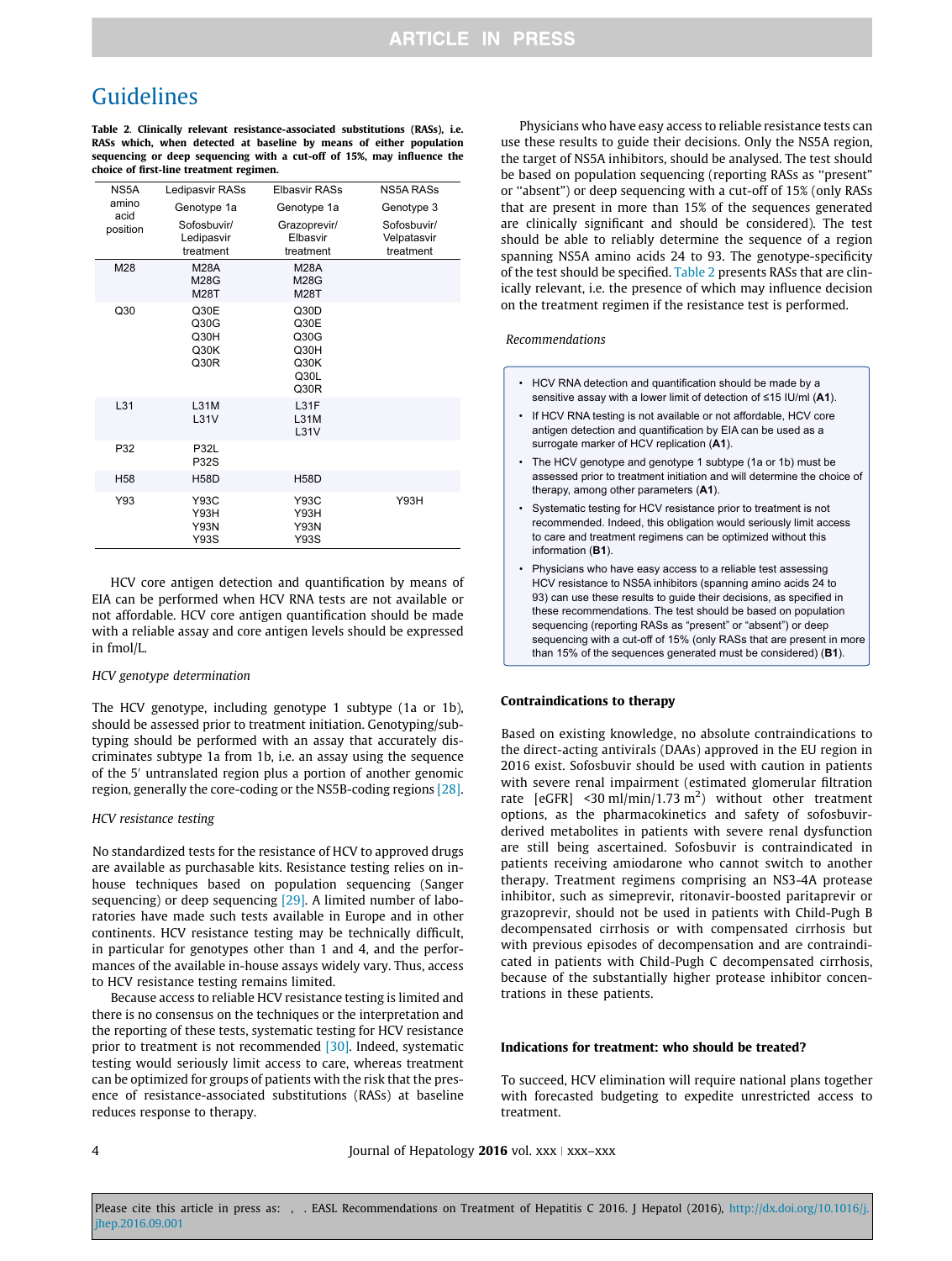# Guidelines

**Table 2. Clinically relevant resistance-associated substitutions (RASs), i.e. RASs which, when detected at baseline by means of either population sequencing or deep sequencing with a cut-off of 15%, may influence the choice of first-line treatment regimen.**

| NS5A amino acid position | Ledipasvir RASs Genotype 1a Sofosbuvir/ Ledipasvir treatment | Elbasvir RASs Genotype 1a Grazoprevir/ Elbasvir treatment | NS5A RASs Genotype 3 Sofosbuvir/ Velpatasvir treatment |
|---|---|---|---|
| M28 | M28A M28G M28T | M28A M28G M28T | |
| Q30 | Q30E Q30G Q30H Q30K Q30R | Q30D Q30E Q30G Q30H Q30K Q30L Q30R | |
| L31 | L31M L31V | L31F L31M L31V | |
| P32 | P32L P32S | | |
| H58 | H58D | H58D | |
| Y93 | Y93C Y93H Y93N Y93S | Y93C Y93H Y93N Y93S | Y93H |

HCV core antigen detection and quantification by means of EIA can be performed when HCV RNA tests are not available or not affordable. HCV core antigen quantification should be made with a reliable assay and core antigen levels should be expressed in fmol/L.

### HCV genotype determination

The HCV genotype, including genotype 1 subtype (1a or 1b), should be assessed prior to treatment initiation. Genotyping/subtyping should be performed with an assay that accurately discriminates subtype 1a from 1b, i.e. an assay using the sequence of the 5′ untranslated region plus a portion of another genomic region, generally the core-coding or the NS5B-coding regions [28].

### HCV resistance testing

No standardized tests for the resistance of HCV to approved drugs are available as purchasable kits. Resistance testing relies on in-house techniques based on population sequencing (Sanger sequencing) or deep sequencing [29]. A limited number of laboratories have made such tests available in Europe and in other continents. HCV resistance testing may be technically difficult, in particular for genotypes other than 1 and 4, and the performances of the available in-house assays widely vary. Thus, access to HCV resistance testing remains limited.

Because access to reliable HCV resistance testing is limited and there is no consensus on the techniques or the interpretation and the reporting of these tests, systematic testing for HCV resistance prior to treatment is not recommended [30]. Indeed, systematic testing would seriously limit access to care, whereas treatment can be optimized for groups of patients with the risk that the presence of resistance-associated substitutions (RASs) at baseline reduces response to therapy.

Physicians who have easy access to reliable resistance tests can use these results to guide their decisions. Only the NS5A region, the target of NS5A inhibitors, should be analysed. The test should be based on population sequencing (reporting RASs as "present" or "absent") or deep sequencing with a cut-off of 15% (only RASs that are present in more than 15% of the sequences generated are clinically significant and should be considered). The test should be able to reliably determine the sequence of a region spanning NS5A amino acids 24 to 93. The genotype-specificity of the test should be specified. Table 2 presents RASs that are clinically relevant, i.e. the presence of which may influence decision on the treatment regimen if the resistance test is performed.

*Recommendations*

- HCV RNA detection and quantification should be made by a sensitive assay with a lower limit of detection of ≤15 IU/ml (**A1**).
- If HCV RNA testing is not available or not affordable, HCV core antigen detection and quantification by EIA can be used as a surrogate marker of HCV replication (**A1**).
- The HCV genotype and genotype 1 subtype (1a or 1b) must be assessed prior to treatment initiation and will determine the choice of therapy, among other parameters (**A1**).
- Systematic testing for HCV resistance prior to treatment is not recommended. Indeed, this obligation would seriously limit access to care and treatment regimens can be optimized without this information (**B1**).
- Physicians who have easy access to a reliable test assessing HCV resistance to NS5A inhibitors (spanning amino acids 24 to 93) can use these results to guide their decisions, as specified in these recommendations. The test should be based on population sequencing (reporting RASs as "present" or "absent") or deep sequencing with a cut-off of 15% (only RASs that are present in more than 15% of the sequences generated must be considered) (**B1**).

## Contraindications to therapy

Based on existing knowledge, no absolute contraindications to the direct-acting antivirals (DAAs) approved in the EU region in 2016 exist. Sofosbuvir should be used with caution in patients with severe renal impairment (estimated glomerular filtration rate [eGFR] <30 ml/min/1.73 $m^2$) without other treatment options, as the pharmacokinetics and safety of sofosbuvir-derived metabolites in patients with severe renal dysfunction are still being ascertained. Sofosbuvir is contraindicated in patients receiving amiodarone who cannot switch to another therapy. Treatment regimens comprising an NS3-4A protease inhibitor, such as simeprevir, ritonavir-boosted paritaprevir or grazoprevir, should not be used in patients with Child-Pugh B decompensated cirrhosis or with compensated cirrhosis but with previous episodes of decompensation and are contraindicated in patients with Child-Pugh C decompensated cirrhosis, because of the substantially higher protease inhibitor concentrations in these patients.

## Indications for treatment: who should be treated?

To succeed, HCV elimination will require national plans together with forecasted budgeting to expedite unrestricted access to treatment.

Please cite this article in press as: , . EASL Recommendations on Treatment of Hepatitis C 2016. J Hepatol (2016), http://dx.doi.org/10.1016/j.jhep.2016.09.001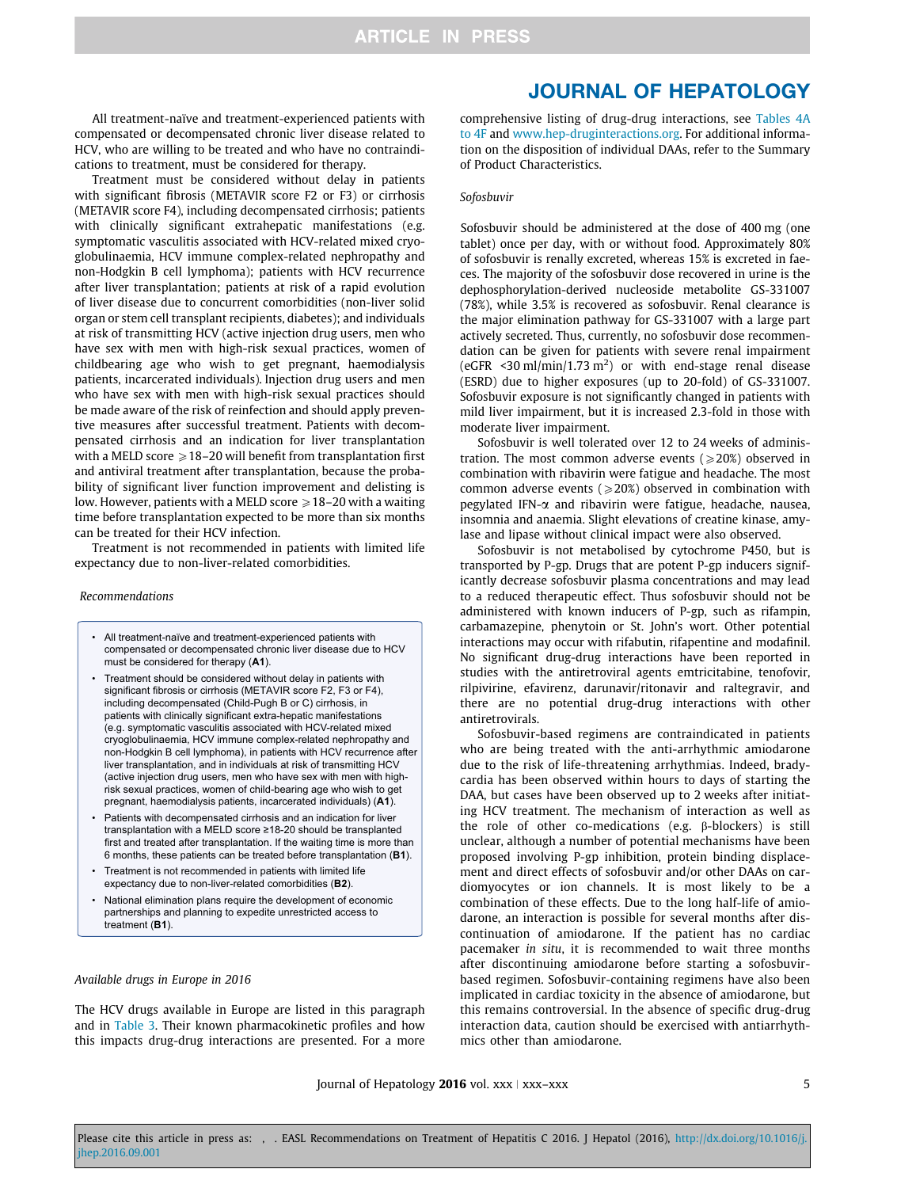All treatment-naïve and treatment-experienced patients with compensated or decompensated chronic liver disease related to HCV, who are willing to be treated and who have no contraindications to treatment, must be considered for therapy.

Treatment must be considered without delay in patients with significant fibrosis (METAVIR score F2 or F3) or cirrhosis (METAVIR score F4), including decompensated cirrhosis; patients with clinically significant extrahepatic manifestations (e.g. symptomatic vasculitis associated with HCV-related mixed cryoglobulinaemia, HCV immune complex-related nephropathy and non-Hodgkin B cell lymphoma); patients with HCV recurrence after liver transplantation; patients at risk of a rapid evolution of liver disease due to concurrent comorbidities (non-liver solid organ or stem cell transplant recipients, diabetes); and individuals at risk of transmitting HCV (active injection drug users, men who have sex with men with high-risk sexual practices, women of childbearing age who wish to get pregnant, haemodialysis patients, incarcerated individuals). Injection drug users and men who have sex with men with high-risk sexual practices should be made aware of the risk of reinfection and should apply preventive measures after successful treatment. Patients with decompensated cirrhosis and an indication for liver transplantation with a MELD score $\geqslant$18–20 will benefit from transplantation first and antiviral treatment after transplantation, because the probability of significant liver function improvement and delisting is low. However, patients with a MELD score $\geqslant$18–20 with a waiting time before transplantation expected to be more than six months can be treated for their HCV infection.

Treatment is not recommended in patients with limited life expectancy due to non-liver-related comorbidities.

*Recommendations*

- All treatment-naïve and treatment-experienced patients with compensated or decompensated chronic liver disease due to HCV must be considered for therapy (**A1**).
- Treatment should be considered without delay in patients with significant fibrosis or cirrhosis (METAVIR score F2, F3 or F4), including decompensated (Child-Pugh B or C) cirrhosis, in patients with clinically significant extra-hepatic manifestations (e.g. symptomatic vasculitis associated with HCV-related mixed cryoglobulinaemia, HCV immune complex-related nephropathy and non-Hodgkin B cell lymphoma), in patients with HCV recurrence after liver transplantation, and in individuals at risk of transmitting HCV (active injection drug users, men who have sex with men with high-risk sexual practices, women of child-bearing age who wish to get pregnant, haemodialysis patients, incarcerated individuals) (**A1**).
- Patients with decompensated cirrhosis and an indication for liver transplantation with a MELD score ≥18-20 should be transplanted first and treated after transplantation. If the waiting time is more than 6 months, these patients can be treated before transplantation (**B1**).
- Treatment is not recommended in patients with limited life expectancy due to non-liver-related comorbidities (**B2**).
- National elimination plans require the development of economic partnerships and planning to expedite unrestricted access to treatment (**B1**).

*Available drugs in Europe in 2016*

The HCV drugs available in Europe are listed in this paragraph and in Table 3. Their known pharmacokinetic profiles and how this impacts drug-drug interactions are presented. For a more comprehensive listing of drug-drug interactions, see Tables 4A to 4F and www.hep-druginteractions.org. For additional information on the disposition of individual DAAs, refer to the Summary of Product Characteristics.

*Sofosbuvir*

Sofosbuvir should be administered at the dose of 400 mg (one tablet) once per day, with or without food. Approximately 80% of sofosbuvir is renally excreted, whereas 15% is excreted in faeces. The majority of the sofosbuvir dose recovered in urine is the dephosphorylation-derived nucleoside metabolite GS-331007 (78%), while 3.5% is recovered as sofosbuvir. Renal clearance is the major elimination pathway for GS-331007 with a large part actively secreted. Thus, currently, no sofosbuvir dose recommendation can be given for patients with severe renal impairment (eGFR <30 ml/min/1.73 m$^2$) or with end-stage renal disease (ESRD) due to higher exposures (up to 20-fold) of GS-331007. Sofosbuvir exposure is not significantly changed in patients with mild liver impairment, but it is increased 2.3-fold in those with moderate liver impairment.

Sofosbuvir is well tolerated over 12 to 24 weeks of administration. The most common adverse events ($\geqslant$20%) observed in combination with ribavirin were fatigue and headache. The most common adverse events ($\geqslant$20%) observed in combination with pegylated IFN-$\alpha$ and ribavirin were fatigue, headache, nausea, insomnia and anaemia. Slight elevations of creatine kinase, amylase and lipase without clinical impact were also observed.

Sofosbuvir is not metabolised by cytochrome P450, but is transported by P-gp. Drugs that are potent P-gp inducers significantly decrease sofosbuvir plasma concentrations and may lead to a reduced therapeutic effect. Thus sofosbuvir should not be administered with known inducers of P-gp, such as rifampin, carbamazepine, phenytoin or St. John's wort. Other potential interactions may occur with rifabutin, rifapentine and modafinil. No significant drug-drug interactions have been reported in studies with the antiretroviral agents emtricitabine, tenofovir, rilpivirine, efavirenz, darunavir/ritonavir and raltegravir, and there are no potential drug-drug interactions with other antiretrovirals.

Sofosbuvir-based regimens are contraindicated in patients who are being treated with the anti-arrhythmic amiodarone due to the risk of life-threatening arrhythmias. Indeed, bradycardia has been observed within hours to days of starting the DAA, but cases have been observed up to 2 weeks after initiating HCV treatment. The mechanism of interaction as well as the role of other co-medications (e.g. $\beta$-blockers) is still unclear, although a number of potential mechanisms have been proposed involving P-gp inhibition, protein binding displacement and direct effects of sofosbuvir and/or other DAAs on cardiomyocytes or ion channels. It is most likely to be a combination of these effects. Due to the long half-life of amiodarone, an interaction is possible for several months after discontinuation of amiodarone. If the patient has no cardiac pacemaker *in situ*, it is recommended to wait three months after discontinuing amiodarone before starting a sofosbuvir-based regimen. Sofosbuvir-containing regimens have also been implicated in cardiac toxicity in the absence of amiodarone, but this remains controversial. In the absence of specific drug-drug interaction data, caution should be exercised with antiarrhythmics other than amiodarone.

Please cite this article in press as: , . EASL Recommendations on Treatment of Hepatitis C 2016. J Hepatol (2016), http://dx.doi.org/10.1016/j.jhep.2016.09.001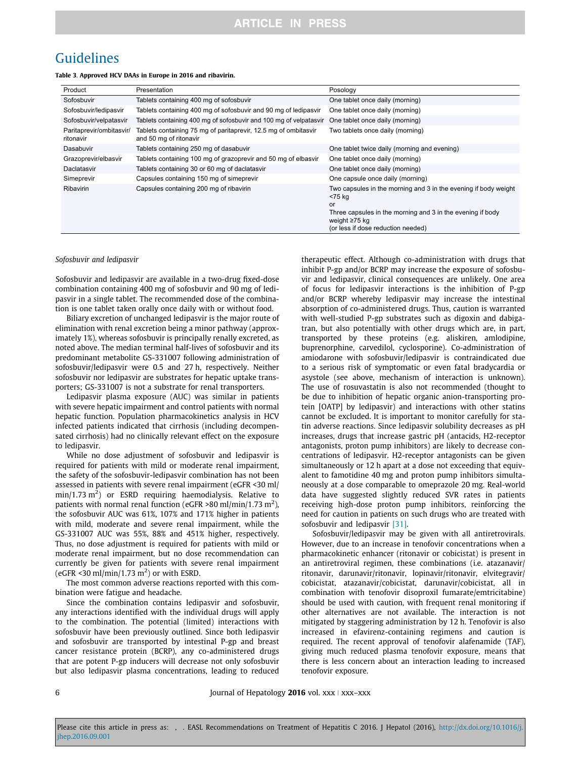Table 3. **Approved HCV DAAs in Europe in 2016 and ribavirin.**

| Product | Presentation | Posology |
|---|---|---|
| Sofosbuvir | Tablets containing 400 mg of sofosbuvir | One tablet once daily (morning) |
| Sofosbuvir/ledipasvir | Tablets containing 400 mg of sofosbuvir and 90 mg of ledipasvir | One tablet once daily (morning) |
| Sofosbuvir/velpatasvir | Tablets containing 400 mg of sofosbuvir and 100 mg of velpatasvir | One tablet once daily (morning) |
| Paritaprevir/ombitasvir/ritonavir | Tablets containing 75 mg of paritaprevir, 12.5 mg of ombitasvir and 50 mg of ritonavir | Two tablets once daily (morning) |
| Dasabuvir | Tablets containing 250 mg of dasabuvir | One tablet twice daily (morning and evening) |
| Grazoprevir/elbasvir | Tablets containing 100 mg of grazoprevir and 50 mg of elbasvir | One tablet once daily (morning) |
| Daclatasvir | Tablets containing 30 or 60 mg of daclatasvir | One tablet once daily (morning) |
| Simeprevir | Capsules containing 150 mg of simeprevir | One capsule once daily (morning) |
| Ribavirin | Capsules containing 200 mg of ribavirin | Two capsules in the morning and 3 in the evening if body weight <75 kg or Three capsules in the morning and 3 in the evening if body weight ≥75 kg (or less if dose reduction needed) |

*Sofosbuvir and ledipasvir*

Sofosbuvir and ledipasvir are available in a two-drug fixed-dose combination containing 400 mg of sofosbuvir and 90 mg of ledipasvir in a single tablet. The recommended dose of the combination is one tablet taken orally once daily with or without food.

Biliary excretion of unchanged ledipasvir is the major route of elimination with renal excretion being a minor pathway (approximately 1%), whereas sofosbuvir is principally renally excreted, as noted above. The median terminal half-lives of sofosbuvir and its predominant metabolite GS-331007 following administration of sofosbuvir/ledipasvir were 0.5 and 27 h, respectively. Neither sofosbuvir nor ledipasvir are substrates for hepatic uptake transporters; GS-331007 is not a substrate for renal transporters.

Ledipasvir plasma exposure (AUC) was similar in patients with severe hepatic impairment and control patients with normal hepatic function. Population pharmacokinetics analysis in HCV infected patients indicated that cirrhosis (including decompensated cirrhosis) had no clinically relevant effect on the exposure to ledipasvir.

While no dose adjustment of sofosbuvir and ledipasvir is required for patients with mild or moderate renal impairment, the safety of the sofosbuvir-ledipasvir combination has not been assessed in patients with severe renal impairment (eGFR <30 ml/min/1.73 $m^2$) or ESRD requiring haemodialysis. Relative to patients with normal renal function (eGFR >80 ml/min/1.73 $m^2$), the sofosbuvir AUC was 61%, 107% and 171% higher in patients with mild, moderate and severe renal impairment, while the GS-331007 AUC was 55%, 88% and 451% higher, respectively. Thus, no dose adjustment is required for patients with mild or moderate renal impairment, but no dose recommendation can currently be given for patients with severe renal impairment (eGFR <30 ml/min/1.73 $m^2$) or with ESRD.

The most common adverse reactions reported with this combination were fatigue and headache.

Since the combination contains ledipasvir and sofosbuvir, any interactions identified with the individual drugs will apply to the combination. The potential (limited) interactions with sofosbuvir have been previously outlined. Since both ledipasvir and sofosbuvir are transported by intestinal P-gp and breast cancer resistance protein (BCRP), any co-administered drugs that are potent P-gp inducers will decrease not only sofosbuvir but also ledipasvir plasma concentrations, leading to reduced therapeutic effect. Although co-administration with drugs that inhibit P-gp and/or BCRP may increase the exposure of sofosbuvir and ledipasvir, clinical consequences are unlikely. One area of focus for ledipasvir interactions is the inhibition of P-gp and/or BCRP whereby ledipasvir may increase the intestinal absorption of co-administered drugs. Thus, caution is warranted with well-studied P-gp substrates such as digoxin and dabigatran, but also potentially with other drugs which are, in part, transported by these proteins (e.g. aliskiren, amlodipine, buprenorphine, carvedilol, cyclosporine). Co-administration of amiodarone with sofosbuvir/ledipasvir is contraindicated due to a serious risk of symptomatic or even fatal bradycardia or asystole (see above, mechanism of interaction is unknown). The use of rosuvastatin is also not recommended (thought to be due to inhibition of hepatic organic anion-transporting protein [OATP] by ledipasvir) and interactions with other statins cannot be excluded. It is important to monitor carefully for statin adverse reactions. Since ledipasvir solubility decreases as pH increases, drugs that increase gastric pH (antacids, H2-receptor antagonists, proton pump inhibitors) are likely to decrease concentrations of ledipasvir. H2-receptor antagonists can be given simultaneously or 12 h apart at a dose not exceeding that equivalent to famotidine 40 mg and proton pump inhibitors simultaneously at a dose comparable to omeprazole 20 mg. Real-world data have suggested slightly reduced SVR rates in patients receiving high-dose proton pump inhibitors, reinforcing the need for caution in patients on such drugs who are treated with sofosbuvir and ledipasvir [31].

Sofosbuvir/ledipasvir may be given with all antiretrovirals. However, due to an increase in tenofovir concentrations when a pharmacokinetic enhancer (ritonavir or cobicistat) is present in an antiretroviral regimen, these combinations (i.e. atazanavir/ritonavir, darunavir/ritonavir, lopinavir/ritonavir, elvitegravir/cobicistat, atazanavir/cobicistat, darunavir/cobicistat, all in combination with tenofovir disoproxil fumarate/emtricitabine) should be used with caution, with frequent renal monitoring if other alternatives are not available. The interaction is not mitigated by staggering administration by 12 h. Tenofovir is also increased in efavirenz-containing regimens and caution is required. The recent approval of tenofovir alafenamide (TAF), giving much reduced plasma tenofovir exposure, means that there is less concern about an interaction leading to increased tenofovir exposure.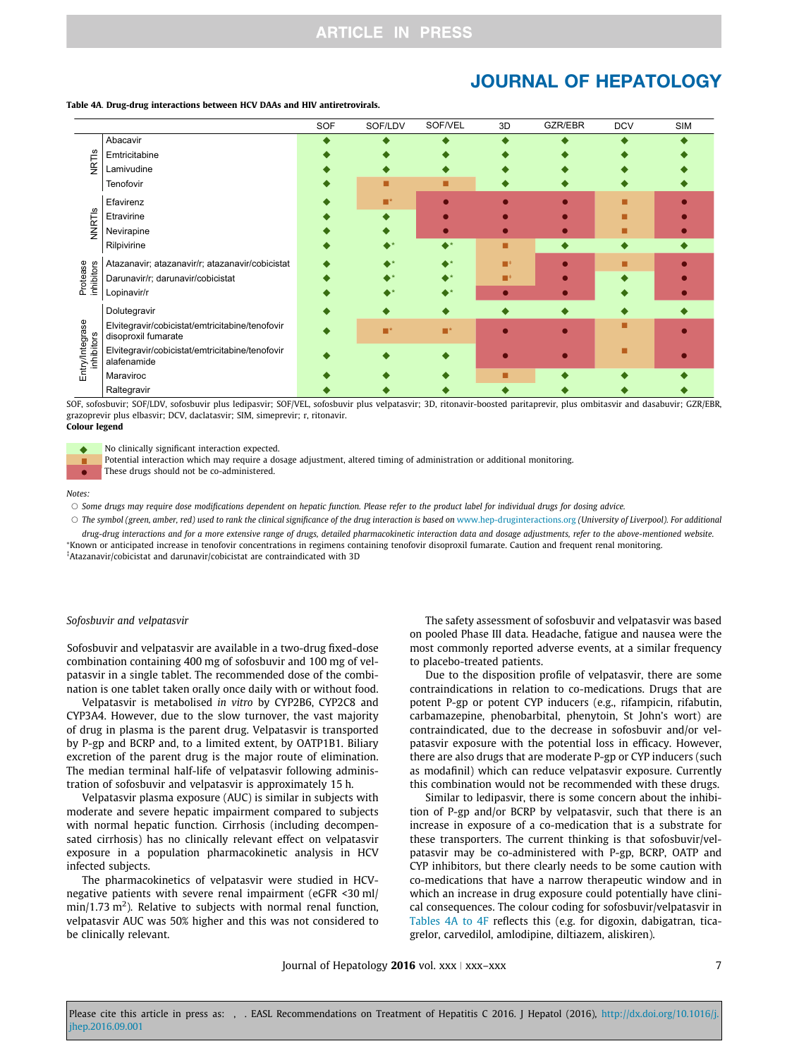**Table 4A**. **Drug-drug interactions between HCV DAAs and HIV antiretrovirals.**

| Class | Drug | SOF | SOF/LDV | SOF/VEL | 3D | GZR/EBR | DCV | SIM |
|---|---|---|---|---|---|---|---|---|
| NRTIs | Abacavir | ◆ | ◆ | ◆ | ◆ | ◆ | ◆ | ◆ |
| | Emtricitabine | ◆ | ◆ | ◆ | ◆ | ◆ | ◆ | ◆ |
| | Lamivudine | ◆ | ◆ | ◆ | ◆ | ◆ | ◆ | ◆ |
| | Tenofovir | ◆ | ■ | ■ | ◆ | ◆ | ◆ | ◆ |
| NNRTIs | Efavirenz | ◆ | ■* | ● | ● | ● | ■ | ● |
| | Etravirine | ◆ | ◆ | ● | ● | ● | ■ | ● |
| | Nevirapine | ◆ | ◆ | ● | ● | ● | ■ | ● |
| | Rilpivirine | ◆ | ◆* | ◆* | ■ | ◆ | ◆ | ◆ |
| Protease inhibitors | Atazanavir; atazanavir/r; atazanavir/cobicistat | ◆ | ◆* | ◆* | ■‡ | ● | ■ | ● |
| | Darunavir/r; darunavir/cobicistat | ◆ | ◆* | ◆* | ■‡ | ● | ◆ | ● |
| | Lopinavir/r | ◆ | ◆* | ◆* | ● | ● | ◆ | ● |
| Entry/Integrase inhibitors | Dolutegravir | ◆ | ◆ | ◆ | ◆ | ◆ | ◆ | ◆ |
| | Elvitegravir/cobicistat/emtricitabine/tenofovir disoproxil fumarate | ◆ | ■* | ■* | ● | ● | ■ | ● |
| | Elvitegravir/cobicistat/emtricitabine/tenofovir alafenamide | ◆ | ◆ | ◆ | ● | ● | ■ | ● |
| | Maraviroc | ◆ | ◆ | ◆ | ■ | ◆ | ◆ | ◆ |
| | Raltegravir | ◆ | ◆ | ◆ | ◆ | ◆ | ◆ | ◆ |

SOF, sofosbuvir; SOF/LDV, sofosbuvir plus ledipasvir; SOF/VEL, sofosbuvir plus velpatasvir; 3D, ritonavir-boosted paritaprevir, plus ombitasvir and dasabuvir; GZR/EBR, grazoprevir plus elbasvir; DCV, daclatasvir; SIM, simeprevir; r, ritonavir.

**Colour legend**

- ◆ No clinically significant interaction expected.
- ■ Potential interaction which may require a dosage adjustment, altered timing of administration or additional monitoring.
- ● These drugs should not be co-administered.

*Notes:*

- *Some drugs may require dose modifications dependent on hepatic function. Please refer to the product label for individual drugs for dosing advice.*
- *The symbol (green, amber, red) used to rank the clinical significance of the drug interaction is based on www.hep-druginteractions.org (University of Liverpool). For additional drug-drug interactions and for a more extensive range of drugs, detailed pharmacokinetic interaction data and dosage adjustments, refer to the above-mentioned website.*

*Known or anticipated increase in tenofovir concentrations in regimens containing tenofovir disoproxil fumarate. Caution and frequent renal monitoring.

‡Atazanavir/cobicistat and darunavir/cobicistat are contraindicated with 3D

### *Sofosbuvir and velpatasvir*

Sofosbuvir and velpatasvir are available in a two-drug fixed-dose combination containing 400 mg of sofosbuvir and 100 mg of velpatasvir in a single tablet. The recommended dose of the combination is one tablet taken orally once daily with or without food.

Velpatasvir is metabolised *in vitro* by CYP2B6, CYP2C8 and CYP3A4. However, due to the slow turnover, the vast majority of drug in plasma is the parent drug. Velpatasvir is transported by P-gp and BCRP and, to a limited extent, by OATP1B1. Biliary excretion of the parent drug is the major route of elimination. The median terminal half-life of velpatasvir following administration of sofosbuvir and velpatasvir is approximately 15 h.

Velpatasvir plasma exposure (AUC) is similar in subjects with moderate and severe hepatic impairment compared to subjects with normal hepatic function. Cirrhosis (including decompensated cirrhosis) has no clinically relevant effect on velpatasvir exposure in a population pharmacokinetic analysis in HCV infected subjects.

The pharmacokinetics of velpatasvir were studied in HCV-negative patients with severe renal impairment (eGFR <30 ml/min/1.73 $m^2$). Relative to subjects with normal renal function, velpatasvir AUC was 50% higher and this was not considered to be clinically relevant.

The safety assessment of sofosbuvir and velpatasvir was based on pooled Phase III data. Headache, fatigue and nausea were the most commonly reported adverse events, at a similar frequency to placebo-treated patients.

Due to the disposition profile of velpatasvir, there are some contraindications in relation to co-medications. Drugs that are potent P-gp or potent CYP inducers (e.g., rifampicin, rifabutin, carbamazepine, phenobarbital, phenytoin, St John's wort) are contraindicated, due to the decrease in sofosbuvir and/or velpatasvir exposure with the potential loss in efficacy. However, there are also drugs that are moderate P-gp or CYP inducers (such as modafinil) which can reduce velpatasvir exposure. Currently this combination would not be recommended with these drugs.

Similar to ledipasvir, there is some concern about the inhibition of P-gp and/or BCRP by velpatasvir, such that there is an increase in exposure of a co-medication that is a substrate for these transporters. The current thinking is that sofosbuvir/velpatasvir may be co-administered with P-gp, BCRP, OATP and CYP inhibitors, but there clearly needs to be some caution with co-medications that have a narrow therapeutic window and in which an increase in drug exposure could potentially have clinical consequences. The colour coding for sofosbuvir/velpatasvir in Tables 4A to 4F reflects this (e.g. for digoxin, dabigatran, ticagrelor, carvedilol, amlodipine, diltiazem, aliskiren).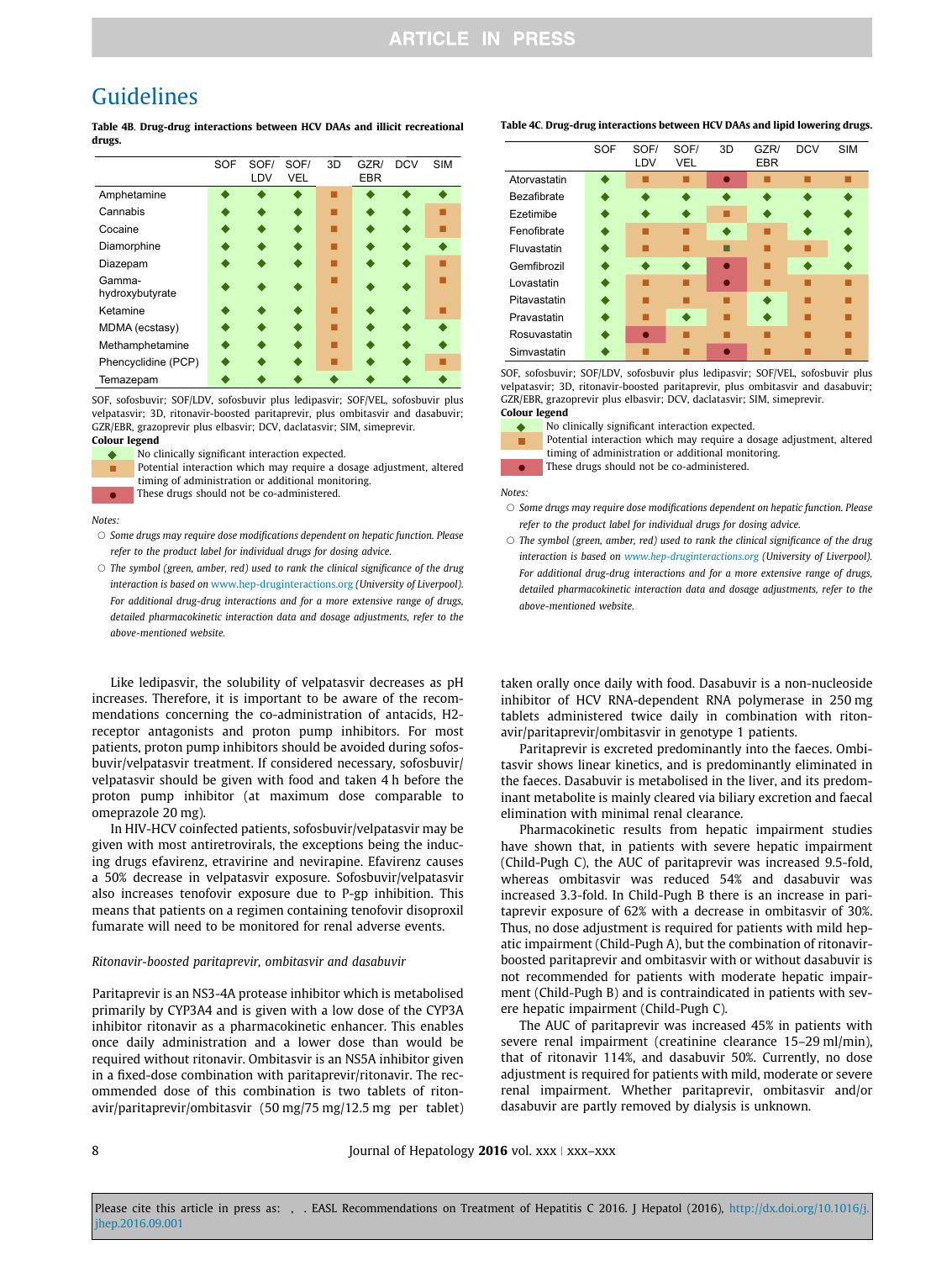## Guidelines

**Table 4B. Drug-drug interactions between HCV DAAs and illicit recreational drugs.**

| | SOF | SOF/LDV | SOF/VEL | 3D | GZR/EBR | DCV | SIM |
|---|---|---|---|---|---|---|---|
| Amphetamine | ◆ | ◆ | ◆ | ■ | ◆ | ◆ | ◆ |
| Cannabis | ◆ | ◆ | ◆ | ■ | ◆ | ◆ | ■ |
| Cocaine | ◆ | ◆ | ◆ | ■ | ◆ | ◆ | ■ |
| Diamorphine | ◆ | ◆ | ◆ | ■ | ◆ | ◆ | ◆ |
| Diazepam | ◆ | ◆ | ◆ | ■ | ◆ | ◆ | ■ |
| Gamma-hydroxybutyrate | ◆ | ◆ | ◆ | ■ | ◆ | ◆ | ■ |
| Ketamine | ◆ | ◆ | ◆ | ■ | ◆ | ◆ | ■ |
| MDMA (ecstasy) | ◆ | ◆ | ◆ | ■ | ◆ | ◆ | ◆ |
| Methamphetamine | ◆ | ◆ | ◆ | ■ | ◆ | ◆ | ◆ |
| Phencyclidine (PCP) | ◆ | ◆ | ◆ | ■ | ◆ | ◆ | ■ |
| Temazepam | ◆ | ◆ | ◆ | ◆ | ◆ | ◆ | ◆ |

SOF, sofosbuvir; SOF/LDV, sofosbuvir plus ledipasvir; SOF/VEL, sofosbuvir plus velpatasvir; 3D, ritonavir-boosted paritaprevir, plus ombitasvir and dasabuvir; GZR/EBR, grazoprevir plus elbasvir; DCV, daclatasvir; SIM, simeprevir.

**Colour legend**

- ◆ No clinically significant interaction expected.
- ■ Potential interaction which may require a dosage adjustment, altered timing of administration or additional monitoring.
- ● These drugs should not be co-administered.

*Notes:*

- *Some drugs may require dose modifications dependent on hepatic function. Please refer to the product label for individual drugs for dosing advice.*
- *The symbol (green, amber, red) used to rank the clinical significance of the drug interaction is based on www.hep-druginteractions.org (University of Liverpool). For additional drug-drug interactions and for a more extensive range of drugs, detailed pharmacokinetic interaction data and dosage adjustments, refer to the above-mentioned website.*

**Table 4C. Drug-drug interactions between HCV DAAs and lipid lowering drugs.**

| | SOF | SOF/LDV | SOF/VEL | 3D | GZR/EBR | DCV | SIM |
|---|---|---|---|---|---|---|---|
| Atorvastatin | ◆ | ■ | ■ | ● | ■ | ■ | ■ |
| Bezafibrate | ◆ | ◆ | ◆ | ◆ | ◆ | ◆ | ◆ |
| Ezetimibe | ◆ | ◆ | ◆ | ■ | ◆ | ◆ | ◆ |
| Fenofibrate | ◆ | ■ | ■ | ◆ | ■ | ◆ | ◆ |
| Fluvastatin | ◆ | ■ | ■ | ■ (green) | ■ | ■ | ◆ |
| Gemfibrozil | ◆ | ◆ | ◆ | ● | ■ | ◆ | ◆ |
| Lovastatin | ◆ | ■ | ■ | ● | ■ | ■ | ■ |
| Pitavastatin | ◆ | ■ | ■ | ■ | ◆ | ■ | ■ |
| Pravastatin | ◆ | ■ | ◆ | ■ | ◆ | ■ | ■ |
| Rosuvastatin | ◆ | ● | ■ | ■ | ■ | ■ | ■ |
| Simvastatin | ◆ | ■ | ■ | ● | ■ | ■ | ■ |

SOF, sofosbuvir; SOF/LDV, sofosbuvir plus ledipasvir; SOF/VEL, sofosbuvir plus velpatasvir; 3D, ritonavir-boosted paritaprevir, plus ombitasvir and dasabuvir; GZR/EBR, grazoprevir plus elbasvir; DCV, daclatasvir; SIM, simeprevir.

**Colour legend**

- ◆ No clinically significant interaction expected.
- ■ Potential interaction which may require a dosage adjustment, altered timing of administration or additional monitoring.
- ● These drugs should not be co-administered.

*Notes:*

- *Some drugs may require dose modifications dependent on hepatic function. Please refer to the product label for individual drugs for dosing advice.*
- *The symbol (green, amber, red) used to rank the clinical significance of the drug interaction is based on www.hep-druginteractions.org (University of Liverpool). For additional drug-drug interactions and for a more extensive range of drugs, detailed pharmacokinetic interaction data and dosage adjustments, refer to the above-mentioned website.*

Like ledipasvir, the solubility of velpatasvir decreases as pH increases. Therefore, it is important to be aware of the recommendations concerning the co-administration of antacids, H2-receptor antagonists and proton pump inhibitors. For most patients, proton pump inhibitors should be avoided during sofosbuvir/velpatasvir treatment. If considered necessary, sofosbuvir/velpatasvir should be given with food and taken 4 h before the proton pump inhibitor (at maximum dose comparable to omeprazole 20 mg).

In HIV-HCV coinfected patients, sofosbuvir/velpatasvir may be given with most antiretrovirals, the exceptions being the inducing drugs efavirenz, etravirine and nevirapine. Efavirenz causes a 50% decrease in velpatasvir exposure. Sofosbuvir/velpatasvir also increases tenofovir exposure due to P-gp inhibition. This means that patients on a regimen containing tenofovir disoproxil fumarate will need to be monitored for renal adverse events.

*Ritonavir-boosted paritaprevir, ombitasvir and dasabuvir*

Paritaprevir is an NS3-4A protease inhibitor which is metabolised primarily by CYP3A4 and is given with a low dose of the CYP3A inhibitor ritonavir as a pharmacokinetic enhancer. This enables once daily administration and a lower dose than would be required without ritonavir. Ombitasvir is an NS5A inhibitor given in a fixed-dose combination with paritaprevir/ritonavir. The recommended dose of this combination is two tablets of ritonavir/paritaprevir/ombitasvir (50 mg/75 mg/12.5 mg per tablet) taken orally once daily with food. Dasabuvir is a non-nucleoside inhibitor of HCV RNA-dependent RNA polymerase in 250 mg tablets administered twice daily in combination with ritonavir/paritaprevir/ombitasvir in genotype 1 patients.

Paritaprevir is excreted predominantly into the faeces. Ombitasvir shows linear kinetics, and is predominantly eliminated in the faeces. Dasabuvir is metabolised in the liver, and its predominant metabolite is mainly cleared via biliary excretion and faecal elimination with minimal renal clearance.

Pharmacokinetic results from hepatic impairment studies have shown that, in patients with severe hepatic impairment (Child-Pugh C), the AUC of paritaprevir was increased 9.5-fold, whereas ombitasvir was reduced 54% and dasabuvir was increased 3.3-fold. In Child-Pugh B there is an increase in paritaprevir exposure of 62% with a decrease in ombitasvir of 30%. Thus, no dose adjustment is required for patients with mild hepatic impairment (Child-Pugh A), but the combination of ritonavir-boosted paritaprevir and ombitasvir with or without dasabuvir is not recommended for patients with moderate hepatic impairment (Child-Pugh B) and is contraindicated in patients with severe hepatic impairment (Child-Pugh C).

The AUC of paritaprevir was increased 45% in patients with severe renal impairment (creatinine clearance 15–29 ml/min), that of ritonavir 114%, and dasabuvir 50%. Currently, no dose adjustment is required for patients with mild, moderate or severe renal impairment. Whether paritaprevir, ombitasvir and/or dasabuvir are partly removed by dialysis is unknown.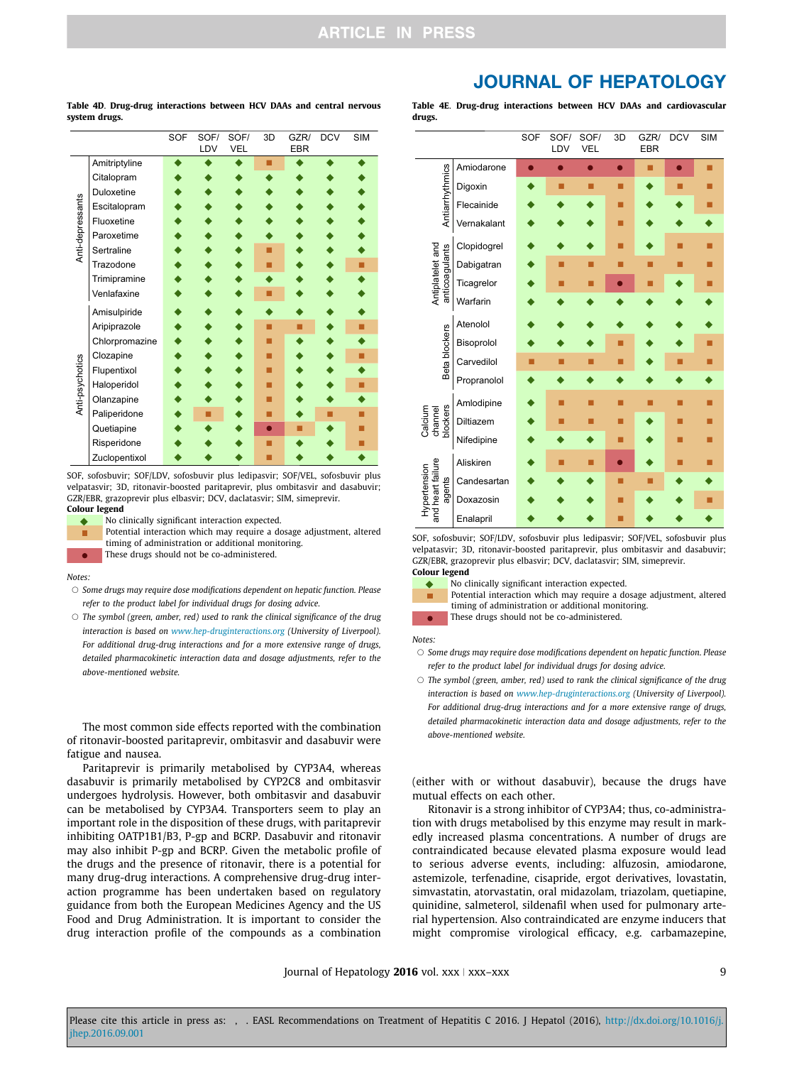**Table 4D. Drug-drug interactions between HCV DAAs and central nervous system drugs.**

| | | SOF | SOF/ LDV | SOF/ VEL | 3D | GZR/ EBR | DCV | SIM |
|---|---|---|---|---|---|---|---|---|
| Anti-depressants | Amitriptyline | ◆ | ◆ | ◆ | ■ | ◆ | ◆ | ◆ |
| | Citalopram | ◆ | ◆ | ◆ | ◆ | ◆ | ◆ | ◆ |
| | Duloxetine | ◆ | ◆ | ◆ | ◆ | ◆ | ◆ | ◆ |
| | Escitalopram | ◆ | ◆ | ◆ | ◆ | ◆ | ◆ | ◆ |
| | Fluoxetine | ◆ | ◆ | ◆ | ◆ | ◆ | ◆ | ◆ |
| | Paroxetime | ◆ | ◆ | ◆ | ◆ | ◆ | ◆ | ◆ |
| | Sertraline | ◆ | ◆ | ◆ | ■ | ◆ | ◆ | ◆ |
| | Trazodone | ◆ | ◆ | ◆ | ■ | ◆ | ◆ | ■ |
| | Trimipramine | ◆ | ◆ | ◆ | ◆ | ◆ | ◆ | ◆ |
| | Venlafaxine | ◆ | ◆ | ◆ | ■ | ◆ | ◆ | ◆ |
| Anti-psychotics | Amisulpiride | ◆ | ◆ | ◆ | ◆ | ◆ | ◆ | ◆ |
| | Aripiprazole | ◆ | ◆ | ◆ | ■ | ■ | ◆ | ■ |
| | Chlorpromazine | ◆ | ◆ | ◆ | ■ | ◆ | ◆ | ◆ |
| | Clozapine | ◆ | ◆ | ◆ | ■ | ◆ | ◆ | ■ |
| | Flupentixol | ◆ | ◆ | ◆ | ■ | ◆ | ◆ | ◆ |
| | Haloperidol | ◆ | ◆ | ◆ | ■ | ◆ | ◆ | ■ |
| | Olanzapine | ◆ | ◆ | ◆ | ■ | ◆ | ◆ | ◆ |
| | Paliperidone | ◆ | ■ | ◆ | ■ | ◆ | ■ | ■ |
| | Quetiapine | ◆ | ◆ | ◆ | ● | ■ | ◆ | ■ |
| | Risperidone | ◆ | ◆ | ◆ | ■ | ◆ | ◆ | ■ |
| | Zuclopentixol | ◆ | ◆ | ◆ | ■ | ◆ | ◆ | ◆ |

SOF, sofosbuvir; SOF/LDV, sofosbuvir plus ledipasvir; SOF/VEL, sofosbuvir plus velpatasvir; 3D, ritonavir-boosted paritaprevir, plus ombitasvir and dasabuvir; GZR/EBR, grazoprevir plus elbasvir; DCV, daclatasvir; SIM, simeprevir.

**Colour legend**

- ◆ No clinically significant interaction expected.
- ■ Potential interaction which may require a dosage adjustment, altered timing of administration or additional monitoring.
- ● These drugs should not be co-administered.

*Notes:*

- *Some drugs may require dose modifications dependent on hepatic function. Please refer to the product label for individual drugs for dosing advice.*
- *The symbol (green, amber, red) used to rank the clinical significance of the drug interaction is based on www.hep-druginteractions.org (University of Liverpool). For additional drug-drug interactions and for a more extensive range of drugs, detailed pharmacokinetic interaction data and dosage adjustments, refer to the above-mentioned website.*

**Table 4E. Drug-drug interactions between HCV DAAs and cardiovascular drugs.**

| | | SOF | SOF/ LDV | SOF/ VEL | 3D | GZR/ EBR | DCV | SIM |
|---|---|---|---|---|---|---|---|---|
| Antiarrhythmics | Amiodarone | ● | ● | ● | ● | ■ | ● | ■ |
| | Digoxin | ◆ | ■ | ■ | ■ | ◆ | ■ | ■ |
| | Flecainide | ◆ | ◆ | ◆ | ■ | ◆ | ◆ | ■ |
| | Vernakalant | ◆ | ◆ | ◆ | ■ | ◆ | ◆ | ◆ |
| Antiplatelet and anticoagulants | Clopidogrel | ◆ | ◆ | ◆ | ■ | ◆ | ■ | ■ |
| | Dabigatran | ◆ | ■ | ■ | ■ | ■ | ■ | ■ |
| | Ticagrelor | ◆ | ■ | ■ | ● | ■ | ◆ | ■ |
| | Warfarin | ◆ | ◆ | ◆ | ◆ | ◆ | ◆ | ◆ |
| Beta blockers | Atenolol | ◆ | ◆ | ◆ | ◆ | ◆ | ◆ | ◆ |
| | Bisoprolol | ◆ | ◆ | ◆ | ■ | ◆ | ◆ | ■ |
| | Carvedilol | ■ | ■ | ■ | ■ | ◆ | ■ | ■ |
| | Propranolol | ◆ | ◆ | ◆ | ◆ | ◆ | ◆ | ◆ |
| Calcium channel blockers | Amlodipine | ◆ | ■ | ■ | ■ | ■ | ■ | ■ |
| | Diltiazem | ◆ | ■ | ■ | ■ | ◆ | ■ | ■ |
| | Nifedipine | ◆ | ◆ | ◆ | ■ | ◆ | ■ | ■ |
| Hypertension and heart failure agents | Aliskiren | ◆ | ■ | ■ | ● | ◆ | ■ | ■ |
| | Candesartan | ◆ | ◆ | ◆ | ■ | ■ | ◆ | ◆ |
| | Doxazosin | ◆ | ◆ | ◆ | ■ | ◆ | ◆ | ■ |
| | Enalapril | ◆ | ◆ | ◆ | ■ | ◆ | ◆ | ◆ |

SOF, sofosbuvir; SOF/LDV, sofosbuvir plus ledipasvir; SOF/VEL, sofosbuvir plus velpatasvir; 3D, ritonavir-boosted paritaprevir, plus ombitasvir and dasabuvir; GZR/EBR, grazoprevir plus elbasvir; DCV, daclatasvir; SIM, simeprevir.

**Colour legend**

- ◆ No clinically significant interaction expected.
- ■ Potential interaction which may require a dosage adjustment, altered timing of administration or additional monitoring.
- ● These drugs should not be co-administered.

*Notes:*

- *Some drugs may require dose modifications dependent on hepatic function. Please refer to the product label for individual drugs for dosing advice.*
- *The symbol (green, amber, red) used to rank the clinical significance of the drug interaction is based on www.hep-druginteractions.org (University of Liverpool). For additional drug-drug interactions and for a more extensive range of drugs, detailed pharmacokinetic interaction data and dosage adjustments, refer to the above-mentioned website.*

The most common side effects reported with the combination of ritonavir-boosted paritaprevir, ombitasvir and dasabuvir were fatigue and nausea.

Paritaprevir is primarily metabolised by CYP3A4, whereas dasabuvir is primarily metabolised by CYP2C8 and ombitasvir undergoes hydrolysis. However, both ombitasvir and dasabuvir can be metabolised by CYP3A4. Transporters seem to play an important role in the disposition of these drugs, with paritaprevir inhibiting OATP1B1/B3, P-gp and BCRP. Dasabuvir and ritonavir may also inhibit P-gp and BCRP. Given the metabolic profile of the drugs and the presence of ritonavir, there is a potential for many drug-drug interactions. A comprehensive drug-drug interaction programme has been undertaken based on regulatory guidance from both the European Medicines Agency and the US Food and Drug Administration. It is important to consider the drug interaction profile of the compounds as a combination (either with or without dasabuvir), because the drugs have mutual effects on each other.

Ritonavir is a strong inhibitor of CYP3A4; thus, co-administration with drugs metabolised by this enzyme may result in markedly increased plasma concentrations. A number of drugs are contraindicated because elevated plasma exposure would lead to serious adverse events, including: alfuzosin, amiodarone, astemizole, terfenadine, cisapride, ergot derivatives, lovastatin, simvastatin, atorvastatin, oral midazolam, triazolam, quetiapine, quinidine, salmeterol, sildenafil when used for pulmonary arterial hypertension. Also contraindicated are enzyme inducers that might compromise virological efficacy, e.g. carbamazepine,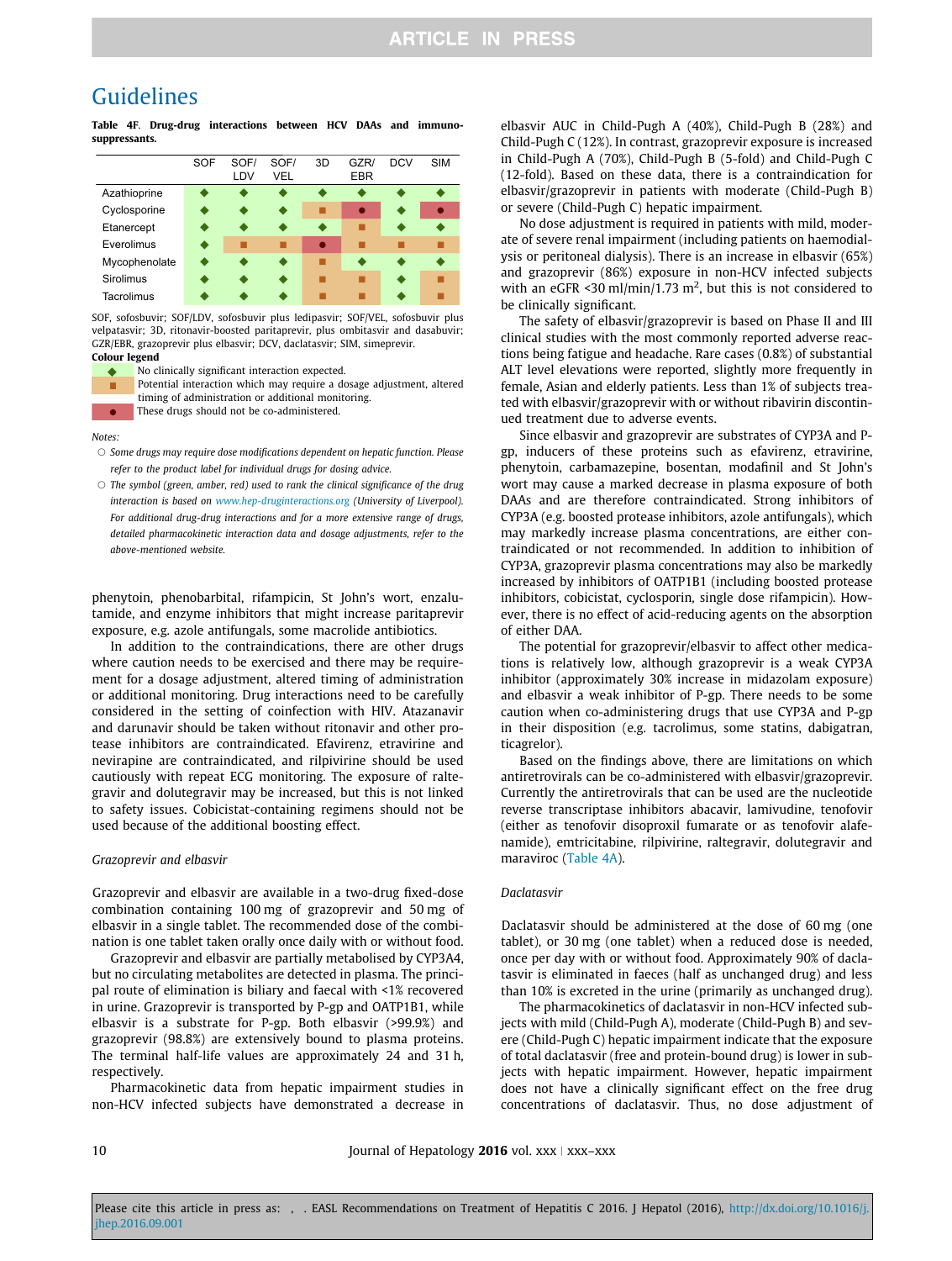## Guidelines

**Table 4F. Drug-drug interactions between HCV DAAs and immunosuppressants.**

| | SOF | SOF/LDV | SOF/VEL | 3D | GZR/EBR | DCV | SIM |
|---|---|---|---|---|---|---|---|
| Azathioprine | ◆ | ◆ | ◆ | ◆ | ◆ | ◆ | ◆ |
| Cyclosporine | ◆ | ◆ | ◆ | ■ | ● | ◆ | ● |
| Etanercept | ◆ | ◆ | ◆ | ◆ | ■ | ◆ | ◆ |
| Everolimus | ◆ | ■ | ■ | ● | ■ | ■ | ■ |
| Mycophenolate | ◆ | ◆ | ◆ | ■ | ◆ | ◆ | ◆ |
| Sirolimus | ◆ | ◆ | ◆ | ■ | ■ | ◆ | ■ |
| Tacrolimus | ◆ | ◆ | ◆ | ■ | ■ | ◆ | ■ |

SOF, sofosbuvir; SOF/LDV, sofosbuvir plus ledipasvir; SOF/VEL, sofosbuvir plus velpatasvir; 3D, ritonavir-boosted paritaprevir, plus ombitasvir and dasabuvir; GZR/EBR, grazoprevir plus elbasvir; DCV, daclatasvir; SIM, simeprevir.

**Colour legend**

◆ No clinically significant interaction expected.

■ Potential interaction which may require a dosage adjustment, altered timing of administration or additional monitoring.

● These drugs should not be co-administered.

*Notes:*

- *Some drugs may require dose modifications dependent on hepatic function. Please refer to the product label for individual drugs for dosing advice.*
- *The symbol (green, amber, red) used to rank the clinical significance of the drug interaction is based on www.hep-druginteractions.org (University of Liverpool). For additional drug-drug interactions and for a more extensive range of drugs, detailed pharmacokinetic interaction data and dosage adjustments, refer to the above-mentioned website.*

phenytoin, phenobarbital, rifampicin, St John's wort, enzalutamide, and enzyme inhibitors that might increase paritaprevir exposure, e.g. azole antifungals, some macrolide antibiotics.

In addition to the contraindications, there are other drugs where caution needs to be exercised and there may be requirement for a dosage adjustment, altered timing of administration or additional monitoring. Drug interactions need to be carefully considered in the setting of coinfection with HIV. Atazanavir and darunavir should be taken without ritonavir and other protease inhibitors are contraindicated. Efavirenz, etravirine and nevirapine are contraindicated, and rilpivirine should be used cautiously with repeat ECG monitoring. The exposure of raltegravir and dolutegravir may be increased, but this is not linked to safety issues. Cobicistat-containing regimens should not be used because of the additional boosting effect.

### *Grazoprevir and elbasvir*

Grazoprevir and elbasvir are available in a two-drug fixed-dose combination containing 100 mg of grazoprevir and 50 mg of elbasvir in a single tablet. The recommended dose of the combination is one tablet taken orally once daily with or without food.

Grazoprevir and elbasvir are partially metabolised by CYP3A4, but no circulating metabolites are detected in plasma. The principal route of elimination is biliary and faecal with <1% recovered in urine. Grazoprevir is transported by P-gp and OATP1B1, while elbasvir is a substrate for P-gp. Both elbasvir (>99.9%) and grazoprevir (98.8%) are extensively bound to plasma proteins. The terminal half-life values are approximately 24 and 31 h, respectively.

Pharmacokinetic data from hepatic impairment studies in non-HCV infected subjects have demonstrated a decrease in elbasvir AUC in Child-Pugh A (40%), Child-Pugh B (28%) and Child-Pugh C (12%). In contrast, grazoprevir exposure is increased in Child-Pugh A (70%), Child-Pugh B (5-fold) and Child-Pugh C (12-fold). Based on these data, there is a contraindication for elbasvir/grazoprevir in patients with moderate (Child-Pugh B) or severe (Child-Pugh C) hepatic impairment.

No dose adjustment is required in patients with mild, moderate of severe renal impairment (including patients on haemodialysis or peritoneal dialysis). There is an increase in elbasvir (65%) and grazoprevir (86%) exposure in non-HCV infected subjects with an eGFR <30 ml/min/1.73 $m^2$, but this is not considered to be clinically significant.

The safety of elbasvir/grazoprevir is based on Phase II and III clinical studies with the most commonly reported adverse reactions being fatigue and headache. Rare cases (0.8%) of substantial ALT level elevations were reported, slightly more frequently in female, Asian and elderly patients. Less than 1% of subjects treated with elbasvir/grazoprevir with or without ribavirin discontinued treatment due to adverse events.

Since elbasvir and grazoprevir are substrates of CYP3A and P-gp, inducers of these proteins such as efavirenz, etravirine, phenytoin, carbamazepine, bosentan, modafinil and St John's wort may cause a marked decrease in plasma exposure of both DAAs and are therefore contraindicated. Strong inhibitors of CYP3A (e.g. boosted protease inhibitors, azole antifungals), which may markedly increase plasma concentrations, are either contraindicated or not recommended. In addition to inhibition of CYP3A, grazoprevir plasma concentrations may also be markedly increased by inhibitors of OATP1B1 (including boosted protease inhibitors, cobicistat, cyclosporin, single dose rifampicin). However, there is no effect of acid-reducing agents on the absorption of either DAA.

The potential for grazoprevir/elbasvir to affect other medications is relatively low, although grazoprevir is a weak CYP3A inhibitor (approximately 30% increase in midazolam exposure) and elbasvir a weak inhibitor of P-gp. There needs to be some caution when co-administering drugs that use CYP3A and P-gp in their disposition (e.g. tacrolimus, some statins, dabigatran, ticagrelor).

Based on the findings above, there are limitations on which antiretrovirals can be co-administered with elbasvir/grazoprevir. Currently the antiretrovirals that can be used are the nucleotide reverse transcriptase inhibitors abacavir, lamivudine, tenofovir (either as tenofovir disoproxil fumarate or as tenofovir alafenamide), emtricitabine, rilpivirine, raltegravir, dolutegravir and maraviroc (Table 4A).

### *Daclatasvir*

Daclatasvir should be administered at the dose of 60 mg (one tablet), or 30 mg (one tablet) when a reduced dose is needed, once per day with or without food. Approximately 90% of daclatasvir is eliminated in faeces (half as unchanged drug) and less than 10% is excreted in the urine (primarily as unchanged drug).

The pharmacokinetics of daclatasvir in non-HCV infected subjects with mild (Child-Pugh A), moderate (Child-Pugh B) and severe (Child-Pugh C) hepatic impairment indicate that the exposure of total daclatasvir (free and protein-bound drug) is lower in subjects with hepatic impairment. However, hepatic impairment does not have a clinically significant effect on the free drug concentrations of daclatasvir. Thus, no dose adjustment of

Please cite this article in press as: , . EASL Recommendations on Treatment of Hepatitis C 2016. J Hepatol (2016), http://dx.doi.org/10.1016/j.jhep.2016.09.001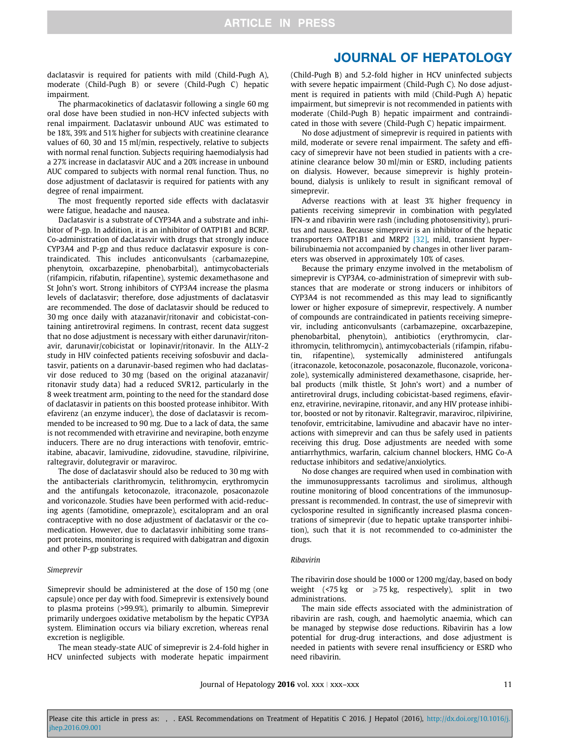daclatasvir is required for patients with mild (Child-Pugh A), moderate (Child-Pugh B) or severe (Child-Pugh C) hepatic impairment.

The pharmacokinetics of daclatasvir following a single 60 mg oral dose have been studied in non-HCV infected subjects with renal impairment. Daclatasvir unbound AUC was estimated to be 18%, 39% and 51% higher for subjects with creatinine clearance values of 60, 30 and 15 ml/min, respectively, relative to subjects with normal renal function. Subjects requiring haemodialysis had a 27% increase in daclatasvir AUC and a 20% increase in unbound AUC compared to subjects with normal renal function. Thus, no dose adjustment of daclatasvir is required for patients with any degree of renal impairment.

The most frequently reported side effects with daclatasvir were fatigue, headache and nausea.

Daclatasvir is a substrate of CYP34A and a substrate and inhibitor of P-gp. In addition, it is an inhibitor of OATP1B1 and BCRP. Co-administration of daclatasvir with drugs that strongly induce CYP3A4 and P-gp and thus reduce daclatasvir exposure is contraindicated. This includes anticonvulsants (carbamazepine, phenytoin, oxcarbazepine, phenobarbital), antimycobacterials (rifampicin, rifabutin, rifapentine), systemic dexamethasone and St John's wort. Strong inhibitors of CYP3A4 increase the plasma levels of daclatasvir; therefore, dose adjustments of daclatasvir are recommended. The dose of daclatasvir should be reduced to 30 mg once daily with atazanavir/ritonavir and cobicistat-containing antiretroviral regimens. In contrast, recent data suggest that no dose adjustment is necessary with either darunavir/ritonavir, darunavir/cobicistat or lopinavir/ritonavir. In the ALLY-2 study in HIV coinfected patients receiving sofosbuvir and daclatasvir, patients on a darunavir-based regimen who had daclatasvir dose reduced to 30 mg (based on the original atazanavir/ritonavir study data) had a reduced SVR12, particularly in the 8 week treatment arm, pointing to the need for the standard dose of daclatasvir in patients on this boosted protease inhibitor. With efavirenz (an enzyme inducer), the dose of daclatasvir is recommended to be increased to 90 mg. Due to a lack of data, the same is not recommended with etravirine and nevirapine, both enzyme inducers. There are no drug interactions with tenofovir, emtricitabine, abacavir, lamivudine, zidovudine, stavudine, rilpivirine, raltegravir, dolutegravir or maraviroc.

The dose of daclatasvir should also be reduced to 30 mg with the antibacterials clarithromycin, telithromycin, erythromycin and the antifungals ketoconazole, itraconazole, posaconazole and voriconazole. Studies have been performed with acid-reducing agents (famotidine, omeprazole), escitalopram and an oral contraceptive with no dose adjustment of daclatasvir or the co-medication. However, due to daclatasvir inhibiting some transport proteins, monitoring is required with dabigatran and digoxin and other P-gp substrates.

*Simeprevir*

Simeprevir should be administered at the dose of 150 mg (one capsule) once per day with food. Simeprevir is extensively bound to plasma proteins (>99.9%), primarily to albumin. Simeprevir primarily undergoes oxidative metabolism by the hepatic CYP3A system. Elimination occurs via biliary excretion, whereas renal excretion is negligible.

The mean steady-state AUC of simeprevir is 2.4-fold higher in HCV uninfected subjects with moderate hepatic impairment (Child-Pugh B) and 5.2-fold higher in HCV uninfected subjects with severe hepatic impairment (Child-Pugh C). No dose adjustment is required in patients with mild (Child-Pugh A) hepatic impairment, but simeprevir is not recommended in patients with moderate (Child-Pugh B) hepatic impairment and contraindicated in those with severe (Child-Pugh C) hepatic impairment.

No dose adjustment of simeprevir is required in patients with mild, moderate or severe renal impairment. The safety and efficacy of simeprevir have not been studied in patients with a creatinine clearance below 30 ml/min or ESRD, including patients on dialysis. However, because simeprevir is highly protein-bound, dialysis is unlikely to result in significant removal of simeprevir.

Adverse reactions with at least 3% higher frequency in patients receiving simeprevir in combination with pegylated IFN-α and ribavirin were rash (including photosensitivity), pruritus and nausea. Because simeprevir is an inhibitor of the hepatic transporters OATP1B1 and MRP2 [32], mild, transient hyperbilirubinaemia not accompanied by changes in other liver parameters was observed in approximately 10% of cases.

Because the primary enzyme involved in the metabolism of simeprevir is CYP3A4, co-administration of simeprevir with substances that are moderate or strong inducers or inhibitors of CYP3A4 is not recommended as this may lead to significantly lower or higher exposure of simeprevir, respectively. A number of compounds are contraindicated in patients receiving simeprevir, including anticonvulsants (carbamazepine, oxcarbazepine, phenobarbital, phenytoin), antibiotics (erythromycin, clarithromycin, telithromycin), antimycobacterials (rifampin, rifabutin, rifapentine), systemically administered antifungals (itraconazole, ketoconazole, posaconazole, fluconazole, voriconazole), systemically administered dexamethasone, cisapride, herbal products (milk thistle, St John's wort) and a number of antiretroviral drugs, including cobicistat-based regimens, efavirenz, etravirine, nevirapine, ritonavir, and any HIV protease inhibitor, boosted or not by ritonavir. Raltegravir, maraviroc, rilpivirine, tenofovir, emtricitabine, lamivudine and abacavir have no interactions with simeprevir and can thus be safely used in patients receiving this drug. Dose adjustments are needed with some antiarrhythmics, warfarin, calcium channel blockers, HMG Co-A reductase inhibitors and sedative/anxiolytics.

No dose changes are required when used in combination with the immunosuppressants tacrolimus and sirolimus, although routine monitoring of blood concentrations of the immunosuppressant is recommended. In contrast, the use of simeprevir with cyclosporine resulted in significantly increased plasma concentrations of simeprevir (due to hepatic uptake transporter inhibition), such that it is not recommended to co-administer the drugs.

*Ribavirin*

The ribavirin dose should be 1000 or 1200 mg/day, based on body weight (<75 kg or ⩾75 kg, respectively), split in two administrations.

The main side effects associated with the administration of ribavirin are rash, cough, and haemolytic anaemia, which can be managed by stepwise dose reductions. Ribavirin has a low potential for drug-drug interactions, and dose adjustment is needed in patients with severe renal insufficiency or ESRD who need ribavirin.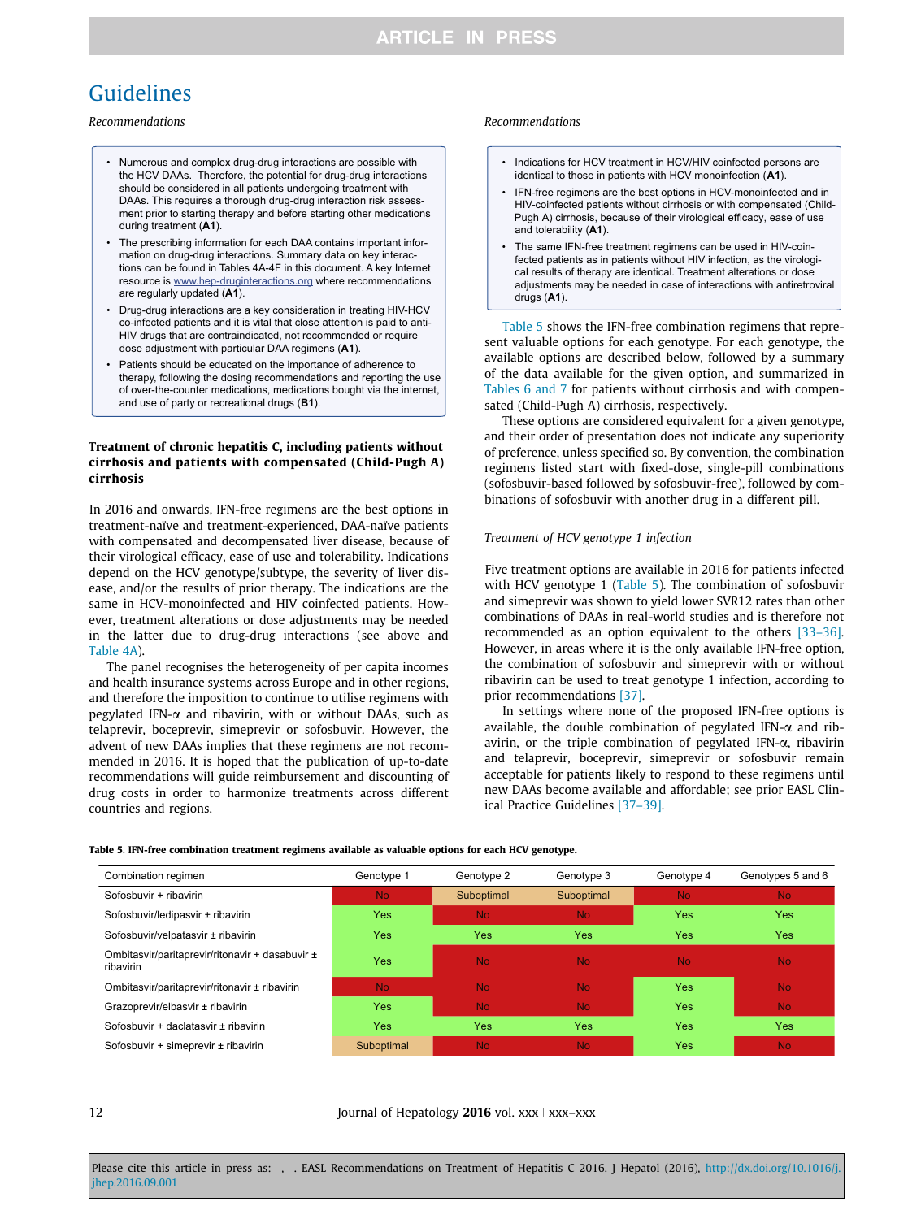## Guidelines

*Recommendations*

- Numerous and complex drug-drug interactions are possible with the HCV DAAs. Therefore, the potential for drug-drug interactions should be considered in all patients undergoing treatment with DAAs. This requires a thorough drug-drug interaction risk assessment prior to starting therapy and before starting other medications during treatment (**A1**).
- The prescribing information for each DAA contains important information on drug-drug interactions. Summary data on key interactions can be found in Tables 4A-4F in this document. A key Internet resource is www.hep-druginteractions.org where recommendations are regularly updated (**A1**).
- Drug-drug interactions are a key consideration in treating HIV-HCV co-infected patients and it is vital that close attention is paid to anti-HIV drugs that are contraindicated, not recommended or require dose adjustment with particular DAA regimens (**A1**).
- Patients should be educated on the importance of adherence to therapy, following the dosing recommendations and reporting the use of over-the-counter medications, medications bought via the internet, and use of party or recreational drugs (**B1**).

### Treatment of chronic hepatitis C, including patients without cirrhosis and patients with compensated (Child-Pugh A) cirrhosis

In 2016 and onwards, IFN-free regimens are the best options in treatment-naïve and treatment-experienced, DAA-naïve patients with compensated and decompensated liver disease, because of their virological efficacy, ease of use and tolerability. Indications depend on the HCV genotype/subtype, the severity of liver disease, and/or the results of prior therapy. The indications are the same in HCV-monoinfected and HIV coinfected patients. However, treatment alterations or dose adjustments may be needed in the latter due to drug-drug interactions (see above and Table 4A).

The panel recognises the heterogeneity of per capita incomes and health insurance systems across Europe and in other regions, and therefore the imposition to continue to utilise regimens with pegylated IFN-α and ribavirin, with or without DAAs, such as telaprevir, boceprevir, simeprevir or sofosbuvir. However, the advent of new DAAs implies that these regimens are not recommended in 2016. It is hoped that the publication of up-to-date recommendations will guide reimbursement and discounting of drug costs in order to harmonize treatments across different countries and regions.

*Recommendations*

- Indications for HCV treatment in HCV/HIV coinfected persons are identical to those in patients with HCV monoinfection (**A1**).
- IFN-free regimens are the best options in HCV-monoinfected and in HIV-coinfected patients without cirrhosis or with compensated (Child-Pugh A) cirrhosis, because of their virological efficacy, ease of use and tolerability (**A1**).
- The same IFN-free treatment regimens can be used in HIV-coinfected patients as in patients without HIV infection, as the virological results of therapy are identical. Treatment alterations or dose adjustments may be needed in case of interactions with antiretroviral drugs (**A1**).

Table 5 shows the IFN-free combination regimens that represent valuable options for each genotype. For each genotype, the available options are described below, followed by a summary of the data available for the given option, and summarized in Tables 6 and 7 for patients without cirrhosis and with compensated (Child-Pugh A) cirrhosis, respectively.

These options are considered equivalent for a given genotype, and their order of presentation does not indicate any superiority of preference, unless specified so. By convention, the combination regimens listed start with fixed-dose, single-pill combinations (sofosbuvir-based followed by sofosbuvir-free), followed by combinations of sofosbuvir with another drug in a different pill.

#### *Treatment of HCV genotype 1 infection*

Five treatment options are available in 2016 for patients infected with HCV genotype 1 (Table 5). The combination of sofosbuvir and simeprevir was shown to yield lower SVR12 rates than other combinations of DAAs in real-world studies and is therefore not recommended as an option equivalent to the others [33–36]. However, in areas where it is the only available IFN-free option, the combination of sofosbuvir and simeprevir with or without ribavirin can be used to treat genotype 1 infection, according to prior recommendations [37].

In settings where none of the proposed IFN-free options is available, the double combination of pegylated IFN-α and ribavirin, or the triple combination of pegylated IFN-α, ribavirin and telaprevir, boceprevir, simeprevir or sofosbuvir remain acceptable for patients likely to respond to these regimens until new DAAs become available and affordable; see prior EASL Clinical Practice Guidelines [37–39].

**Table 5. IFN-free combination treatment regimens available as valuable options for each HCV genotype.**

| Combination regimen | Genotype 1 | Genotype 2 | Genotype 3 | Genotype 4 | Genotypes 5 and 6 |
|---|---|---|---|---|---|
| Sofosbuvir + ribavirin | No | Suboptimal | Suboptimal | No | No |
| Sofosbuvir/ledipasvir ± ribavirin | Yes | No | No | Yes | Yes |
| Sofosbuvir/velpatasvir ± ribavirin | Yes | Yes | Yes | Yes | Yes |
| Ombitasvir/paritaprevir/ritonavir + dasabuvir ± ribavirin | Yes | No | No | No | No |
| Ombitasvir/paritaprevir/ritonavir ± ribavirin | No | No | No | Yes | No |
| Grazoprevir/elbasvir ± ribavirin | Yes | No | No | Yes | No |
| Sofosbuvir + daclatasvir ± ribavirin | Yes | Yes | Yes | Yes | Yes |
| Sofosbuvir + simeprevir ± ribavirin | Suboptimal | No | No | Yes | No |

Please cite this article in press as: , . EASL Recommendations on Treatment of Hepatitis C 2016. J Hepatol (2016), http://dx.doi.org/10.1016/j.jhep.2016.09.001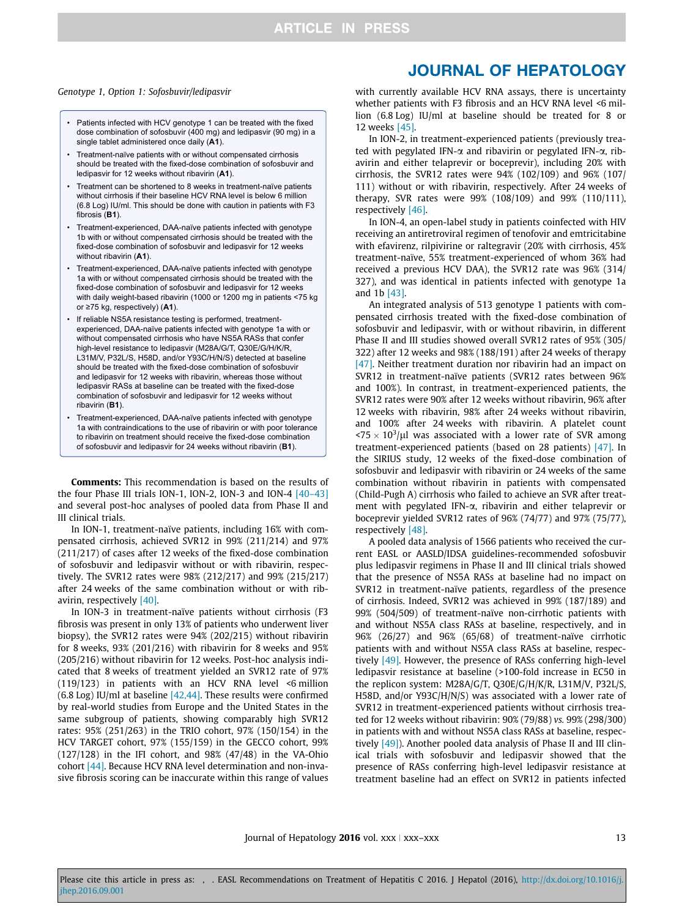*Genotype 1, Option 1: Sofosbuvir/ledipasvir*

- Patients infected with HCV genotype 1 can be treated with the fixed dose combination of sofosbuvir (400 mg) and ledipasvir (90 mg) in a single tablet administered once daily (**A1**).
- Treatment-naïve patients with or without compensated cirrhosis should be treated with the fixed-dose combination of sofosbuvir and ledipasvir for 12 weeks without ribavirin (**A1**).
- Treatment can be shortened to 8 weeks in treatment-naïve patients without cirrhosis if their baseline HCV RNA level is below 6 million (6.8 Log) IU/ml. This should be done with caution in patients with F3 fibrosis (**B1**).
- Treatment-experienced, DAA-naïve patients infected with genotype 1b with or without compensated cirrhosis should be treated with the fixed-dose combination of sofosbuvir and ledipasvir for 12 weeks without ribavirin (**A1**).
- Treatment-experienced, DAA-naïve patients infected with genotype 1a with or without compensated cirrhosis should be treated with the fixed-dose combination of sofosbuvir and ledipasvir for 12 weeks with daily weight-based ribavirin (1000 or 1200 mg in patients <75 kg or ≥75 kg, respectively) (**A1**).
- If reliable NS5A resistance testing is performed, treatment-experienced, DAA-naïve patients infected with genotype 1a with or without compensated cirrhosis who have NS5A RASs that confer high-level resistance to ledipasvir (M28A/G/T, Q30E/G/H/K/R, L31M/V, P32L/S, H58D, and/or Y93C/H/N/S) detected at baseline should be treated with the fixed-dose combination of sofosbuvir and ledipasvir for 12 weeks with ribavirin, whereas those without ledipasvir RASs at baseline can be treated with the fixed-dose combination of sofosbuvir and ledipasvir for 12 weeks without ribavirin (**B1**).
- Treatment-experienced, DAA-naïve patients infected with genotype 1a with contraindications to the use of ribavirin or with poor tolerance to ribavirin on treatment should receive the fixed-dose combination of sofosbuvir and ledipasvir for 24 weeks without ribavirin (**B1**).

**Comments:** This recommendation is based on the results of the four Phase III trials ION-1, ION-2, ION-3 and ION-4 [40–43] and several post-hoc analyses of pooled data from Phase II and III clinical trials.

In ION-1, treatment-naïve patients, including 16% with compensated cirrhosis, achieved SVR12 in 99% (211/214) and 97% (211/217) of cases after 12 weeks of the fixed-dose combination of sofosbuvir and ledipasvir without or with ribavirin, respectively. The SVR12 rates were 98% (212/217) and 99% (215/217) after 24 weeks of the same combination without or with ribavirin, respectively [40].

In ION-3 in treatment-naïve patients without cirrhosis (F3 fibrosis was present in only 13% of patients who underwent liver biopsy), the SVR12 rates were 94% (202/215) without ribavirin for 8 weeks, 93% (201/216) with ribavirin for 8 weeks and 95% (205/216) without ribavirin for 12 weeks. Post-hoc analysis indicated that 8 weeks of treatment yielded an SVR12 rate of 97% (119/123) in patients with an HCV RNA level <6 million (6.8 Log) IU/ml at baseline [42,44]. These results were confirmed by real-world studies from Europe and the United States in the same subgroup of patients, showing comparably high SVR12 rates: 95% (251/263) in the TRIO cohort, 97% (150/154) in the HCV TARGET cohort, 97% (155/159) in the GECCO cohort, 99% (127/128) in the IFI cohort, and 98% (47/48) in the VA-Ohio cohort [44]. Because HCV RNA level determination and non-invasive fibrosis scoring can be inaccurate within this range of values with currently available HCV RNA assays, there is uncertainty whether patients with F3 fibrosis and an HCV RNA level <6 million (6.8 Log) IU/ml at baseline should be treated for 8 or 12 weeks [45].

In ION-2, in treatment-experienced patients (previously treated with pegylated IFN-α and ribavirin or pegylated IFN-α, ribavirin and either telaprevir or boceprevir), including 20% with cirrhosis, the SVR12 rates were 94% (102/109) and 96% (107/111) without or with ribavirin, respectively. After 24 weeks of therapy, SVR rates were 99% (108/109) and 99% (110/111), respectively [46].

In ION-4, an open-label study in patients coinfected with HIV receiving an antiretroviral regimen of tenofovir and emtricitabine with efavirenz, rilpivirine or raltegravir (20% with cirrhosis, 45% treatment-naïve, 55% treatment-experienced of whom 36% had received a previous HCV DAA), the SVR12 rate was 96% (314/327), and was identical in patients infected with genotype 1a and 1b [43].

An integrated analysis of 513 genotype 1 patients with compensated cirrhosis treated with the fixed-dose combination of sofosbuvir and ledipasvir, with or without ribavirin, in different Phase II and III studies showed overall SVR12 rates of 95% (305/322) after 12 weeks and 98% (188/191) after 24 weeks of therapy [47]. Neither treatment duration nor ribavirin had an impact on SVR12 in treatment-naïve patients (SVR12 rates between 96% and 100%). In contrast, in treatment-experienced patients, the SVR12 rates were 90% after 12 weeks without ribavirin, 96% after 12 weeks with ribavirin, 98% after 24 weeks without ribavirin, and 100% after 24 weeks with ribavirin. A platelet count $<75 \times 10^3/\mu l$ was associated with a lower rate of SVR among treatment-experienced patients (based on 28 patients) [47]. In the SIRIUS study, 12 weeks of the fixed-dose combination of sofosbuvir and ledipasvir with ribavirin or 24 weeks of the same combination without ribavirin in patients with compensated (Child-Pugh A) cirrhosis who failed to achieve an SVR after treatment with pegylated IFN-α, ribavirin and either telaprevir or boceprevir yielded SVR12 rates of 96% (74/77) and 97% (75/77), respectively [48].

A pooled data analysis of 1566 patients who received the current EASL or AASLD/IDSA guidelines-recommended sofosbuvir plus ledipasvir regimens in Phase II and III clinical trials showed that the presence of NS5A RASs at baseline had no impact on SVR12 in treatment-naïve patients, regardless of the presence of cirrhosis. Indeed, SVR12 was achieved in 99% (187/189) and 99% (504/509) of treatment-naïve non-cirrhotic patients with and without NS5A class RASs at baseline, respectively, and in 96% (26/27) and 96% (65/68) of treatment-naïve cirrhotic patients with and without NS5A class RASs at baseline, respectively [49]. However, the presence of RASs conferring high-level ledipasvir resistance at baseline (>100-fold increase in EC50 in the replicon system: M28A/G/T, Q30E/G/H/K/R, L31M/V, P32L/S, H58D, and/or Y93C/H/N/S) was associated with a lower rate of SVR12 in treatment-experienced patients without cirrhosis treated for 12 weeks without ribavirin: 90% (79/88) *vs.* 99% (298/300) in patients with and without NS5A class RASs at baseline, respectively [49]). Another pooled data analysis of Phase II and III clinical trials with sofosbuvir and ledipasvir showed that the presence of RASs conferring high-level ledipasvir resistance at treatment baseline had an effect on SVR12 in patients infected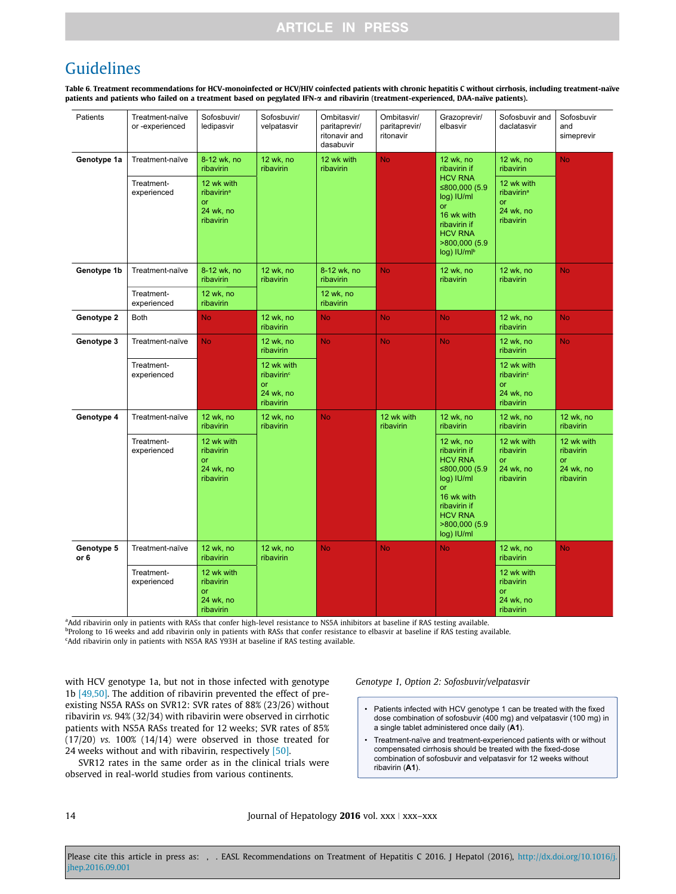**Table 6. Treatment recommendations for HCV-monoinfected or HCV/HIV coinfected patients with chronic hepatitis C without cirrhosis, including treatment-naïve patients and patients who failed on a treatment based on pegylated IFN-α and ribavirin (treatment-experienced, DAA-naïve patients).**

| Patients | Treatment-naïve or -experienced | Sofosbuvir/ ledipasvir | Sofosbuvir/ velpatasvir | Ombitasvir/ paritaprevir/ ritonavir and dasabuvir | Ombitasvir/ paritaprevir/ ritonavir | Grazoprevir/ elbasvir | Sofosbuvir and daclatasvir | Sofosbuvir and simeprevir |
|---|---|---|---|---|---|---|---|---|
| **Genotype 1a** | Treatment-naïve | 8-12 wk, no ribavirin | 12 wk, no ribavirin | 12 wk with ribavirin | No | 12 wk, no ribavirin if HCV RNA ≤800,000 (5.9 log) IU/ml or 16 wk with ribavirin if HCV RNA >800,000 (5.9 log) IU/ml[b] | 12 wk, no ribavirin | No |
| | Treatment-experienced | 12 wk with ribavirin[a] or 24 wk, no ribavirin | | | | | 12 wk with ribavirin[a] or 24 wk, no ribavirin | |
| **Genotype 1b** | Treatment-naïve | 8-12 wk, no ribavirin | 12 wk, no ribavirin | 8-12 wk, no ribavirin | No | 12 wk, no ribavirin | 12 wk, no ribavirin | No |
| | Treatment-experienced | 12 wk, no ribavirin | | 12 wk, no ribavirin | | | | |
| **Genotype 2** | Both | No | 12 wk, no ribavirin | No | No | No | 12 wk, no ribavirin | No |
| **Genotype 3** | Treatment-naïve | No | 12 wk, no ribavirin | No | No | No | 12 wk, no ribavirin | No |
| | Treatment-experienced | | 12 wk with ribavirin[c] or 24 wk, no ribavirin | | | | 12 wk with ribavirin[c] or 24 wk, no ribavirin | |
| **Genotype 4** | Treatment-naïve | 12 wk, no ribavirin | 12 wk, no ribavirin | No | 12 wk with ribavirin | 12 wk, no ribavirin | 12 wk, no ribavirin | 12 wk, no ribavirin |
| | Treatment-experienced | 12 wk with ribavirin or 24 wk, no ribavirin | | | | 12 wk, no ribavirin if HCV RNA ≤800,000 (5.9 log) IU/ml or 16 wk with ribavirin if HCV RNA >800,000 (5.9 log) IU/ml | 12 wk with ribavirin or 24 wk, no ribavirin | 12 wk with ribavirin or 24 wk, no ribavirin |
| **Genotype 5 or 6** | Treatment-naïve | 12 wk, no ribavirin | 12 wk, no ribavirin | No | No | No | 12 wk, no ribavirin | No |
| | Treatment-experienced | 12 wk with ribavirin or 24 wk, no ribavirin | | | | | 12 wk with ribavirin or 24 wk, no ribavirin | |

[a]Add ribavirin only in patients with RASs that confer high-level resistance to NS5A inhibitors at baseline if RAS testing available.
[b]Prolong to 16 weeks and add ribavirin only in patients with RASs that confer resistance to elbasvir at baseline if RAS testing available.
[c]Add ribavirin only in patients with NS5A RAS Y93H at baseline if RAS testing available.

with HCV genotype 1a, but not in those infected with genotype 1b [49,50]. The addition of ribavirin prevented the effect of pre-existing NS5A RASs on SVR12: SVR rates of 88% (23/26) without ribavirin *vs.* 94% (32/34) with ribavirin were observed in cirrhotic patients with NS5A RASs treated for 12 weeks; SVR rates of 85% (17/20) *vs.* 100% (14/14) were observed in those treated for 24 weeks without and with ribavirin, respectively [50].

SVR12 rates in the same order as in the clinical trials were observed in real-world studies from various continents.

*Genotype 1, Option 2: Sofosbuvir/velpatasvir*

- Patients infected with HCV genotype 1 can be treated with the fixed dose combination of sofosbuvir (400 mg) and velpatasvir (100 mg) in a single tablet administered once daily (**A1**).
- Treatment-naïve and treatment-experienced patients with or without compensated cirrhosis should be treated with the fixed-dose combination of sofosbuvir and velpatasvir for 12 weeks without ribavirin (**A1**).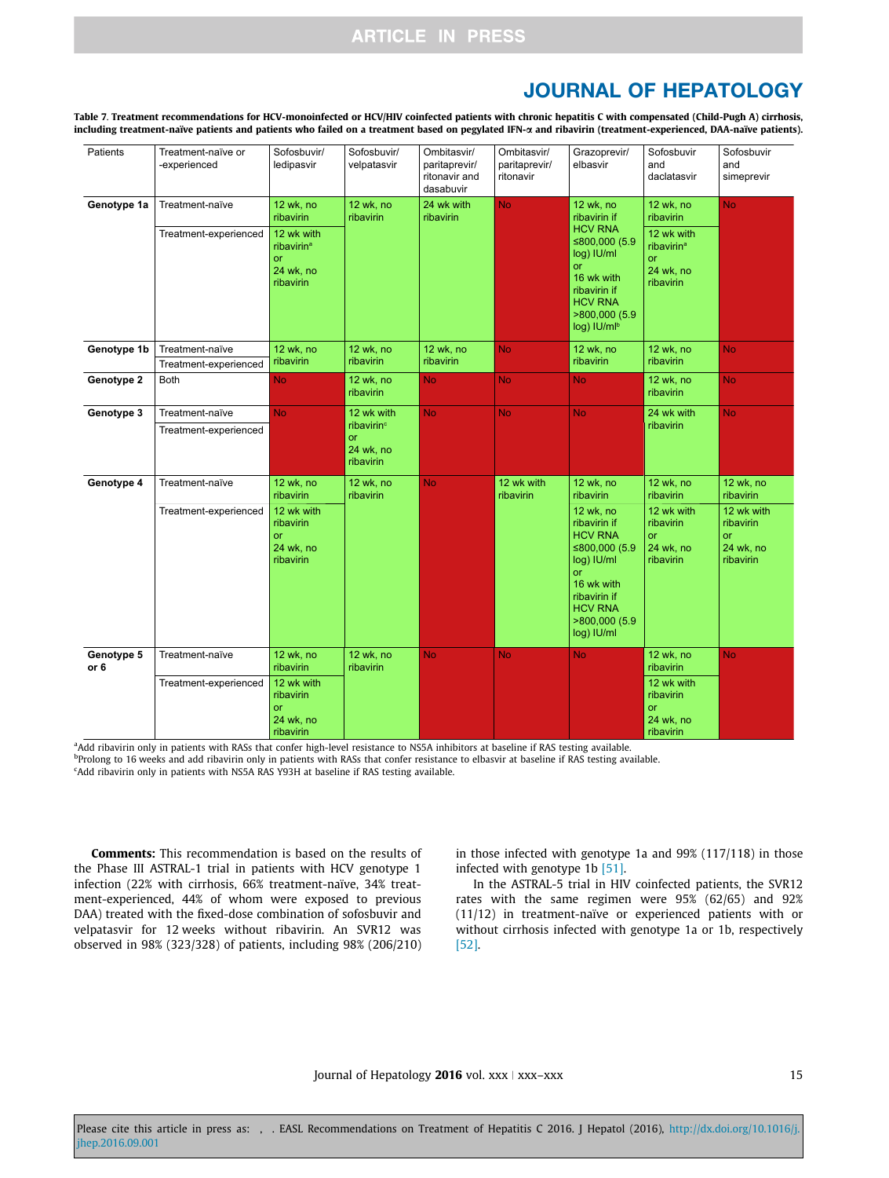**Table 7. Treatment recommendations for HCV-monoinfected or HCV/HIV coinfected patients with chronic hepatitis C with compensated (Child-Pugh A) cirrhosis, including treatment-naïve patients and patients who failed on a treatment based on pegylated IFN-α and ribavirin (treatment-experienced, DAA-naïve patients).**

| Patients | Treatment-naïve or -experienced | Sofosbuvir/ ledipasvir | Sofosbuvir/ velpatasvir | Ombitasvir/ paritaprevir/ ritonavir and dasabuvir | Ombitasvir/ paritaprevir/ ritonavir | Grazoprevir/ elbasvir | Sofosbuvir and daclatasvir | Sofosbuvir and simeprevir |
|---|---|---|---|---|---|---|---|---|
| **Genotype 1a** | Treatment-naïve | 12 wk, no ribavirin | 12 wk, no ribavirin | 24 wk with ribavirin | No | 12 wk, no ribavirin if HCV RNA ≤800,000 (5.9 log) IU/ml or 16 wk with ribavirin if HCV RNA >800,000 (5.9 log) IU/ml[b] | 12 wk, no ribavirin | No |
| | Treatment-experienced | 12 wk with ribavirin[a] or 24 wk, no ribavirin | | | | | 12 wk with ribavirin[a] or 24 wk, no ribavirin | |
| **Genotype 1b** | Treatment-naïve | 12 wk, no ribavirin | 12 wk, no ribavirin | 12 wk, no ribavirin | No | 12 wk, no ribavirin | 12 wk, no ribavirin | No |
| | Treatment-experienced | | | | | | | |
| **Genotype 2** | Both | No | 12 wk, no ribavirin | No | No | No | 12 wk, no ribavirin | No |
| **Genotype 3** | Treatment-naïve | No | 12 wk with ribavirin[c] or 24 wk, no ribavirin | No | No | No | 24 wk with ribavirin | No |
| | Treatment-experienced | | | | | | | |
| **Genotype 4** | Treatment-naïve | 12 wk, no ribavirin | 12 wk, no ribavirin | No | 12 wk with ribavirin | 12 wk, no ribavirin | 12 wk, no ribavirin | 12 wk, no ribavirin |
| | Treatment-experienced | 12 wk with ribavirin or 24 wk, no ribavirin | | | | 12 wk, no ribavirin if HCV RNA ≤800,000 (5.9 log) IU/ml or 16 wk with ribavirin if HCV RNA >800,000 (5.9 log) IU/ml | 12 wk with ribavirin or 24 wk, no ribavirin | 12 wk with ribavirin or 24 wk, no ribavirin |
| **Genotype 5 or 6** | Treatment-naïve | 12 wk, no ribavirin | 12 wk, no ribavirin | No | No | No | 12 wk, no ribavirin | No |
| | Treatment-experienced | 12 wk with ribavirin or 24 wk, no ribavirin | | | | | 12 wk with ribavirin or 24 wk, no ribavirin | |

[a]Add ribavirin only in patients with RASs that confer high-level resistance to NS5A inhibitors at baseline if RAS testing available.
[b]Prolong to 16 weeks and add ribavirin only in patients with RASs that confer resistance to elbasvir at baseline if RAS testing available.
[c]Add ribavirin only in patients with NS5A RAS Y93H at baseline if RAS testing available.

**Comments:** This recommendation is based on the results of the Phase III ASTRAL-1 trial in patients with HCV genotype 1 infection (22% with cirrhosis, 66% treatment-naïve, 34% treatment-experienced, 44% of whom were exposed to previous DAA) treated with the fixed-dose combination of sofosbuvir and velpatasvir for 12 weeks without ribavirin. An SVR12 was observed in 98% (323/328) of patients, including 98% (206/210) in those infected with genotype 1a and 99% (117/118) in those infected with genotype 1b [51].

In the ASTRAL-5 trial in HIV coinfected patients, the SVR12 rates with the same regimen were 95% (62/65) and 92% (11/12) in treatment-naïve or experienced patients with or without cirrhosis infected with genotype 1a or 1b, respectively [52].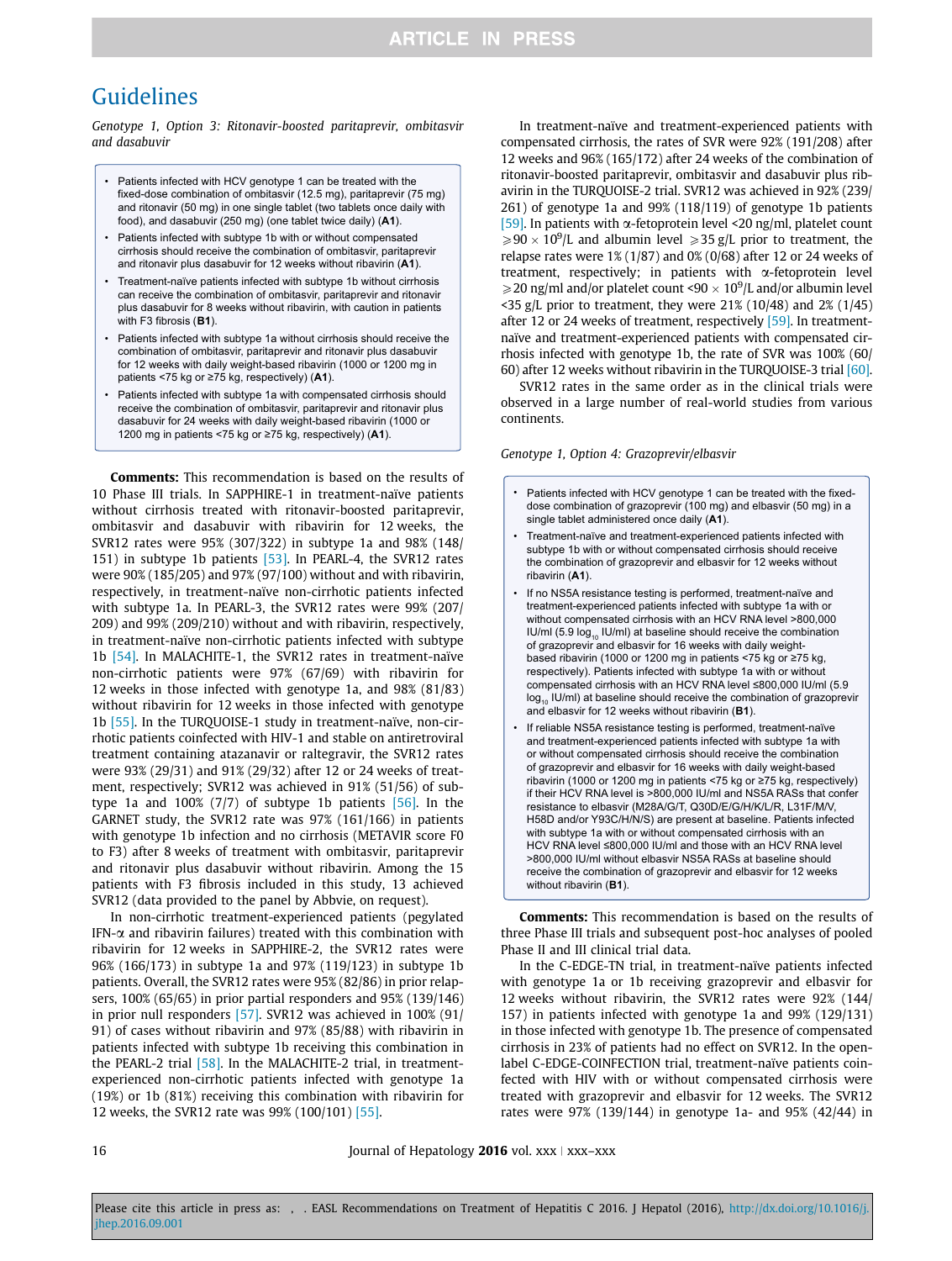*Genotype 1, Option 3: Ritonavir-boosted paritaprevir, ombitasvir and dasabuvir*

- Patients infected with HCV genotype 1 can be treated with the fixed-dose combination of ombitasvir (12.5 mg), paritaprevir (75 mg) and ritonavir (50 mg) in one single tablet (two tablets once daily with food), and dasabuvir (250 mg) (one tablet twice daily) (**A1**).
- Patients infected with subtype 1b with or without compensated cirrhosis should receive the combination of ombitasvir, paritaprevir and ritonavir plus dasabuvir for 12 weeks without ribavirin (**A1**).
- Treatment-naïve patients infected with subtype 1b without cirrhosis can receive the combination of ombitasvir, paritaprevir and ritonavir plus dasabuvir for 8 weeks without ribavirin, with caution in patients with F3 fibrosis (**B1**).
- Patients infected with subtype 1a without cirrhosis should receive the combination of ombitasvir, paritaprevir and ritonavir plus dasabuvir for 12 weeks with daily weight-based ribavirin (1000 or 1200 mg in patients <75 kg or ≥75 kg, respectively) (**A1**).
- Patients infected with subtype 1a with compensated cirrhosis should receive the combination of ombitasvir, paritaprevir and ritonavir plus dasabuvir for 24 weeks with daily weight-based ribavirin (1000 or 1200 mg in patients <75 kg or ≥75 kg, respectively) (**A1**).

**Comments:** This recommendation is based on the results of 10 Phase III trials. In SAPPHIRE-1 in treatment-naïve patients without cirrhosis treated with ritonavir-boosted paritaprevir, ombitasvir and dasabuvir with ribavirin for 12 weeks, the SVR12 rates were 95% (307/322) in subtype 1a and 98% (148/151) in subtype 1b patients [53]. In PEARL-4, the SVR12 rates were 90% (185/205) and 97% (97/100) without and with ribavirin, respectively, in treatment-naïve non-cirrhotic patients infected with subtype 1a. In PEARL-3, the SVR12 rates were 99% (207/209) and 99% (209/210) without and with ribavirin, respectively, in treatment-naïve non-cirrhotic patients infected with subtype 1b [54]. In MALACHITE-1, the SVR12 rates in treatment-naïve non-cirrhotic patients were 97% (67/69) with ribavirin for 12 weeks in those infected with genotype 1a, and 98% (81/83) without ribavirin for 12 weeks in those infected with genotype 1b [55]. In the TURQUOISE-1 study in treatment-naïve, non-cirrhotic patients coinfected with HIV-1 and stable on antiretroviral treatment containing atazanavir or raltegravir, the SVR12 rates were 93% (29/31) and 91% (29/32) after 12 or 24 weeks of treatment, respectively; SVR12 was achieved in 91% (51/56) of subtype 1a and 100% (7/7) of subtype 1b patients [56]. In the GARNET study, the SVR12 rate was 97% (161/166) in patients with genotype 1b infection and no cirrhosis (METAVIR score F0 to F3) after 8 weeks of treatment with ombitasvir, paritaprevir and ritonavir plus dasabuvir without ribavirin. Among the 15 patients with F3 fibrosis included in this study, 13 achieved SVR12 (data provided to the panel by Abbvie, on request).

In non-cirrhotic treatment-experienced patients (pegylated IFN-α and ribavirin failures) treated with this combination with ribavirin for 12 weeks in SAPPHIRE-2, the SVR12 rates were 96% (166/173) in subtype 1a and 97% (119/123) in subtype 1b patients. Overall, the SVR12 rates were 95% (82/86) in prior relapsers, 100% (65/65) in prior partial responders and 95% (139/146) in prior null responders [57]. SVR12 was achieved in 100% (91/91) of cases without ribavirin and 97% (85/88) with ribavirin in patients infected with subtype 1b receiving this combination in the PEARL-2 trial [58]. In the MALACHITE-2 trial, in treatment-experienced non-cirrhotic patients infected with genotype 1a (19%) or 1b (81%) receiving this combination with ribavirin for 12 weeks, the SVR12 rate was 99% (100/101) [55].

In treatment-naïve and treatment-experienced patients with compensated cirrhosis, the rates of SVR were 92% (191/208) after 12 weeks and 96% (165/172) after 24 weeks of the combination of ritonavir-boosted paritaprevir, ombitasvir and dasabuvir plus ribavirin in the TURQUOISE-2 trial. SVR12 was achieved in 92% (239/261) of genotype 1a and 99% (118/119) of genotype 1b patients [59]. In patients with α-fetoprotein level <20 ng/ml, platelet count $\geqslant 90 \times 10^9$/L and albumin level $\geqslant 35$ g/L prior to treatment, the relapse rates were 1% (1/87) and 0% (0/68) after 12 or 24 weeks of treatment, respectively; in patients with α-fetoprotein level $\geqslant 20$ ng/ml and/or platelet count $<90 \times 10^9$/L and/or albumin level <35 g/L prior to treatment, they were 21% (10/48) and 2% (1/45) after 12 or 24 weeks of treatment, respectively [59]. In treatment-naïve and treatment-experienced patients with compensated cirrhosis infected with genotype 1b, the rate of SVR was 100% (60/60) after 12 weeks without ribavirin in the TURQUOISE-3 trial [60].

SVR12 rates in the same order as in the clinical trials were observed in a large number of real-world studies from various continents.

*Genotype 1, Option 4: Grazoprevir/elbasvir*

- Patients infected with HCV genotype 1 can be treated with the fixed-dose combination of grazoprevir (100 mg) and elbasvir (50 mg) in a single tablet administered once daily (**A1**).
- Treatment-naïve and treatment-experienced patients infected with subtype 1b with or without compensated cirrhosis should receive the combination of grazoprevir and elbasvir for 12 weeks without ribavirin (**A1**).
- If no NS5A resistance testing is performed, treatment-naïve and treatment-experienced patients infected with subtype 1a with or without compensated cirrhosis with an HCV RNA level >800,000 IU/ml (5.9 $\log_{10}$ IU/ml) at baseline should receive the combination of grazoprevir and elbasvir for 16 weeks with daily weight-based ribavirin (1000 or 1200 mg in patients <75 kg or ≥75 kg, respectively). Patients infected with subtype 1a with or without compensated cirrhosis with an HCV RNA level ≤800,000 IU/ml (5.9 $\log_{10}$ IU/ml) at baseline should receive the combination of grazoprevir and elbasvir for 12 weeks without ribavirin (**B1**).
- If reliable NS5A resistance testing is performed, treatment-naïve and treatment-experienced patients infected with subtype 1a with or without compensated cirrhosis should receive the combination of grazoprevir and elbasvir for 16 weeks with daily weight-based ribavirin (1000 or 1200 mg in patients <75 kg or ≥75 kg, respectively) if their HCV RNA level is >800,000 IU/ml and NS5A RASs that confer resistance to elbasvir (M28A/G/T, Q30D/E/G/H/K/L/R, L31F/M/V, H58D and/or Y93C/H/N/S) are present at baseline. Patients infected with subtype 1a with or without compensated cirrhosis with an HCV RNA level ≤800,000 IU/ml and those with an HCV RNA level >800,000 IU/ml without elbasvir NS5A RASs at baseline should receive the combination of grazoprevir and elbasvir for 12 weeks without ribavirin (**B1**).

**Comments:** This recommendation is based on the results of three Phase III trials and subsequent post-hoc analyses of pooled Phase II and III clinical trial data.

In the C-EDGE-TN trial, in treatment-naïve patients infected with genotype 1a or 1b receiving grazoprevir and elbasvir for 12 weeks without ribavirin, the SVR12 rates were 92% (144/157) in patients infected with subtype 1a and 99% (129/131) in those infected with genotype 1b. The presence of compensated cirrhosis in 23% of patients had no effect on SVR12. In the open-label C-EDGE-COINFECTION trial, treatment-naïve patients coinfected with HIV with or without compensated cirrhosis were treated with grazoprevir and elbasvir for 12 weeks. The SVR12 rates were 97% (139/144) in genotype 1a- and 95% (42/44) in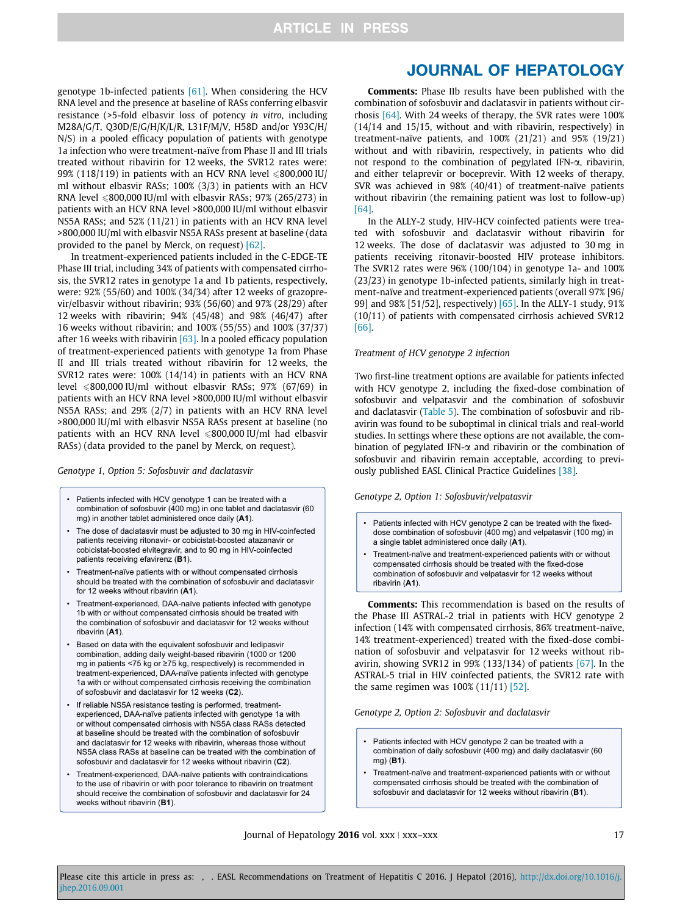genotype 1b-infected patients [61]. When considering the HCV RNA level and the presence at baseline of RASs conferring elbasvir resistance (>5-fold elbasvir loss of potency *in vitro*, including M28A/G/T, Q30D/E/G/H/K/L/R, L31F/M/V, H58D and/or Y93C/H/N/S) in a pooled efficacy population of patients with genotype 1a infection who were treatment-naïve from Phase II and III trials treated without ribavirin for 12 weeks, the SVR12 rates were: 99% (118/119) in patients with an HCV RNA level ⩽800,000 IU/ml without elbasvir RASs; 100% (3/3) in patients with an HCV RNA level ⩽800,000 IU/ml with elbasvir RASs; 97% (265/273) in patients with an HCV RNA level >800,000 IU/ml without elbasvir NS5A RASs; and 52% (11/21) in patients with an HCV RNA level >800,000 IU/ml with elbasvir NS5A RASs present at baseline (data provided to the panel by Merck, on request) [62].

In treatment-experienced patients included in the C-EDGE-TE Phase III trial, including 34% of patients with compensated cirrhosis, the SVR12 rates in genotype 1a and 1b patients, respectively, were: 92% (55/60) and 100% (34/34) after 12 weeks of grazoprevir/elbasvir without ribavirin; 93% (56/60) and 97% (28/29) after 12 weeks with ribavirin; 94% (45/48) and 98% (46/47) after 16 weeks without ribavirin; and 100% (55/55) and 100% (37/37) after 16 weeks with ribavirin [63]. In a pooled efficacy population of treatment-experienced patients with genotype 1a from Phase II and III trials treated without ribavirin for 12 weeks, the SVR12 rates were: 100% (14/14) in patients with an HCV RNA level ⩽800,000 IU/ml without elbasvir RASs; 97% (67/69) in patients with an HCV RNA level >800,000 IU/ml without elbasvir NS5A RASs; and 29% (2/7) in patients with an HCV RNA level >800,000 IU/ml with elbasvir NS5A RASs present at baseline (no patients with an HCV RNA level ⩽800,000 IU/ml had elbasvir RASs) (data provided to the panel by Merck, on request).

*Genotype 1, Option 5: Sofosbuvir and daclatasvir*

- Patients infected with HCV genotype 1 can be treated with a combination of sofosbuvir (400 mg) in one tablet and daclatasvir (60 mg) in another tablet administered once daily (**A1**).
- The dose of daclatasvir must be adjusted to 30 mg in HIV-coinfected patients receiving ritonavir- or cobicistat-boosted atazanavir or cobicistat-boosted elvitegravir, and to 90 mg in HIV-coinfected patients receiving efavirenz (**B1**).
- Treatment-naïve patients with or without compensated cirrhosis should be treated with the combination of sofosbuvir and daclatasvir for 12 weeks without ribavirin (**A1**).
- Treatment-experienced, DAA-naïve patients infected with genotype 1b with or without compensated cirrhosis should be treated with the combination of sofosbuvir and daclatasvir for 12 weeks without ribavirin (**A1**).
- Based on data with the equivalent sofosbuvir and ledipasvir combination, adding daily weight-based ribavirin (1000 or 1200 mg in patients <75 kg or ≥75 kg, respectively) is recommended in treatment-experienced, DAA-naïve patients infected with genotype 1a with or without compensated cirrhosis receiving the combination of sofosbuvir and daclatasvir for 12 weeks (**C2**).
- If reliable NS5A resistance testing is performed, treatment-experienced, DAA-naïve patients infected with genotype 1a with or without compensated cirrhosis with NS5A class RASs detected at baseline should be treated with the combination of sofosbuvir and daclatasvir for 12 weeks with ribavirin, whereas those without NS5A class RASs at baseline can be treated with the combination of sofosbuvir and daclatasvir for 12 weeks without ribavirin (**C2**).
- Treatment-experienced, DAA-naïve patients with contraindications to the use of ribavirin or with poor tolerance to ribavirin on treatment should receive the combination of sofosbuvir and daclatasvir for 24 weeks without ribavirin (**B1**).

**Comments:** Phase IIb results have been published with the combination of sofosbuvir and daclatasvir in patients without cirrhosis [64]. With 24 weeks of therapy, the SVR rates were 100% (14/14 and 15/15, without and with ribavirin, respectively) in treatment-naïve patients, and 100% (21/21) and 95% (19/21) without and with ribavirin, respectively, in patients who did not respond to the combination of pegylated IFN-α, ribavirin, and either telaprevir or boceprevir. With 12 weeks of therapy, SVR was achieved in 98% (40/41) of treatment-naïve patients without ribavirin (the remaining patient was lost to follow-up) [64].

In the ALLY-2 study, HIV-HCV coinfected patients were treated with sofosbuvir and daclatasvir without ribavirin for 12 weeks. The dose of daclatasvir was adjusted to 30 mg in patients receiving ritonavir-boosted HIV protease inhibitors. The SVR12 rates were 96% (100/104) in genotype 1a- and 100% (23/23) in genotype 1b-infected patients, similarly high in treatment-naïve and treatment-experienced patients (overall 97% [96/99] and 98% [51/52], respectively) [65]. In the ALLY-1 study, 91% (10/11) of patients with compensated cirrhosis achieved SVR12 [66].

*Treatment of HCV genotype 2 infection*

Two first-line treatment options are available for patients infected with HCV genotype 2, including the fixed-dose combination of sofosbuvir and velpatasvir and the combination of sofosbuvir and daclatasvir (Table 5). The combination of sofosbuvir and ribavirin was found to be suboptimal in clinical trials and real-world studies. In settings where these options are not available, the combination of pegylated IFN-α and ribavirin or the combination of sofosbuvir and ribavirin remain acceptable, according to previously published EASL Clinical Practice Guidelines [38].

*Genotype 2, Option 1: Sofosbuvir/velpatasvir*

- Patients infected with HCV genotype 2 can be treated with the fixed-dose combination of sofosbuvir (400 mg) and velpatasvir (100 mg) in a single tablet administered once daily (**A1**).
- Treatment-naïve and treatment-experienced patients with or without compensated cirrhosis should be treated with the fixed-dose combination of sofosbuvir and velpatasvir for 12 weeks without ribavirin (**A1**).

**Comments:** This recommendation is based on the results of the Phase III ASTRAL-2 trial in patients with HCV genotype 2 infection (14% with compensated cirrhosis, 86% treatment-naïve, 14% treatment-experienced) treated with the fixed-dose combination of sofosbuvir and velpatasvir for 12 weeks without ribavirin, showing SVR12 in 99% (133/134) of patients [67]. In the ASTRAL-5 trial in HIV coinfected patients, the SVR12 rate with the same regimen was 100% (11/11) [52].

*Genotype 2, Option 2: Sofosbuvir and daclatasvir*

- Patients infected with HCV genotype 2 can be treated with a combination of daily sofosbuvir (400 mg) and daily daclatasvir (60 mg) (**B1**).
- Treatment-naïve and treatment-experienced patients with or without compensated cirrhosis should be treated with the combination of sofosbuvir and daclatasvir for 12 weeks without ribavirin (**B1**).

Please cite this article in press as: , . EASL Recommendations on Treatment of Hepatitis C 2016. J Hepatol (2016), http://dx.doi.org/10.1016/j.jhep.2016.09.001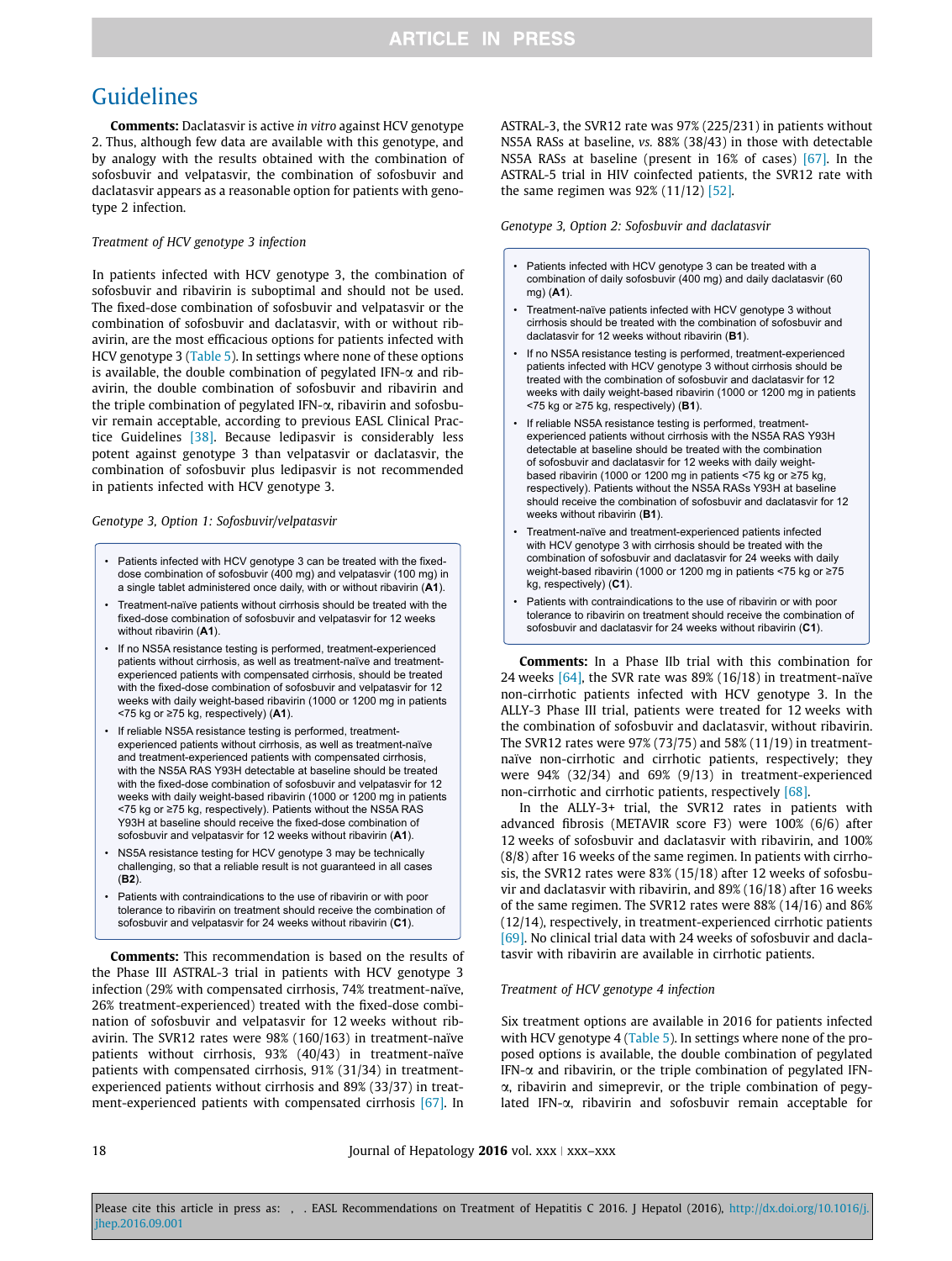**Comments:** Daclatasvir is active *in vitro* against HCV genotype 2. Thus, although few data are available with this genotype, and by analogy with the results obtained with the combination of sofosbuvir and velpatasvir, the combination of sofosbuvir and daclatasvir appears as a reasonable option for patients with genotype 2 infection.

*Treatment of HCV genotype 3 infection*

In patients infected with HCV genotype 3, the combination of sofosbuvir and ribavirin is suboptimal and should not be used. The fixed-dose combination of sofosbuvir and velpatasvir or the combination of sofosbuvir and daclatasvir, with or without ribavirin, are the most efficacious options for patients infected with HCV genotype 3 (Table 5). In settings where none of these options is available, the double combination of pegylated IFN-α and ribavirin, the double combination of sofosbuvir and ribavirin and the triple combination of pegylated IFN-α, ribavirin and sofosbuvir remain acceptable, according to previous EASL Clinical Practice Guidelines [38]. Because ledipasvir is considerably less potent against genotype 3 than velpatasvir or daclatasvir, the combination of sofosbuvir plus ledipasvir is not recommended in patients infected with HCV genotype 3.

*Genotype 3, Option 1: Sofosbuvir/velpatasvir*

- Patients infected with HCV genotype 3 can be treated with the fixed-dose combination of sofosbuvir (400 mg) and velpatasvir (100 mg) in a single tablet administered once daily, with or without ribavirin (**A1**).
- Treatment-naïve patients without cirrhosis should be treated with the fixed-dose combination of sofosbuvir and velpatasvir for 12 weeks without ribavirin (**A1**).
- If no NS5A resistance testing is performed, treatment-experienced patients without cirrhosis, as well as treatment-naïve and treatment-experienced patients with compensated cirrhosis, should be treated with the fixed-dose combination of sofosbuvir and velpatasvir for 12 weeks with daily weight-based ribavirin (1000 or 1200 mg in patients <75 kg or ≥75 kg, respectively) (**A1**).
- If reliable NS5A resistance testing is performed, treatment-experienced patients without cirrhosis, as well as treatment-naïve and treatment-experienced patients with compensated cirrhosis, with the NS5A RAS Y93H detectable at baseline should be treated with the fixed-dose combination of sofosbuvir and velpatasvir for 12 weeks with daily weight-based ribavirin (1000 or 1200 mg in patients <75 kg or ≥75 kg, respectively). Patients without the NS5A RAS Y93H at baseline should receive the fixed-dose combination of sofosbuvir and velpatasvir for 12 weeks without ribavirin (**A1**).
- NS5A resistance testing for HCV genotype 3 may be technically challenging, so that a reliable result is not guaranteed in all cases (**B2**).
- Patients with contraindications to the use of ribavirin or with poor tolerance to ribavirin on treatment should receive the combination of sofosbuvir and velpatasvir for 24 weeks without ribavirin (**C1**).

**Comments:** This recommendation is based on the results of the Phase III ASTRAL-3 trial in patients with HCV genotype 3 infection (29% with compensated cirrhosis, 74% treatment-naïve, 26% treatment-experienced) treated with the fixed-dose combination of sofosbuvir and velpatasvir for 12 weeks without ribavirin. The SVR12 rates were 98% (160/163) in treatment-naïve patients without cirrhosis, 93% (40/43) in treatment-naïve patients with compensated cirrhosis, 91% (31/34) in treatment-experienced patients without cirrhosis and 89% (33/37) in treatment-experienced patients with compensated cirrhosis [67]. In ASTRAL-3, the SVR12 rate was 97% (225/231) in patients without NS5A RASs at baseline, *vs.* 88% (38/43) in those with detectable NS5A RASs at baseline (present in 16% of cases) [67]. In the ASTRAL-5 trial in HIV coinfected patients, the SVR12 rate with the same regimen was 92% (11/12) [52].

*Genotype 3, Option 2: Sofosbuvir and daclatasvir*

- Patients infected with HCV genotype 3 can be treated with a combination of daily sofosbuvir (400 mg) and daily daclatasvir (60 mg) (**A1**).
- Treatment-naïve patients infected with HCV genotype 3 without cirrhosis should be treated with the combination of sofosbuvir and daclatasvir for 12 weeks without ribavirin (**B1**).
- If no NS5A resistance testing is performed, treatment-experienced patients infected with HCV genotype 3 without cirrhosis should be treated with the combination of sofosbuvir and daclatasvir for 12 weeks with daily weight-based ribavirin (1000 or 1200 mg in patients <75 kg or ≥75 kg, respectively) (**B1**).
- If reliable NS5A resistance testing is performed, treatment-experienced patients without cirrhosis with the NS5A RAS Y93H detectable at baseline should be treated with the combination of sofosbuvir and daclatasvir for 12 weeks with daily weight-based ribavirin (1000 or 1200 mg in patients <75 kg or ≥75 kg, respectively). Patients without the NS5A RASs Y93H at baseline should receive the combination of sofosbuvir and daclatasvir for 12 weeks without ribavirin (**B1**).
- Treatment-naïve and treatment-experienced patients infected with HCV genotype 3 with cirrhosis should be treated with the combination of sofosbuvir and daclatasvir for 24 weeks with daily weight-based ribavirin (1000 or 1200 mg in patients <75 kg or ≥75 kg, respectively) (**C1**).
- Patients with contraindications to the use of ribavirin or with poor tolerance to ribavirin on treatment should receive the combination of sofosbuvir and daclatasvir for 24 weeks without ribavirin (**C1**).

**Comments:** In a Phase IIb trial with this combination for 24 weeks [64], the SVR rate was 89% (16/18) in treatment-naïve non-cirrhotic patients infected with HCV genotype 3. In the ALLY-3 Phase III trial, patients were treated for 12 weeks with the combination of sofosbuvir and daclatasvir, without ribavirin. The SVR12 rates were 97% (73/75) and 58% (11/19) in treatment-naïve non-cirrhotic and cirrhotic patients, respectively; they were 94% (32/34) and 69% (9/13) in treatment-experienced non-cirrhotic and cirrhotic patients, respectively [68].

In the ALLY-3+ trial, the SVR12 rates in patients with advanced fibrosis (METAVIR score F3) were 100% (6/6) after 12 weeks of sofosbuvir and daclatasvir with ribavirin, and 100% (8/8) after 16 weeks of the same regimen. In patients with cirrhosis, the SVR12 rates were 83% (15/18) after 12 weeks of sofosbuvir and daclatasvir with ribavirin, and 89% (16/18) after 16 weeks of the same regimen. The SVR12 rates were 88% (14/16) and 86% (12/14), respectively, in treatment-experienced cirrhotic patients [69]. No clinical trial data with 24 weeks of sofosbuvir and daclatasvir with ribavirin are available in cirrhotic patients.

*Treatment of HCV genotype 4 infection*

Six treatment options are available in 2016 for patients infected with HCV genotype 4 (Table 5). In settings where none of the proposed options is available, the double combination of pegylated IFN-α and ribavirin, or the triple combination of pegylated IFN-α, ribavirin and simeprevir, or the triple combination of pegylated IFN-α, ribavirin and sofosbuvir remain acceptable for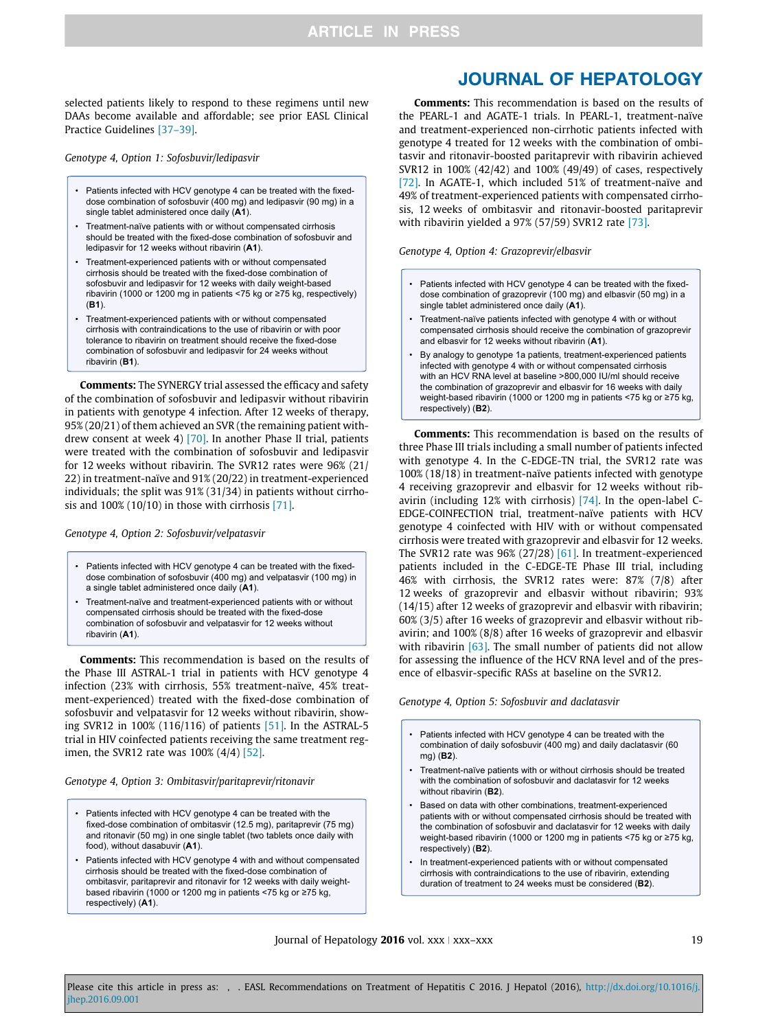selected patients likely to respond to these regimens until new DAAs become available and affordable; see prior EASL Clinical Practice Guidelines [37–39].

*Genotype 4, Option 1: Sofosbuvir/ledipasvir*

- Patients infected with HCV genotype 4 can be treated with the fixed-dose combination of sofosbuvir (400 mg) and ledipasvir (90 mg) in a single tablet administered once daily (**A1**).
- Treatment-naïve patients with or without compensated cirrhosis should be treated with the fixed-dose combination of sofosbuvir and ledipasvir for 12 weeks without ribavirin (**A1**).
- Treatment-experienced patients with or without compensated cirrhosis should be treated with the fixed-dose combination of sofosbuvir and ledipasvir for 12 weeks with daily weight-based ribavirin (1000 or 1200 mg in patients <75 kg or ≥75 kg, respectively) (**B1**).
- Treatment-experienced patients with or without compensated cirrhosis with contraindications to the use of ribavirin or with poor tolerance to ribavirin on treatment should receive the fixed-dose combination of sofosbuvir and ledipasvir for 24 weeks without ribavirin (**B1**).

**Comments:** The SYNERGY trial assessed the efficacy and safety of the combination of sofosbuvir and ledipasvir without ribavirin in patients with genotype 4 infection. After 12 weeks of therapy, 95% (20/21) of them achieved an SVR (the remaining patient withdrew consent at week 4) [70]. In another Phase II trial, patients were treated with the combination of sofosbuvir and ledipasvir for 12 weeks without ribavirin. The SVR12 rates were 96% (21/22) in treatment-naïve and 91% (20/22) in treatment-experienced individuals; the split was 91% (31/34) in patients without cirrhosis and 100% (10/10) in those with cirrhosis [71].

*Genotype 4, Option 2: Sofosbuvir/velpatasvir*

- Patients infected with HCV genotype 4 can be treated with the fixed-dose combination of sofosbuvir (400 mg) and velpatasvir (100 mg) in a single tablet administered once daily (**A1**).
- Treatment-naïve and treatment-experienced patients with or without compensated cirrhosis should be treated with the fixed-dose combination of sofosbuvir and velpatasvir for 12 weeks without ribavirin (**A1**).

**Comments:** This recommendation is based on the results of the Phase III ASTRAL-1 trial in patients with HCV genotype 4 infection (23% with cirrhosis, 55% treatment-naïve, 45% treatment-experienced) treated with the fixed-dose combination of sofosbuvir and velpatasvir for 12 weeks without ribavirin, showing SVR12 in 100% (116/116) of patients [51]. In the ASTRAL-5 trial in HIV coinfected patients receiving the same treatment regimen, the SVR12 rate was 100% (4/4) [52].

*Genotype 4, Option 3: Ombitasvir/paritaprevir/ritonavir*

- Patients infected with HCV genotype 4 can be treated with the fixed-dose combination of ombitasvir (12.5 mg), paritaprevir (75 mg) and ritonavir (50 mg) in one single tablet (two tablets once daily with food), without dasabuvir (**A1**).
- Patients infected with HCV genotype 4 with and without compensated cirrhosis should be treated with the fixed-dose combination of ombitasvir, paritaprevir and ritonavir for 12 weeks with daily weight-based ribavirin (1000 or 1200 mg in patients <75 kg or ≥75 kg, respectively) (**A1**).

**Comments:** This recommendation is based on the results of the PEARL-1 and AGATE-1 trials. In PEARL-1, treatment-naïve and treatment-experienced non-cirrhotic patients infected with genotype 4 treated for 12 weeks with the combination of ombitasvir and ritonavir-boosted paritaprevir with ribavirin achieved SVR12 in 100% (42/42) and 100% (49/49) of cases, respectively [72]. In AGATE-1, which included 51% of treatment-naïve and 49% of treatment-experienced patients with compensated cirrhosis, 12 weeks of ombitasvir and ritonavir-boosted paritaprevir with ribavirin yielded a 97% (57/59) SVR12 rate [73].

*Genotype 4, Option 4: Grazoprevir/elbasvir*

- Patients infected with HCV genotype 4 can be treated with the fixed-dose combination of grazoprevir (100 mg) and elbasvir (50 mg) in a single tablet administered once daily (**A1**).
- Treatment-naïve patients infected with genotype 4 with or without compensated cirrhosis should receive the combination of grazoprevir and elbasvir for 12 weeks without ribavirin (**A1**).
- By analogy to genotype 1a patients, treatment-experienced patients infected with genotype 4 with or without compensated cirrhosis with an HCV RNA level at baseline >800,000 IU/ml should receive the combination of grazoprevir and elbasvir for 16 weeks with daily weight-based ribavirin (1000 or 1200 mg in patients <75 kg or ≥75 kg, respectively) (**B2**).

**Comments:** This recommendation is based on the results of three Phase III trials including a small number of patients infected with genotype 4. In the C-EDGE-TN trial, the SVR12 rate was 100% (18/18) in treatment-naïve patients infected with genotype 4 receiving grazoprevir and elbasvir for 12 weeks without ribavirin (including 12% with cirrhosis) [74]. In the open-label C-EDGE-COINFECTION trial, treatment-naïve patients with HCV genotype 4 coinfected with HIV with or without compensated cirrhosis were treated with grazoprevir and elbasvir for 12 weeks. The SVR12 rate was 96% (27/28) [61]. In treatment-experienced patients included in the C-EDGE-TE Phase III trial, including 46% with cirrhosis, the SVR12 rates were: 87% (7/8) after 12 weeks of grazoprevir and elbasvir without ribavirin; 93% (14/15) after 12 weeks of grazoprevir and elbasvir with ribavirin; 60% (3/5) after 16 weeks of grazoprevir and elbasvir without ribavirin; and 100% (8/8) after 16 weeks of grazoprevir and elbasvir with ribavirin [63]. The small number of patients did not allow for assessing the influence of the HCV RNA level and of the presence of elbasvir-specific RASs at baseline on the SVR12.

*Genotype 4, Option 5: Sofosbuvir and daclatasvir*

- Patients infected with HCV genotype 4 can be treated with the combination of daily sofosbuvir (400 mg) and daily daclatasvir (60 mg) (**B2**).
- Treatment-naïve patients with or without cirrhosis should be treated with the combination of sofosbuvir and daclatasvir for 12 weeks without ribavirin (**B2**).
- Based on data with other combinations, treatment-experienced patients with or without compensated cirrhosis should be treated with the combination of sofosbuvir and daclatasvir for 12 weeks with daily weight-based ribavirin (1000 or 1200 mg in patients <75 kg or ≥75 kg, respectively) (**B2**).
- In treatment-experienced patients with or without compensated cirrhosis with contraindications to the use of ribavirin, extending duration of treatment to 24 weeks must be considered (**B2**).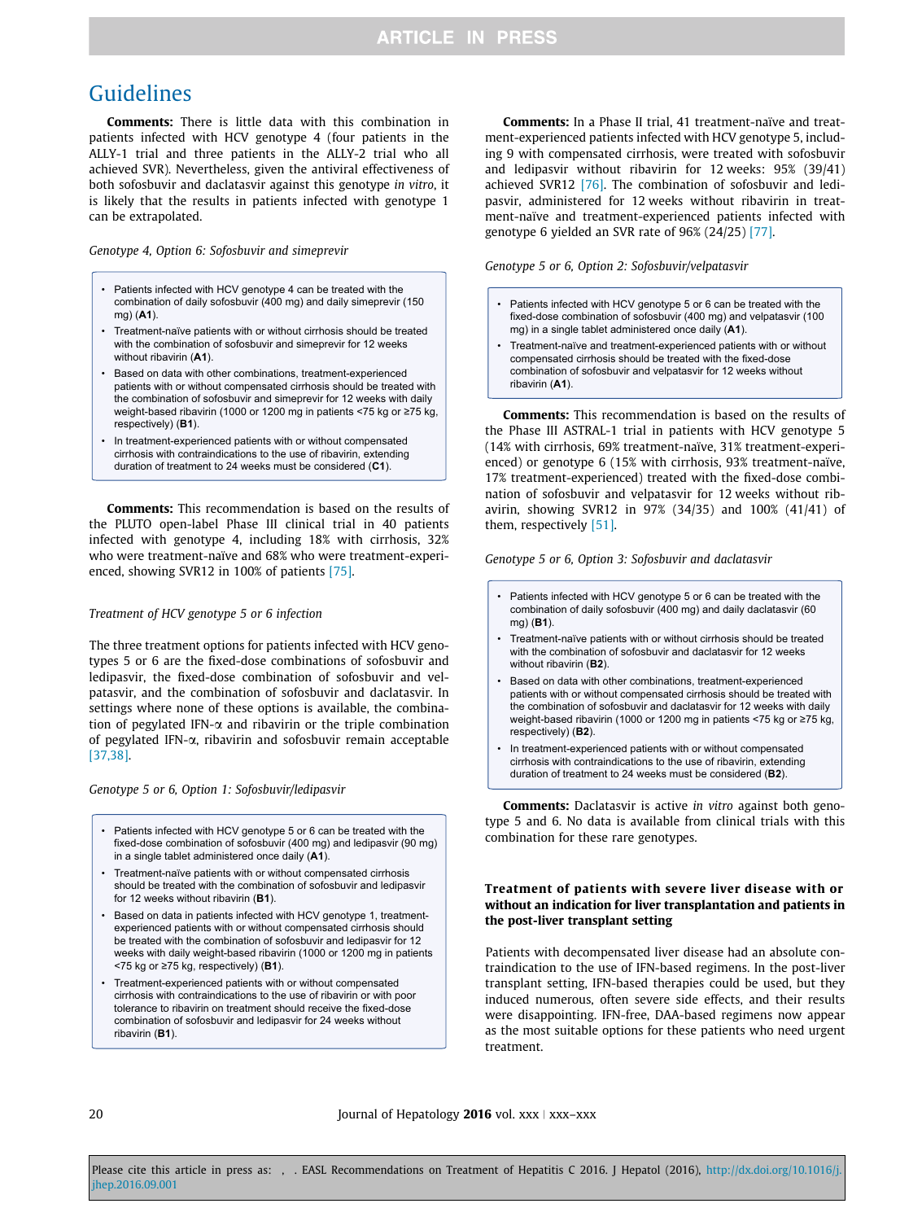**Comments:** There is little data with this combination in patients infected with HCV genotype 4 (four patients in the ALLY-1 trial and three patients in the ALLY-2 trial who all achieved SVR). Nevertheless, given the antiviral effectiveness of both sofosbuvir and daclatasvir against this genotype *in vitro*, it is likely that the results in patients infected with genotype 1 can be extrapolated.

*Genotype 4, Option 6: Sofosbuvir and simeprevir*

- Patients infected with HCV genotype 4 can be treated with the combination of daily sofosbuvir (400 mg) and daily simeprevir (150 mg) (**A1**).
- Treatment-naïve patients with or without cirrhosis should be treated with the combination of sofosbuvir and simeprevir for 12 weeks without ribavirin (**A1**).
- Based on data with other combinations, treatment-experienced patients with or without compensated cirrhosis should be treated with the combination of sofosbuvir and simeprevir for 12 weeks with daily weight-based ribavirin (1000 or 1200 mg in patients <75 kg or ≥75 kg, respectively) (**B1**).
- In treatment-experienced patients with or without compensated cirrhosis with contraindications to the use of ribavirin, extending duration of treatment to 24 weeks must be considered (**C1**).

**Comments:** This recommendation is based on the results of the PLUTO open-label Phase III clinical trial in 40 patients infected with genotype 4, including 18% with cirrhosis, 32% who were treatment-naïve and 68% who were treatment-experienced, showing SVR12 in 100% of patients [75].

*Treatment of HCV genotype 5 or 6 infection*

The three treatment options for patients infected with HCV genotypes 5 or 6 are the fixed-dose combinations of sofosbuvir and ledipasvir, the fixed-dose combination of sofosbuvir and velpatasvir, and the combination of sofosbuvir and daclatasvir. In settings where none of these options is available, the combination of pegylated IFN-α and ribavirin or the triple combination of pegylated IFN-α, ribavirin and sofosbuvir remain acceptable [37,38].

*Genotype 5 or 6, Option 1: Sofosbuvir/ledipasvir*

- Patients infected with HCV genotype 5 or 6 can be treated with the fixed-dose combination of sofosbuvir (400 mg) and ledipasvir (90 mg) in a single tablet administered once daily (**A1**).
- Treatment-naïve patients with or without compensated cirrhosis should be treated with the combination of sofosbuvir and ledipasvir for 12 weeks without ribavirin (**B1**).
- Based on data in patients infected with HCV genotype 1, treatment-experienced patients with or without compensated cirrhosis should be treated with the combination of sofosbuvir and ledipasvir for 12 weeks with daily weight-based ribavirin (1000 or 1200 mg in patients <75 kg or ≥75 kg, respectively) (**B1**).
- Treatment-experienced patients with or without compensated cirrhosis with contraindications to the use of ribavirin or with poor tolerance to ribavirin on treatment should receive the fixed-dose combination of sofosbuvir and ledipasvir for 24 weeks without ribavirin (**B1**).

**Comments:** In a Phase II trial, 41 treatment-naïve and treatment-experienced patients infected with HCV genotype 5, including 9 with compensated cirrhosis, were treated with sofosbuvir and ledipasvir without ribavirin for 12 weeks: 95% (39/41) achieved SVR12 [76]. The combination of sofosbuvir and ledipasvir, administered for 12 weeks without ribavirin in treatment-naïve and treatment-experienced patients infected with genotype 6 yielded an SVR rate of 96% (24/25) [77].

*Genotype 5 or 6, Option 2: Sofosbuvir/velpatasvir*

- Patients infected with HCV genotype 5 or 6 can be treated with the fixed-dose combination of sofosbuvir (400 mg) and velpatasvir (100 mg) in a single tablet administered once daily (**A1**).
- Treatment-naïve and treatment-experienced patients with or without compensated cirrhosis should be treated with the fixed-dose combination of sofosbuvir and velpatasvir for 12 weeks without ribavirin (**A1**).

**Comments:** This recommendation is based on the results of the Phase III ASTRAL-1 trial in patients with HCV genotype 5 (14% with cirrhosis, 69% treatment-naïve, 31% treatment-experienced) or genotype 6 (15% with cirrhosis, 93% treatment-naïve, 17% treatment-experienced) treated with the fixed-dose combination of sofosbuvir and velpatasvir for 12 weeks without ribavirin, showing SVR12 in 97% (34/35) and 100% (41/41) of them, respectively [51].

*Genotype 5 or 6, Option 3: Sofosbuvir and daclatasvir*

- Patients infected with HCV genotype 5 or 6 can be treated with the combination of daily sofosbuvir (400 mg) and daily daclatasvir (60 mg) (**B1**).
- Treatment-naïve patients with or without cirrhosis should be treated with the combination of sofosbuvir and daclatasvir for 12 weeks without ribavirin (**B2**).
- Based on data with other combinations, treatment-experienced patients with or without compensated cirrhosis should be treated with the combination of sofosbuvir and daclatasvir for 12 weeks with daily weight-based ribavirin (1000 or 1200 mg in patients <75 kg or ≥75 kg, respectively) (**B2**).
- In treatment-experienced patients with or without compensated cirrhosis with contraindications to the use of ribavirin, extending duration of treatment to 24 weeks must be considered (**B2**).

**Comments:** Daclatasvir is active *in vitro* against both genotype 5 and 6. No data is available from clinical trials with this combination for these rare genotypes.

### Treatment of patients with severe liver disease with or without an indication for liver transplantation and patients in the post-liver transplant setting

Patients with decompensated liver disease had an absolute contraindication to the use of IFN-based regimens. In the post-liver transplant setting, IFN-based therapies could be used, but they induced numerous, often severe side effects, and their results were disappointing. IFN-free, DAA-based regimens now appear as the most suitable options for these patients who need urgent treatment.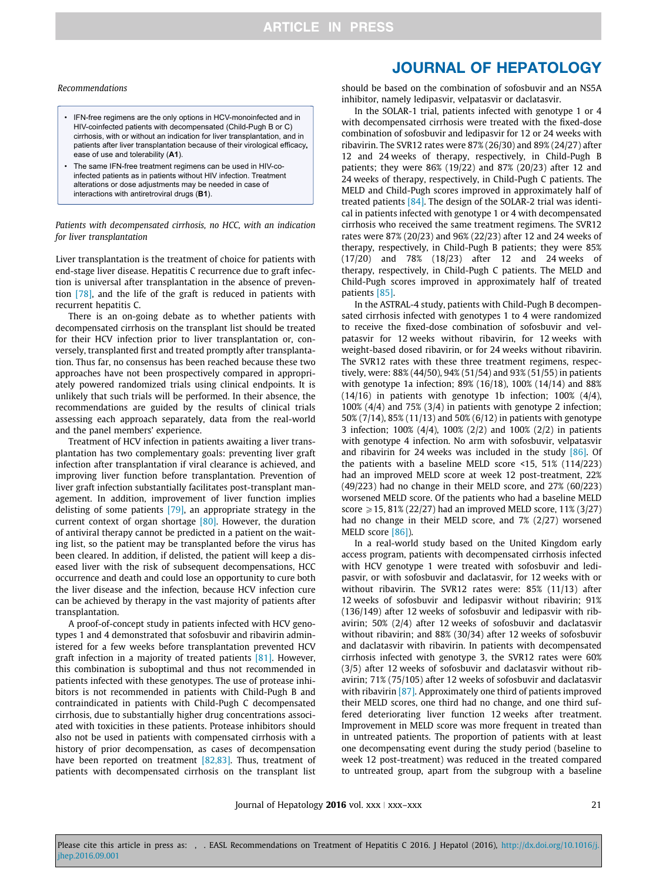*Recommendations*

- IFN-free regimens are the only options in HCV-monoinfected and in HIV-coinfected patients with decompensated (Child-Pugh B or C) cirrhosis, with or without an indication for liver transplantation, and in patients after liver transplantation because of their virological efficacy, ease of use and tolerability (**A1**).
- The same IFN-free treatment regimens can be used in HIV-co-infected patients as in patients without HIV infection. Treatment alterations or dose adjustments may be needed in case of interactions with antiretroviral drugs (**B1**).

*Patients with decompensated cirrhosis, no HCC, with an indication for liver transplantation*

Liver transplantation is the treatment of choice for patients with end-stage liver disease. Hepatitis C recurrence due to graft infection is universal after transplantation in the absence of prevention [78], and the life of the graft is reduced in patients with recurrent hepatitis C.

There is an on-going debate as to whether patients with decompensated cirrhosis on the transplant list should be treated for their HCV infection prior to liver transplantation or, conversely, transplanted first and treated promptly after transplantation. Thus far, no consensus has been reached because these two approaches have not been prospectively compared in appropriately powered randomized trials using clinical endpoints. It is unlikely that such trials will be performed. In their absence, the recommendations are guided by the results of clinical trials assessing each approach separately, data from the real-world and the panel members' experience.

Treatment of HCV infection in patients awaiting a liver transplantation has two complementary goals: preventing liver graft infection after transplantation if viral clearance is achieved, and improving liver function before transplantation. Prevention of liver graft infection substantially facilitates post-transplant management. In addition, improvement of liver function implies delisting of some patients [79], an appropriate strategy in the current context of organ shortage [80]. However, the duration of antiviral therapy cannot be predicted in a patient on the waiting list, so the patient may be transplanted before the virus has been cleared. In addition, if delisted, the patient will keep a diseased liver with the risk of subsequent decompensations, HCC occurrence and death and could lose an opportunity to cure both the liver disease and the infection, because HCV infection cure can be achieved by therapy in the vast majority of patients after transplantation.

A proof-of-concept study in patients infected with HCV genotypes 1 and 4 demonstrated that sofosbuvir and ribavirin administered for a few weeks before transplantation prevented HCV graft infection in a majority of treated patients [81]. However, this combination is suboptimal and thus not recommended in patients infected with these genotypes. The use of protease inhibitors is not recommended in patients with Child-Pugh B and contraindicated in patients with Child-Pugh C decompensated cirrhosis, due to substantially higher drug concentrations associated with toxicities in these patients. Protease inhibitors should also not be used in patients with compensated cirrhosis with a history of prior decompensation, as cases of decompensation have been reported on treatment [82,83]. Thus, treatment of patients with decompensated cirrhosis on the transplant list should be based on the combination of sofosbuvir and an NS5A inhibitor, namely ledipasvir, velpatasvir or daclatasvir.

In the SOLAR-1 trial, patients infected with genotype 1 or 4 with decompensated cirrhosis were treated with the fixed-dose combination of sofosbuvir and ledipasvir for 12 or 24 weeks with ribavirin. The SVR12 rates were 87% (26/30) and 89% (24/27) after 12 and 24 weeks of therapy, respectively, in Child-Pugh B patients; they were 86% (19/22) and 87% (20/23) after 12 and 24 weeks of therapy, respectively, in Child-Pugh C patients. The MELD and Child-Pugh scores improved in approximately half of treated patients [84]. The design of the SOLAR-2 trial was identical in patients infected with genotype 1 or 4 with decompensated cirrhosis who received the same treatment regimens. The SVR12 rates were 87% (20/23) and 96% (22/23) after 12 and 24 weeks of therapy, respectively, in Child-Pugh B patients; they were 85% (17/20) and 78% (18/23) after 12 and 24 weeks of therapy, respectively, in Child-Pugh C patients. The MELD and Child-Pugh scores improved in approximately half of treated patients [85].

In the ASTRAL-4 study, patients with Child-Pugh B decompensated cirrhosis infected with genotypes 1 to 4 were randomized to receive the fixed-dose combination of sofosbuvir and velpatasvir for 12 weeks without ribavirin, for 12 weeks with weight-based dosed ribavirin, or for 24 weeks without ribavirin. The SVR12 rates with these three treatment regimens, respectively, were: 88% (44/50), 94% (51/54) and 93% (51/55) in patients with genotype 1a infection; 89% (16/18), 100% (14/14) and 88% (14/16) in patients with genotype 1b infection; 100% (4/4), 100% (4/4) and 75% (3/4) in patients with genotype 2 infection; 50% (7/14), 85% (11/13) and 50% (6/12) in patients with genotype 3 infection; 100% (4/4), 100% (2/2) and 100% (2/2) in patients with genotype 4 infection. No arm with sofosbuvir, velpatasvir and ribavirin for 24 weeks was included in the study [86]. Of the patients with a baseline MELD score <15, 51% (114/223) had an improved MELD score at week 12 post-treatment, 22% (49/223) had no change in their MELD score, and 27% (60/223) worsened MELD score. Of the patients who had a baseline MELD score ⩾15, 81% (22/27) had an improved MELD score, 11% (3/27) had no change in their MELD score, and 7% (2/27) worsened MELD score [86].

In a real-world study based on the United Kingdom early access program, patients with decompensated cirrhosis infected with HCV genotype 1 were treated with sofosbuvir and ledipasvir, or with sofosbuvir and daclatasvir, for 12 weeks with or without ribavirin. The SVR12 rates were: 85% (11/13) after 12 weeks of sofosbuvir and ledipasvir without ribavirin; 91% (136/149) after 12 weeks of sofosbuvir and ledipasvir with ribavirin; 50% (2/4) after 12 weeks of sofosbuvir and daclatasvir without ribavirin; and 88% (30/34) after 12 weeks of sofosbuvir and daclatasvir with ribavirin. In patients with decompensated cirrhosis infected with genotype 3, the SVR12 rates were 60% (3/5) after 12 weeks of sofosbuvir and daclatasvir without ribavirin; 71% (75/105) after 12 weeks of sofosbuvir and daclatasvir with ribavirin [87]. Approximately one third of patients improved their MELD scores, one third had no change, and one third suffered deteriorating liver function 12 weeks after treatment. Improvement in MELD score was more frequent in treated than in untreated patients. The proportion of patients with at least one decompensating event during the study period (baseline to week 12 post-treatment) was reduced in the treated compared to untreated group, apart from the subgroup with a baseline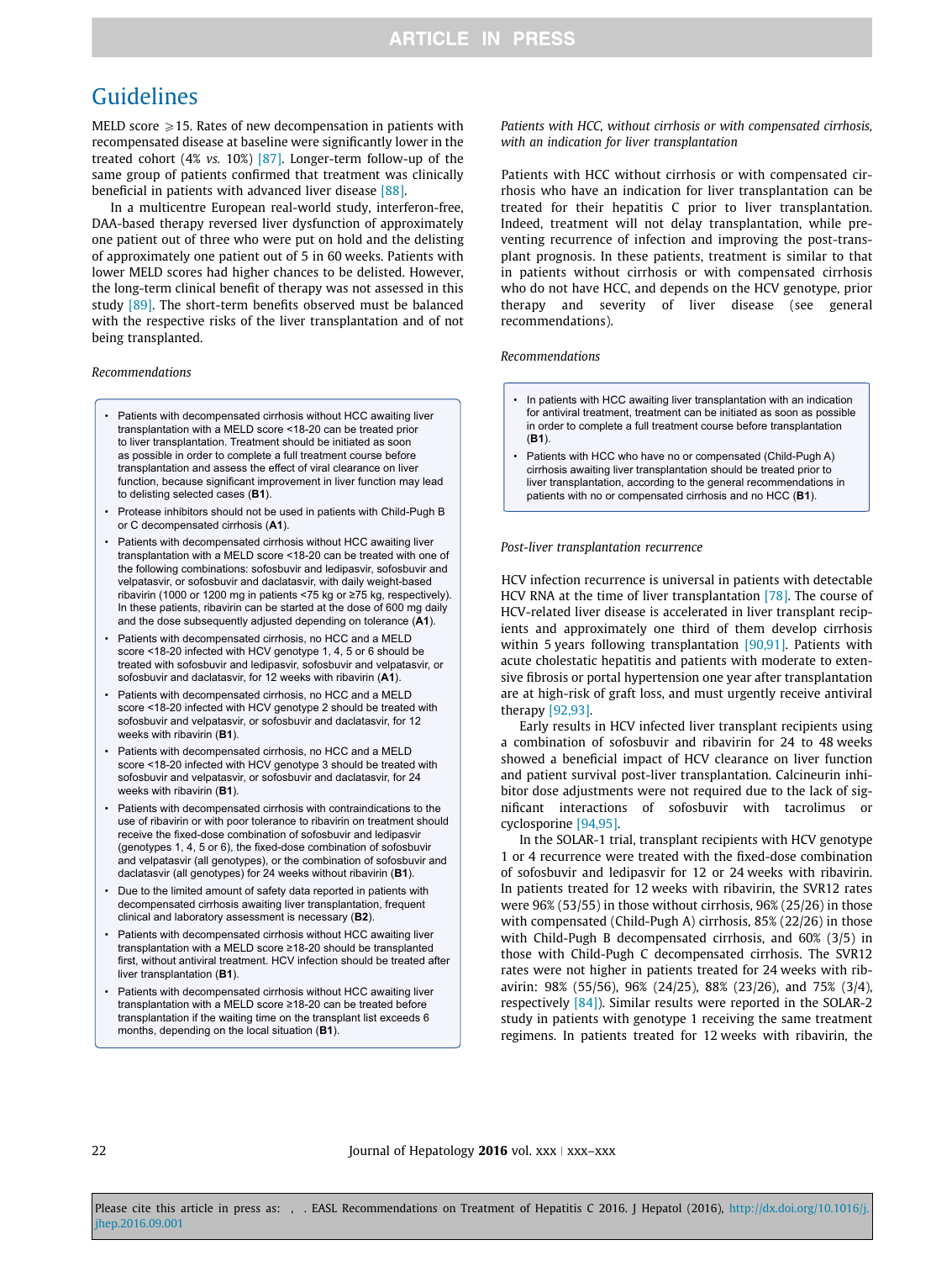MELD score ⩾15. Rates of new decompensation in patients with recompensated disease at baseline were significantly lower in the treated cohort (4% *vs.* 10%) [87]. Longer-term follow-up of the same group of patients confirmed that treatment was clinically beneficial in patients with advanced liver disease [88].

In a multicentre European real-world study, interferon-free, DAA-based therapy reversed liver dysfunction of approximately one patient out of three who were put on hold and the delisting of approximately one patient out of 5 in 60 weeks. Patients with lower MELD scores had higher chances to be delisted. However, the long-term clinical benefit of therapy was not assessed in this study [89]. The short-term benefits observed must be balanced with the respective risks of the liver transplantation and of not being transplanted.

*Recommendations*

- Patients with decompensated cirrhosis without HCC awaiting liver transplantation with a MELD score <18-20 can be treated prior to liver transplantation. Treatment should be initiated as soon as possible in order to complete a full treatment course before transplantation and assess the effect of viral clearance on liver function, because significant improvement in liver function may lead to delisting selected cases (**B1**).
- Protease inhibitors should not be used in patients with Child-Pugh B or C decompensated cirrhosis (**A1**).
- Patients with decompensated cirrhosis without HCC awaiting liver transplantation with a MELD score <18-20 can be treated with one of the following combinations: sofosbuvir and ledipasvir, sofosbuvir and velpatasvir, or sofosbuvir and daclatasvir, with daily weight-based ribavirin (1000 or 1200 mg in patients <75 kg or ≥75 kg, respectively). In these patients, ribavirin can be started at the dose of 600 mg daily and the dose subsequently adjusted depending on tolerance (**A1**).
- Patients with decompensated cirrhosis, no HCC and a MELD score <18-20 infected with HCV genotype 1, 4, 5 or 6 should be treated with sofosbuvir and ledipasvir, sofosbuvir and velpatasvir, or sofosbuvir and daclatasvir, for 12 weeks with ribavirin (**A1**).
- Patients with decompensated cirrhosis, no HCC and a MELD score <18-20 infected with HCV genotype 2 should be treated with sofosbuvir and velpatasvir, or sofosbuvir and daclatasvir, for 12 weeks with ribavirin (**B1**).
- Patients with decompensated cirrhosis, no HCC and a MELD score <18-20 infected with HCV genotype 3 should be treated with sofosbuvir and velpatasvir, or sofosbuvir and daclatasvir, for 24 weeks with ribavirin (**B1**).
- Patients with decompensated cirrhosis with contraindications to the use of ribavirin or with poor tolerance to ribavirin on treatment should receive the fixed-dose combination of sofosbuvir and ledipasvir (genotypes 1, 4, 5 or 6), the fixed-dose combination of sofosbuvir and velpatasvir (all genotypes), or the combination of sofosbuvir and daclatasvir (all genotypes) for 24 weeks without ribavirin (**B1**).
- Due to the limited amount of safety data reported in patients with decompensated cirrhosis awaiting liver transplantation, frequent clinical and laboratory assessment is necessary (**B2**).
- Patients with decompensated cirrhosis without HCC awaiting liver transplantation with a MELD score ≥18-20 should be transplanted first, without antiviral treatment. HCV infection should be treated after liver transplantation (**B1**).
- Patients with decompensated cirrhosis without HCC awaiting liver transplantation with a MELD score ≥18-20 can be treated before transplantation if the waiting time on the transplant list exceeds 6 months, depending on the local situation (**B1**).

*Patients with HCC, without cirrhosis or with compensated cirrhosis, with an indication for liver transplantation*

Patients with HCC without cirrhosis or with compensated cirrhosis who have an indication for liver transplantation can be treated for their hepatitis C prior to liver transplantation. Indeed, treatment will not delay transplantation, while preventing recurrence of infection and improving the post-transplant prognosis. In these patients, treatment is similar to that in patients without cirrhosis or with compensated cirrhosis who do not have HCC, and depends on the HCV genotype, prior therapy and severity of liver disease (see general recommendations).

*Recommendations*

- In patients with HCC awaiting liver transplantation with an indication for antiviral treatment, treatment can be initiated as soon as possible in order to complete a full treatment course before transplantation (**B1**).
- Patients with HCC who have no or compensated (Child-Pugh A) cirrhosis awaiting liver transplantation should be treated prior to liver transplantation, according to the general recommendations in patients with no or compensated cirrhosis and no HCC (**B1**).

*Post-liver transplantation recurrence*

HCV infection recurrence is universal in patients with detectable HCV RNA at the time of liver transplantation [78]. The course of HCV-related liver disease is accelerated in liver transplant recipients and approximately one third of them develop cirrhosis within 5 years following transplantation [90,91]. Patients with acute cholestatic hepatitis and patients with moderate to extensive fibrosis or portal hypertension one year after transplantation are at high-risk of graft loss, and must urgently receive antiviral therapy [92,93].

Early results in HCV infected liver transplant recipients using a combination of sofosbuvir and ribavirin for 24 to 48 weeks showed a beneficial impact of HCV clearance on liver function and patient survival post-liver transplantation. Calcineurin inhibitor dose adjustments were not required due to the lack of significant interactions of sofosbuvir with tacrolimus or cyclosporine [94,95].

In the SOLAR-1 trial, transplant recipients with HCV genotype 1 or 4 recurrence were treated with the fixed-dose combination of sofosbuvir and ledipasvir for 12 or 24 weeks with ribavirin. In patients treated for 12 weeks with ribavirin, the SVR12 rates were 96% (53/55) in those without cirrhosis, 96% (25/26) in those with compensated (Child-Pugh A) cirrhosis, 85% (22/26) in those with Child-Pugh B decompensated cirrhosis, and 60% (3/5) in those with Child-Pugh C decompensated cirrhosis. The SVR12 rates were not higher in patients treated for 24 weeks with ribavirin: 98% (55/56), 96% (24/25), 88% (23/26), and 75% (3/4), respectively [84]). Similar results were reported in the SOLAR-2 study in patients with genotype 1 receiving the same treatment regimens. In patients treated for 12 weeks with ribavirin, the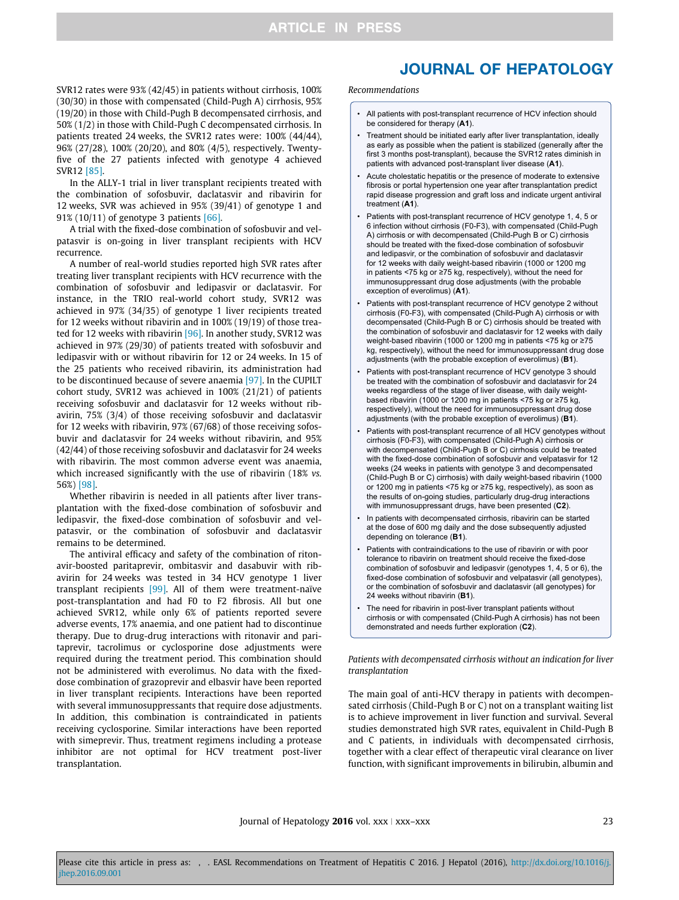SVR12 rates were 93% (42/45) in patients without cirrhosis, 100% (30/30) in those with compensated (Child-Pugh A) cirrhosis, 95% (19/20) in those with Child-Pugh B decompensated cirrhosis, and 50% (1/2) in those with Child-Pugh C decompensated cirrhosis. In patients treated 24 weeks, the SVR12 rates were: 100% (44/44), 96% (27/28), 100% (20/20), and 80% (4/5), respectively. Twenty-five of the 27 patients infected with genotype 4 achieved SVR12 [85].

In the ALLY-1 trial in liver transplant recipients treated with the combination of sofosbuvir, daclatasvir and ribavirin for 12 weeks, SVR was achieved in 95% (39/41) of genotype 1 and 91% (10/11) of genotype 3 patients [66].

A trial with the fixed-dose combination of sofosbuvir and velpatasvir is on-going in liver transplant recipients with HCV recurrence.

A number of real-world studies reported high SVR rates after treating liver transplant recipients with HCV recurrence with the combination of sofosbuvir and ledipasvir or daclatasvir. For instance, in the TRIO real-world cohort study, SVR12 was achieved in 97% (34/35) of genotype 1 liver recipients treated for 12 weeks without ribavirin and in 100% (19/19) of those treated for 12 weeks with ribavirin [96]. In another study, SVR12 was achieved in 97% (29/30) of patients treated with sofosbuvir and ledipasvir with or without ribavirin for 12 or 24 weeks. In 15 of the 25 patients who received ribavirin, its administration had to be discontinued because of severe anaemia [97]. In the CUPILT cohort study, SVR12 was achieved in 100% (21/21) of patients receiving sofosbuvir and daclatasvir for 12 weeks without ribavirin, 75% (3/4) of those receiving sofosbuvir and daclatasvir for 12 weeks with ribavirin, 97% (67/68) of those receiving sofosbuvir and daclatasvir for 24 weeks without ribavirin, and 95% (42/44) of those receiving sofosbuvir and daclatasvir for 24 weeks with ribavirin. The most common adverse event was anaemia, which increased significantly with the use of ribavirin (18% *vs.* 56%) [98].

Whether ribavirin is needed in all patients after liver transplantation with the fixed-dose combination of sofosbuvir and ledipasvir, the fixed-dose combination of sofosbuvir and velpatasvir, or the combination of sofosbuvir and daclatasvir remains to be determined.

The antiviral efficacy and safety of the combination of ritonavir-boosted paritaprevir, ombitasvir and dasabuvir with ribavirin for 24 weeks was tested in 34 HCV genotype 1 liver transplant recipients [99]. All of them were treatment-naïve post-transplantation and had F0 to F2 fibrosis. All but one achieved SVR12, while only 6% of patients reported severe adverse events, 17% anaemia, and one patient had to discontinue therapy. Due to drug-drug interactions with ritonavir and paritaprevir, tacrolimus or cyclosporine dose adjustments were required during the treatment period. This combination should not be administered with everolimus. No data with the fixed-dose combination of grazoprevir and elbasvir have been reported in liver transplant recipients. Interactions have been reported with several immunosuppressants that require dose adjustments. In addition, this combination is contraindicated in patients receiving cyclosporine. Similar interactions have been reported with simeprevir. Thus, treatment regimens including a protease inhibitor are not optimal for HCV treatment post-liver transplantation.

*Recommendations*

- All patients with post-transplant recurrence of HCV infection should be considered for therapy (**A1**).
- Treatment should be initiated early after liver transplantation, ideally as early as possible when the patient is stabilized (generally after the first 3 months post-transplant), because the SVR12 rates diminish in patients with advanced post-transplant liver disease (**A1**).
- Acute cholestatic hepatitis or the presence of moderate to extensive fibrosis or portal hypertension one year after transplantation predict rapid disease progression and graft loss and indicate urgent antiviral treatment (**A1**).
- Patients with post-transplant recurrence of HCV genotype 1, 4, 5 or 6 infection without cirrhosis (F0-F3), with compensated (Child-Pugh A) cirrhosis or with decompensated (Child-Pugh B or C) cirrhosis should be treated with the fixed-dose combination of sofosbuvir and ledipasvir, or the combination of sofosbuvir and daclatasvir for 12 weeks with daily weight-based ribavirin (1000 or 1200 mg in patients <75 kg or ≥75 kg, respectively), without the need for immunosuppressant drug dose adjustments (with the probable exception of everolimus) (**A1**).
- Patients with post-transplant recurrence of HCV genotype 2 without cirrhosis (F0-F3), with compensated (Child-Pugh A) cirrhosis or with decompensated (Child-Pugh B or C) cirrhosis should be treated with the combination of sofosbuvir and daclatasvir for 12 weeks with daily weight-based ribavirin (1000 or 1200 mg in patients <75 kg or ≥75 kg, respectively), without the need for immunosuppressant drug dose adjustments (with the probable exception of everolimus) (**B1**).
- Patients with post-transplant recurrence of HCV genotype 3 should be treated with the combination of sofosbuvir and daclatasvir for 24 weeks regardless of the stage of liver disease, with daily weight-based ribavirin (1000 or 1200 mg in patients <75 kg or ≥75 kg, respectively), without the need for immunosuppressant drug dose adjustments (with the probable exception of everolimus) (**B1**).
- Patients with post-transplant recurrence of all HCV genotypes without cirrhosis (F0-F3), with compensated (Child-Pugh A) cirrhosis or with decompensated (Child-Pugh B or C) cirrhosis could be treated with the fixed-dose combination of sofosbuvir and velpatasvir for 12 weeks (24 weeks in patients with genotype 3 and decompensated (Child-Pugh B or C) cirrhosis) with daily weight-based ribavirin (1000 or 1200 mg in patients <75 kg or ≥75 kg, respectively), as soon as the results of on-going studies, particularly drug-drug interactions with immunosuppressant drugs, have been presented (**C2**).
- In patients with decompensated cirrhosis, ribavirin can be started at the dose of 600 mg daily and the dose subsequently adjusted depending on tolerance (**B1**).
- Patients with contraindications to the use of ribavirin or with poor tolerance to ribavirin on treatment should receive the fixed-dose combination of sofosbuvir and ledipasvir (genotypes 1, 4, 5 or 6), the fixed-dose combination of sofosbuvir and velpatasvir (all genotypes), or the combination of sofosbuvir and daclatasvir (all genotypes) for 24 weeks without ribavirin (**B1**).
- The need for ribavirin in post-liver transplant patients without cirrhosis or with compensated (Child-Pugh A cirrhosis) has not been demonstrated and needs further exploration (**C2**).

*Patients with decompensated cirrhosis without an indication for liver transplantation*

The main goal of anti-HCV therapy in patients with decompensated cirrhosis (Child-Pugh B or C) not on a transplant waiting list is to achieve improvement in liver function and survival. Several studies demonstrated high SVR rates, equivalent in Child-Pugh B and C patients, in individuals with decompensated cirrhosis, together with a clear effect of therapeutic viral clearance on liver function, with significant improvements in bilirubin, albumin and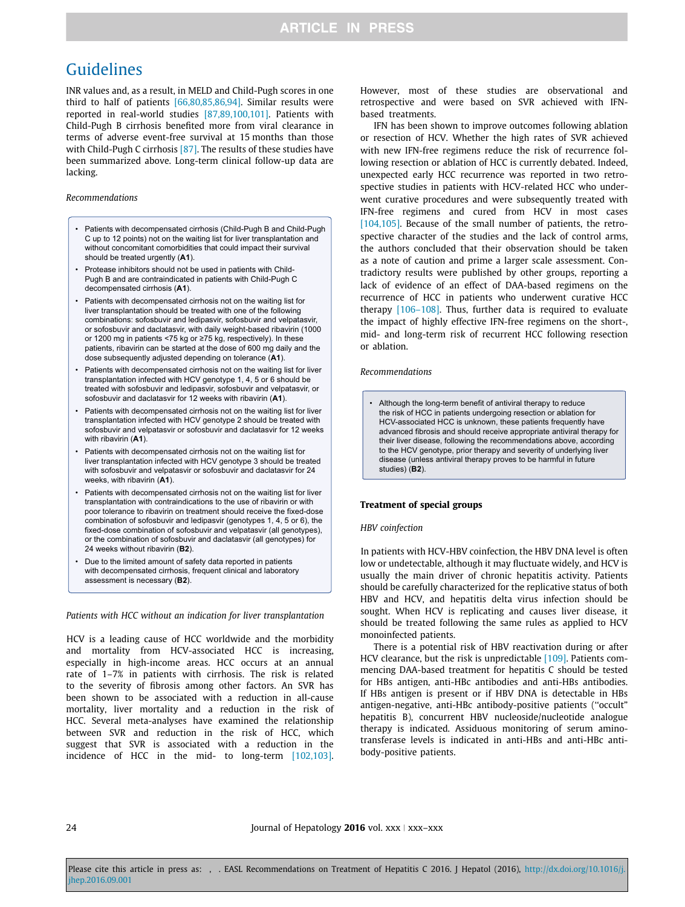INR values and, as a result, in MELD and Child-Pugh scores in one third to half of patients [66,80,85,86,94]. Similar results were reported in real-world studies [87,89,100,101]. Patients with Child-Pugh B cirrhosis benefited more from viral clearance in terms of adverse event-free survival at 15 months than those with Child-Pugh C cirrhosis [87]. The results of these studies have been summarized above. Long-term clinical follow-up data are lacking.

*Recommendations*

- Patients with decompensated cirrhosis (Child-Pugh B and Child-Pugh C up to 12 points) not on the waiting list for liver transplantation and without concomitant comorbidities that could impact their survival should be treated urgently (**A1**).
- Protease inhibitors should not be used in patients with Child-Pugh B and are contraindicated in patients with Child-Pugh C decompensated cirrhosis (**A1**).
- Patients with decompensated cirrhosis not on the waiting list for liver transplantation should be treated with one of the following combinations: sofosbuvir and ledipasvir, sofosbuvir and velpatasvir, or sofosbuvir and daclatasvir, with daily weight-based ribavirin (1000 or 1200 mg in patients <75 kg or ≥75 kg, respectively). In these patients, ribavirin can be started at the dose of 600 mg daily and the dose subsequently adjusted depending on tolerance (**A1**).
- Patients with decompensated cirrhosis not on the waiting list for liver transplantation infected with HCV genotype 1, 4, 5 or 6 should be treated with sofosbuvir and ledipasvir, sofosbuvir and velpatasvir, or sofosbuvir and daclatasvir for 12 weeks with ribavirin (**A1**).
- Patients with decompensated cirrhosis not on the waiting list for liver transplantation infected with HCV genotype 2 should be treated with sofosbuvir and velpatasvir or sofosbuvir and daclatasvir for 12 weeks with ribavirin (**A1**).
- Patients with decompensated cirrhosis not on the waiting list for liver transplantation infected with HCV genotype 3 should be treated with sofosbuvir and velpatasvir or sofosbuvir and daclatasvir for 24 weeks, with ribavirin (**A1**).
- Patients with decompensated cirrhosis not on the waiting list for liver transplantation with contraindications to the use of ribavirin or with poor tolerance to ribavirin on treatment should receive the fixed-dose combination of sofosbuvir and ledipasvir (genotypes 1, 4, 5 or 6), the fixed-dose combination of sofosbuvir and velpatasvir (all genotypes), or the combination of sofosbuvir and daclatasvir (all genotypes) for 24 weeks without ribavirin (**B2**).
- Due to the limited amount of safety data reported in patients with decompensated cirrhosis, frequent clinical and laboratory assessment is necessary (**B2**).

*Patients with HCC without an indication for liver transplantation*

HCV is a leading cause of HCC worldwide and the morbidity and mortality from HCV-associated HCC is increasing, especially in high-income areas. HCC occurs at an annual rate of 1–7% in patients with cirrhosis. The risk is related to the severity of fibrosis among other factors. An SVR has been shown to be associated with a reduction in all-cause mortality, liver mortality and a reduction in the risk of HCC. Several meta-analyses have examined the relationship between SVR and reduction in the risk of HCC, which suggest that SVR is associated with a reduction in the incidence of HCC in the mid- to long-term [102,103]. However, most of these studies are observational and retrospective and were based on SVR achieved with IFN-based treatments.

IFN has been shown to improve outcomes following ablation or resection of HCV. Whether the high rates of SVR achieved with new IFN-free regimens reduce the risk of recurrence following resection or ablation of HCC is currently debated. Indeed, unexpected early HCC recurrence was reported in two retrospective studies in patients with HCV-related HCC who underwent curative procedures and were subsequently treated with IFN-free regimens and cured from HCV in most cases [104,105]. Because of the small number of patients, the retrospective character of the studies and the lack of control arms, the authors concluded that their observation should be taken as a note of caution and prime a larger scale assessment. Contradictory results were published by other groups, reporting a lack of evidence of an effect of DAA-based regimens on the recurrence of HCC in patients who underwent curative HCC therapy [106–108]. Thus, further data is required to evaluate the impact of highly effective IFN-free regimens on the short-, mid- and long-term risk of recurrent HCC following resection or ablation.

*Recommendations*

- Although the long-term benefit of antiviral therapy to reduce the risk of HCC in patients undergoing resection or ablation for HCV-associated HCC is unknown, these patients frequently have advanced fibrosis and should receive appropriate antiviral therapy for their liver disease, following the recommendations above, according to the HCV genotype, prior therapy and severity of underlying liver disease (unless antiviral therapy proves to be harmful in future studies) (**B2**).

### Treatment of special groups

*HBV coinfection*

In patients with HCV-HBV coinfection, the HBV DNA level is often low or undetectable, although it may fluctuate widely, and HCV is usually the main driver of chronic hepatitis activity. Patients should be carefully characterized for the replicative status of both HBV and HCV, and hepatitis delta virus infection should be sought. When HCV is replicating and causes liver disease, it should be treated following the same rules as applied to HCV monoinfected patients.

There is a potential risk of HBV reactivation during or after HCV clearance, but the risk is unpredictable [109]. Patients commencing DAA-based treatment for hepatitis C should be tested for HBs antigen, anti-HBc antibodies and anti-HBs antibodies. If HBs antigen is present or if HBV DNA is detectable in HBs antigen-negative, anti-HBc antibody-positive patients ("occult" hepatitis B), concurrent HBV nucleoside/nucleotide analogue therapy is indicated. Assiduous monitoring of serum aminotransferase levels is indicated in anti-HBs and anti-HBc antibody-positive patients.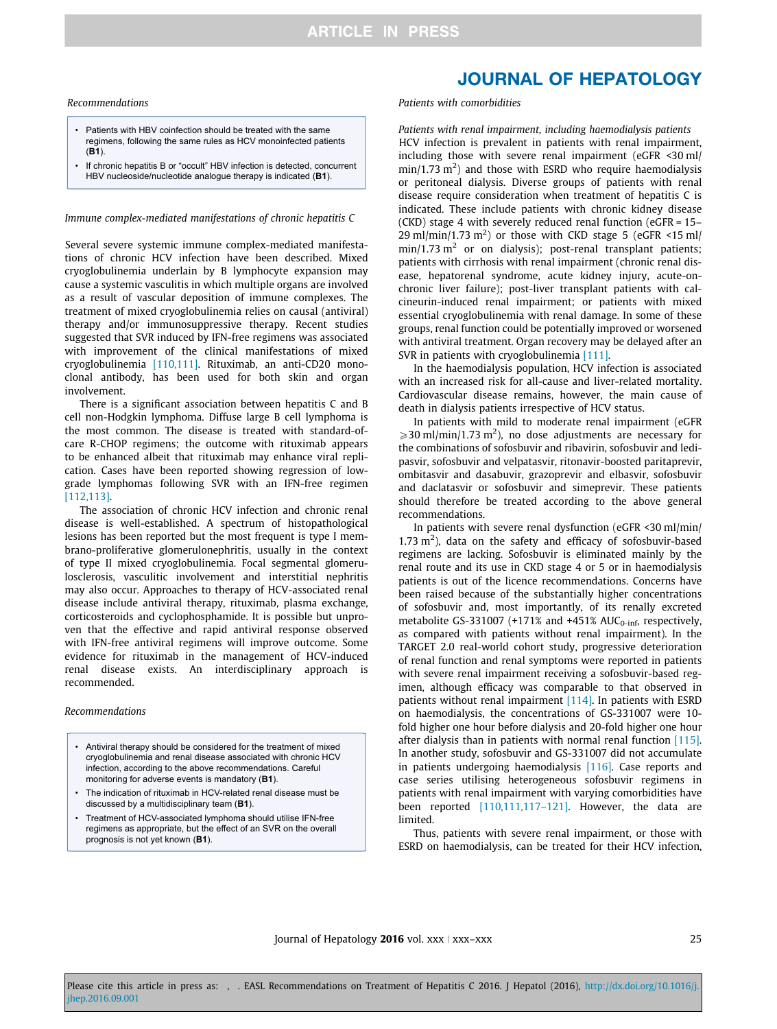*Recommendations*

- Patients with HBV coinfection should be treated with the same regimens, following the same rules as HCV monoinfected patients (**B1**).
- If chronic hepatitis B or "occult" HBV infection is detected, concurrent HBV nucleoside/nucleotide analogue therapy is indicated (**B1**).

*Immune complex-mediated manifestations of chronic hepatitis C*

Several severe systemic immune complex-mediated manifestations of chronic HCV infection have been described. Mixed cryoglobulinemia underlain by B lymphocyte expansion may cause a systemic vasculitis in which multiple organs are involved as a result of vascular deposition of immune complexes. The treatment of mixed cryoglobulinemia relies on causal (antiviral) therapy and/or immunosuppressive therapy. Recent studies suggested that SVR induced by IFN-free regimens was associated with improvement of the clinical manifestations of mixed cryoglobulinemia [110,111]. Rituximab, an anti-CD20 monoclonal antibody, has been used for both skin and organ involvement.

There is a significant association between hepatitis C and B cell non-Hodgkin lymphoma. Diffuse large B cell lymphoma is the most common. The disease is treated with standard-of-care R-CHOP regimens; the outcome with rituximab appears to be enhanced albeit that rituximab may enhance viral replication. Cases have been reported showing regression of low-grade lymphomas following SVR with an IFN-free regimen [112,113].

The association of chronic HCV infection and chronic renal disease is well-established. A spectrum of histopathological lesions has been reported but the most frequent is type I membrano-proliferative glomerulonephritis, usually in the context of type II mixed cryoglobulinemia. Focal segmental glomerulosclerosis, vasculitic involvement and interstitial nephritis may also occur. Approaches to therapy of HCV-associated renal disease include antiviral therapy, rituximab, plasma exchange, corticosteroids and cyclophosphamide. It is possible but unproven that the effective and rapid antiviral response observed with IFN-free antiviral regimens will improve outcome. Some evidence for rituximab in the management of HCV-induced renal disease exists. An interdisciplinary approach is recommended.

*Recommendations*

- Antiviral therapy should be considered for the treatment of mixed cryoglobulinemia and renal disease associated with chronic HCV infection, according to the above recommendations. Careful monitoring for adverse events is mandatory (**B1**).
- The indication of rituximab in HCV-related renal disease must be discussed by a multidisciplinary team (**B1**).
- Treatment of HCV-associated lymphoma should utilise IFN-free regimens as appropriate, but the effect of an SVR on the overall prognosis is not yet known (**B1**).

*Patients with comorbidities*

*Patients with renal impairment, including haemodialysis patients*

HCV infection is prevalent in patients with renal impairment, including those with severe renal impairment (eGFR <30 ml/min/1.73 $m^2$) and those with ESRD who require haemodialysis or peritoneal dialysis. Diverse groups of patients with renal disease require consideration when treatment of hepatitis C is indicated. These include patients with chronic kidney disease (CKD) stage 4 with severely reduced renal function (eGFR = 15–29 ml/min/1.73 $m^2$) or those with CKD stage 5 (eGFR <15 ml/min/1.73 $m^2$ or on dialysis); post-renal transplant patients; patients with cirrhosis with renal impairment (chronic renal disease, hepatorenal syndrome, acute kidney injury, acute-on-chronic liver failure); post-liver transplant patients with calcineurin-induced renal impairment; or patients with mixed essential cryoglobulinemia with renal damage. In some of these groups, renal function could be potentially improved or worsened with antiviral treatment. Organ recovery may be delayed after an SVR in patients with cryoglobulinemia [111].

In the haemodialysis population, HCV infection is associated with an increased risk for all-cause and liver-related mortality. Cardiovascular disease remains, however, the main cause of death in dialysis patients irrespective of HCV status.

In patients with mild to moderate renal impairment (eGFR $\geqslant$30 ml/min/1.73 $m^2$), no dose adjustments are necessary for the combinations of sofosbuvir and ribavirin, sofosbuvir and ledipasvir, sofosbuvir and velpatasvir, ritonavir-boosted paritaprevir, ombitasvir and dasabuvir, grazoprevir and elbasvir, sofosbuvir and daclatasvir or sofosbuvir and simeprevir. These patients should therefore be treated according to the above general recommendations.

In patients with severe renal dysfunction (eGFR <30 ml/min/1.73 $m^2$), data on the safety and efficacy of sofosbuvir-based regimens are lacking. Sofosbuvir is eliminated mainly by the renal route and its use in CKD stage 4 or 5 or in haemodialysis patients is out of the licence recommendations. Concerns have been raised because of the substantially higher concentrations of sofosbuvir and, most importantly, of its renally excreted metabolite GS-331007 (+171% and +451% $AUC_{0\text{-}inf}$, respectively, as compared with patients without renal impairment). In the TARGET 2.0 real-world cohort study, progressive deterioration of renal function and renal symptoms were reported in patients with severe renal impairment receiving a sofosbuvir-based regimen, although efficacy was comparable to that observed in patients without renal impairment [114]. In patients with ESRD on haemodialysis, the concentrations of GS-331007 were 10-fold higher one hour before dialysis and 20-fold higher one hour after dialysis than in patients with normal renal function [115]. In another study, sofosbuvir and GS-331007 did not accumulate in patients undergoing haemodialysis [116]. Case reports and case series utilising heterogeneous sofosbuvir regimens in patients with renal impairment with varying comorbidities have been reported [110,111,117–121]. However, the data are limited.

Thus, patients with severe renal impairment, or those with ESRD on haemodialysis, can be treated for their HCV infection,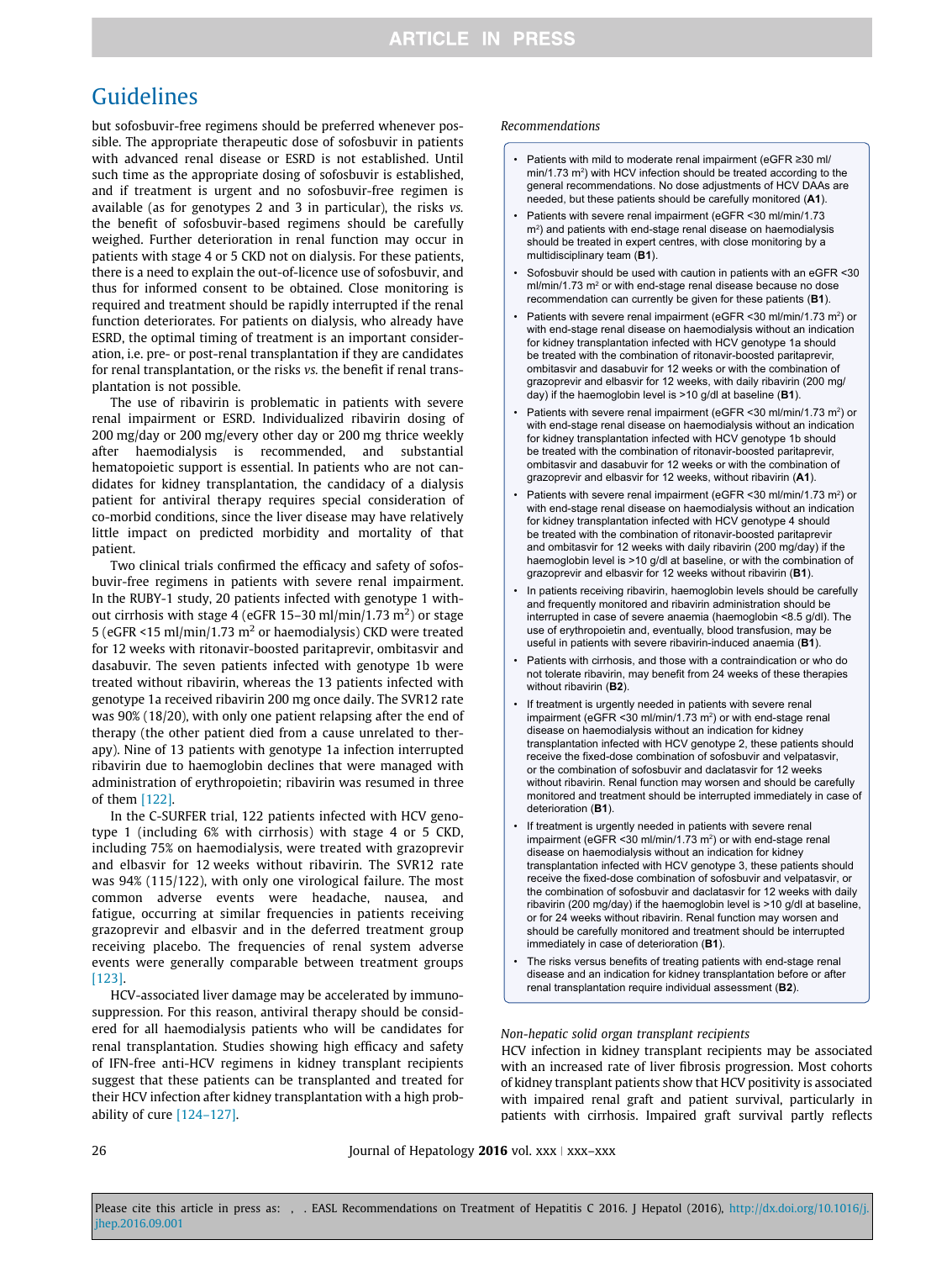but sofosbuvir-free regimens should be preferred whenever possible. The appropriate therapeutic dose of sofosbuvir in patients with advanced renal disease or ESRD is not established. Until such time as the appropriate dosing of sofosbuvir is established, and if treatment is urgent and no sofosbuvir-free regimen is available (as for genotypes 2 and 3 in particular), the risks *vs.* the benefit of sofosbuvir-based regimens should be carefully weighed. Further deterioration in renal function may occur in patients with stage 4 or 5 CKD not on dialysis. For these patients, there is a need to explain the out-of-licence use of sofosbuvir, and thus for informed consent to be obtained. Close monitoring is required and treatment should be rapidly interrupted if the renal function deteriorates. For patients on dialysis, who already have ESRD, the optimal timing of treatment is an important consideration, i.e. pre- or post-renal transplantation if they are candidates for renal transplantation, or the risks *vs.* the benefit if renal transplantation is not possible.

The use of ribavirin is problematic in patients with severe renal impairment or ESRD. Individualized ribavirin dosing of 200 mg/day or 200 mg/every other day or 200 mg thrice weekly after haemodialysis is recommended, and substantial hematopoietic support is essential. In patients who are not candidates for kidney transplantation, the candidacy of a dialysis patient for antiviral therapy requires special consideration of co-morbid conditions, since the liver disease may have relatively little impact on predicted morbidity and mortality of that patient.

Two clinical trials confirmed the efficacy and safety of sofosbuvir-free regimens in patients with severe renal impairment. In the RUBY-1 study, 20 patients infected with genotype 1 without cirrhosis with stage 4 (eGFR 15–30 ml/min/1.73 m$^2$) or stage 5 (eGFR <15 ml/min/1.73 m$^2$ or haemodialysis) CKD were treated for 12 weeks with ritonavir-boosted paritaprevir, ombitasvir and dasabuvir. The seven patients infected with genotype 1b were treated without ribavirin, whereas the 13 patients infected with genotype 1a received ribavirin 200 mg once daily. The SVR12 rate was 90% (18/20), with only one patient relapsing after the end of therapy (the other patient died from a cause unrelated to therapy). Nine of 13 patients with genotype 1a infection interrupted ribavirin due to haemoglobin declines that were managed with administration of erythropoietin; ribavirin was resumed in three of them [122].

In the C-SURFER trial, 122 patients infected with HCV genotype 1 (including 6% with cirrhosis) with stage 4 or 5 CKD, including 75% on haemodialysis, were treated with grazoprevir and elbasvir for 12 weeks without ribavirin. The SVR12 rate was 94% (115/122), with only one virological failure. The most common adverse events were headache, nausea, and fatigue, occurring at similar frequencies in patients receiving grazoprevir and elbasvir and in the deferred treatment group receiving placebo. The frequencies of renal system adverse events were generally comparable between treatment groups [123].

HCV-associated liver damage may be accelerated by immunosuppression. For this reason, antiviral therapy should be considered for all haemodialysis patients who will be candidates for renal transplantation. Studies showing high efficacy and safety of IFN-free anti-HCV regimens in kidney transplant recipients suggest that these patients can be transplanted and treated for their HCV infection after kidney transplantation with a high probability of cure [124–127].

*Recommendations*

- Patients with mild to moderate renal impairment (eGFR ≥30 ml/min/1.73 m$^2$) with HCV infection should be treated according to the general recommendations. No dose adjustments of HCV DAAs are needed, but these patients should be carefully monitored (**A1**).
- Patients with severe renal impairment (eGFR <30 ml/min/1.73 m$^2$) and patients with end-stage renal disease on haemodialysis should be treated in expert centres, with close monitoring by a multidisciplinary team (**B1**).
- Sofosbuvir should be used with caution in patients with an eGFR <30 ml/min/1.73 m$^2$ or with end-stage renal disease because no dose recommendation can currently be given for these patients (**B1**).
- Patients with severe renal impairment (eGFR <30 ml/min/1.73 m$^2$) or with end-stage renal disease on haemodialysis without an indication for kidney transplantation infected with HCV genotype 1a should be treated with the combination of ritonavir-boosted paritaprevir, ombitasvir and dasabuvir for 12 weeks or with the combination of grazoprevir and elbasvir for 12 weeks, with daily ribavirin (200 mg/day) if the haemoglobin level is >10 g/dl at baseline (**B1**).
- Patients with severe renal impairment (eGFR <30 ml/min/1.73 m$^2$) or with end-stage renal disease on haemodialysis without an indication for kidney transplantation infected with HCV genotype 1b should be treated with the combination of ritonavir-boosted paritaprevir, ombitasvir and dasabuvir for 12 weeks or with the combination of grazoprevir and elbasvir for 12 weeks, without ribavirin (**A1**).
- Patients with severe renal impairment (eGFR <30 ml/min/1.73 m$^2$) or with end-stage renal disease on haemodialysis without an indication for kidney transplantation infected with HCV genotype 4 should be treated with the combination of ritonavir-boosted paritaprevir and ombitasvir for 12 weeks with daily ribavirin (200 mg/day) if the haemoglobin level is >10 g/dl at baseline, or with the combination of grazoprevir and elbasvir for 12 weeks without ribavirin (**B1**).
- In patients receiving ribavirin, haemoglobin levels should be carefully and frequently monitored and ribavirin administration should be interrupted in case of severe anaemia (haemoglobin <8.5 g/dl). The use of erythropoietin and, eventually, blood transfusion, may be useful in patients with severe ribavirin-induced anaemia (**B1**).
- Patients with cirrhosis, and those with a contraindication or who do not tolerate ribavirin, may benefit from 24 weeks of these therapies without ribavirin (**B2**).
- If treatment is urgently needed in patients with severe renal impairment (eGFR <30 ml/min/1.73 m$^2$) or with end-stage renal disease on haemodialysis without an indication for kidney transplantation infected with HCV genotype 2, these patients should receive the fixed-dose combination of sofosbuvir and velpatasvir, or the combination of sofosbuvir and daclatasvir for 12 weeks without ribavirin. Renal function may worsen and should be carefully monitored and treatment should be interrupted immediately in case of deterioration (**B1**).
- If treatment is urgently needed in patients with severe renal impairment (eGFR <30 ml/min/1.73 m$^2$) or with end-stage renal disease on haemodialysis without an indication for kidney transplantation infected with HCV genotype 3, these patients should receive the fixed-dose combination of sofosbuvir and velpatasvir, or the combination of sofosbuvir and daclatasvir for 12 weeks with daily ribavirin (200 mg/day) if the haemoglobin level is >10 g/dl at baseline, or for 24 weeks without ribavirin. Renal function may worsen and should be carefully monitored and treatment should be interrupted immediately in case of deterioration (**B1**).
- The risks versus benefits of treating patients with end-stage renal disease and an indication for kidney transplantation before or after renal transplantation require individual assessment (**B2**).

*Non-hepatic solid organ transplant recipients*

HCV infection in kidney transplant recipients may be associated with an increased rate of liver fibrosis progression. Most cohorts of kidney transplant patients show that HCV positivity is associated with impaired renal graft and patient survival, particularly in patients with cirrhosis. Impaired graft survival partly reflects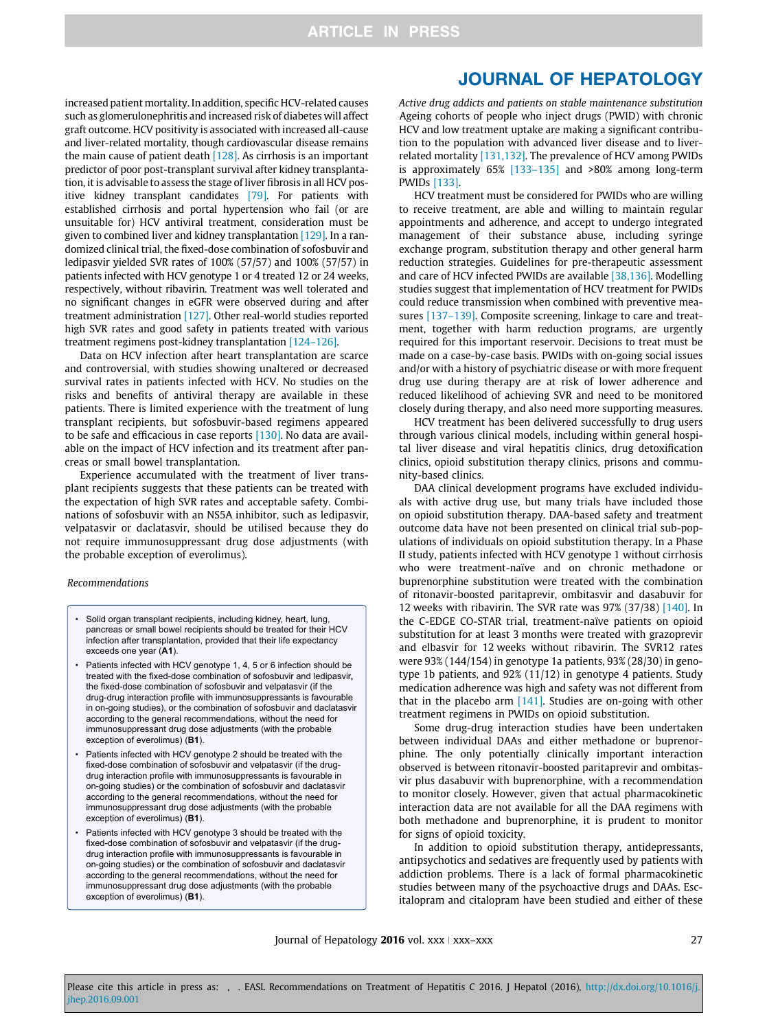increased patient mortality. In addition, specific HCV-related causes such as glomerulonephritis and increased risk of diabetes will affect graft outcome. HCV positivity is associated with increased all-cause and liver-related mortality, though cardiovascular disease remains the main cause of patient death [128]. As cirrhosis is an important predictor of poor post-transplant survival after kidney transplantation, it is advisable to assess the stage of liver fibrosis in all HCV positive kidney transplant candidates [79]. For patients with established cirrhosis and portal hypertension who fail (or are unsuitable for) HCV antiviral treatment, consideration must be given to combined liver and kidney transplantation [129]. In a randomized clinical trial, the fixed-dose combination of sofosbuvir and ledipasvir yielded SVR rates of 100% (57/57) and 100% (57/57) in patients infected with HCV genotype 1 or 4 treated 12 or 24 weeks, respectively, without ribavirin. Treatment was well tolerated and no significant changes in eGFR were observed during and after treatment administration [127]. Other real-world studies reported high SVR rates and good safety in patients treated with various treatment regimens post-kidney transplantation [124–126].

Data on HCV infection after heart transplantation are scarce and controversial, with studies showing unaltered or decreased survival rates in patients infected with HCV. No studies on the risks and benefits of antiviral therapy are available in these patients. There is limited experience with the treatment of lung transplant recipients, but sofosbuvir-based regimens appeared to be safe and efficacious in case reports [130]. No data are available on the impact of HCV infection and its treatment after pancreas or small bowel transplantation.

Experience accumulated with the treatment of liver transplant recipients suggests that these patients can be treated with the expectation of high SVR rates and acceptable safety. Combinations of sofosbuvir with an NS5A inhibitor, such as ledipasvir, velpatasvir or daclatasvir, should be utilised because they do not require immunosuppressant drug dose adjustments (with the probable exception of everolimus).

*Recommendations*

- Solid organ transplant recipients, including kidney, heart, lung, pancreas or small bowel recipients should be treated for their HCV infection after transplantation, provided that their life expectancy exceeds one year (**A1**).
- Patients infected with HCV genotype 1, 4, 5 or 6 infection should be treated with the fixed-dose combination of sofosbuvir and ledipasvir, the fixed-dose combination of sofosbuvir and velpatasvir (if the drug-drug interaction profile with immunosuppressants is favourable in on-going studies), or the combination of sofosbuvir and daclatasvir according to the general recommendations, without the need for immunosuppressant drug dose adjustments (with the probable exception of everolimus) (**B1**).
- Patients infected with HCV genotype 2 should be treated with the fixed-dose combination of sofosbuvir and velpatasvir (if the drug-drug interaction profile with immunosuppressants is favourable in on-going studies) or the combination of sofosbuvir and daclatasvir according to the general recommendations, without the need for immunosuppressant drug dose adjustments (with the probable exception of everolimus) (**B1**).
- Patients infected with HCV genotype 3 should be treated with the fixed-dose combination of sofosbuvir and velpatasvir (if the drug-drug interaction profile with immunosuppressants is favourable in on-going studies) or the combination of sofosbuvir and daclatasvir according to the general recommendations, without the need for immunosuppressant drug dose adjustments (with the probable exception of everolimus) (**B1**).

*Active drug addicts and patients on stable maintenance substitution*

Ageing cohorts of people who inject drugs (PWID) with chronic HCV and low treatment uptake are making a significant contribution to the population with advanced liver disease and to liver-related mortality [131,132]. The prevalence of HCV among PWIDs is approximately 65% [133–135] and >80% among long-term PWIDs [133].

HCV treatment must be considered for PWIDs who are willing to receive treatment, are able and willing to maintain regular appointments and adherence, and accept to undergo integrated management of their substance abuse, including syringe exchange program, substitution therapy and other general harm reduction strategies. Guidelines for pre-therapeutic assessment and care of HCV infected PWIDs are available [38,136]. Modelling studies suggest that implementation of HCV treatment for PWIDs could reduce transmission when combined with preventive measures [137–139]. Composite screening, linkage to care and treatment, together with harm reduction programs, are urgently required for this important reservoir. Decisions to treat must be made on a case-by-case basis. PWIDs with on-going social issues and/or with a history of psychiatric disease or with more frequent drug use during therapy are at risk of lower adherence and reduced likelihood of achieving SVR and need to be monitored closely during therapy, and also need more supporting measures.

HCV treatment has been delivered successfully to drug users through various clinical models, including within general hospital liver disease and viral hepatitis clinics, drug detoxification clinics, opioid substitution therapy clinics, prisons and community-based clinics.

DAA clinical development programs have excluded individuals with active drug use, but many trials have included those on opioid substitution therapy. DAA-based safety and treatment outcome data have not been presented on clinical trial sub-populations of individuals on opioid substitution therapy. In a Phase II study, patients infected with HCV genotype 1 without cirrhosis who were treatment-naïve and on chronic methadone or buprenorphine substitution were treated with the combination of ritonavir-boosted paritaprevir, ombitasvir and dasabuvir for 12 weeks with ribavirin. The SVR rate was 97% (37/38) [140]. In the C-EDGE CO-STAR trial, treatment-naïve patients on opioid substitution for at least 3 months were treated with grazoprevir and elbasvir for 12 weeks without ribavirin. The SVR12 rates were 93% (144/154) in genotype 1a patients, 93% (28/30) in genotype 1b patients, and 92% (11/12) in genotype 4 patients. Study medication adherence was high and safety was not different from that in the placebo arm [141]. Studies are on-going with other treatment regimens in PWIDs on opioid substitution.

Some drug-drug interaction studies have been undertaken between individual DAAs and either methadone or buprenorphine. The only potentially clinically important interaction observed is between ritonavir-boosted paritaprevir and ombitasvir plus dasabuvir with buprenorphine, with a recommendation to monitor closely. However, given that actual pharmacokinetic interaction data are not available for all the DAA regimens with both methadone and buprenorphine, it is prudent to monitor for signs of opioid toxicity.

In addition to opioid substitution therapy, antidepressants, antipsychotics and sedatives are frequently used by patients with addiction problems. There is a lack of formal pharmacokinetic studies between many of the psychoactive drugs and DAAs. Escitalopram and citalopram have been studied and either of these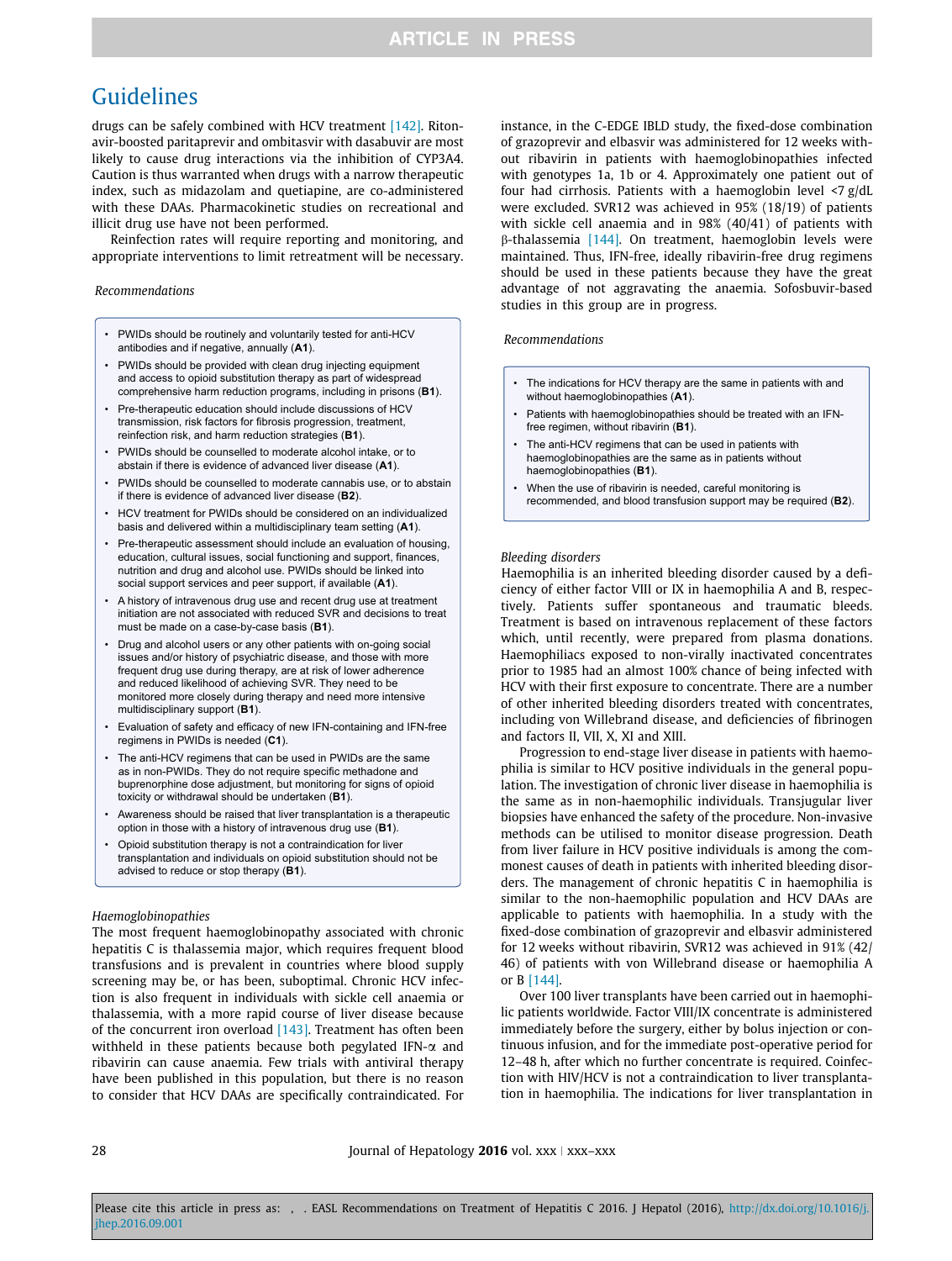drugs can be safely combined with HCV treatment [142]. Ritonavir-boosted paritaprevir and ombitasvir with dasabuvir are most likely to cause drug interactions via the inhibition of CYP3A4. Caution is thus warranted when drugs with a narrow therapeutic index, such as midazolam and quetiapine, are co-administered with these DAAs. Pharmacokinetic studies on recreational and illicit drug use have not been performed.

Reinfection rates will require reporting and monitoring, and appropriate interventions to limit retreatment will be necessary.

*Recommendations*

- PWIDs should be routinely and voluntarily tested for anti-HCV antibodies and if negative, annually (**A1**).
- PWIDs should be provided with clean drug injecting equipment and access to opioid substitution therapy as part of widespread comprehensive harm reduction programs, including in prisons (**B1**).
- Pre-therapeutic education should include discussions of HCV transmission, risk factors for fibrosis progression, treatment, reinfection risk, and harm reduction strategies (**B1**).
- PWIDs should be counselled to moderate alcohol intake, or to abstain if there is evidence of advanced liver disease (**A1**).
- PWIDs should be counselled to moderate cannabis use, or to abstain if there is evidence of advanced liver disease (**B2**).
- HCV treatment for PWIDs should be considered on an individualized basis and delivered within a multidisciplinary team setting (**A1**).
- Pre-therapeutic assessment should include an evaluation of housing, education, cultural issues, social functioning and support, finances, nutrition and drug and alcohol use. PWIDs should be linked into social support services and peer support, if available (**A1**).
- A history of intravenous drug use and recent drug use at treatment initiation are not associated with reduced SVR and decisions to treat must be made on a case-by-case basis (**B1**).
- Drug and alcohol users or any other patients with on-going social issues and/or history of psychiatric disease, and those with more frequent drug use during therapy, are at risk of lower adherence and reduced likelihood of achieving SVR. They need to be monitored more closely during therapy and need more intensive multidisciplinary support (**B1**).
- Evaluation of safety and efficacy of new IFN-containing and IFN-free regimens in PWIDs is needed (**C1**).
- The anti-HCV regimens that can be used in PWIDs are the same as in non-PWIDs. They do not require specific methadone and buprenorphine dose adjustment, but monitoring for signs of opioid toxicity or withdrawal should be undertaken (**B1**).
- Awareness should be raised that liver transplantation is a therapeutic option in those with a history of intravenous drug use (**B1**).
- Opioid substitution therapy is not a contraindication for liver transplantation and individuals on opioid substitution should not be advised to reduce or stop therapy (**B1**).

*Haemoglobinopathies*

The most frequent haemoglobinopathy associated with chronic hepatitis C is thalassemia major, which requires frequent blood transfusions and is prevalent in countries where blood supply screening may be, or has been, suboptimal. Chronic HCV infection is also frequent in individuals with sickle cell anaemia or thalassemia, with a more rapid course of liver disease because of the concurrent iron overload [143]. Treatment has often been withheld in these patients because both pegylated IFN-$\alpha$ and ribavirin can cause anaemia. Few trials with antiviral therapy have been published in this population, but there is no reason to consider that HCV DAAs are specifically contraindicated. For instance, in the C-EDGE IBLD study, the fixed-dose combination of grazoprevir and elbasvir was administered for 12 weeks without ribavirin in patients with haemoglobinopathies infected with genotypes 1a, 1b or 4. Approximately one patient out of four had cirrhosis. Patients with a haemoglobin level <7 g/dL were excluded. SVR12 was achieved in 95% (18/19) of patients with sickle cell anaemia and in 98% (40/41) of patients with β-thalassemia [144]. On treatment, haemoglobin levels were maintained. Thus, IFN-free, ideally ribavirin-free drug regimens should be used in these patients because they have the great advantage of not aggravating the anaemia. Sofosbuvir-based studies in this group are in progress.

*Recommendations*

- The indications for HCV therapy are the same in patients with and without haemoglobinopathies (**A1**).
- Patients with haemoglobinopathies should be treated with an IFN-free regimen, without ribavirin (**B1**).
- The anti-HCV regimens that can be used in patients with haemoglobinopathies are the same as in patients without haemoglobinopathies (**B1**).
- When the use of ribavirin is needed, careful monitoring is recommended, and blood transfusion support may be required (**B2**).

*Bleeding disorders*

Haemophilia is an inherited bleeding disorder caused by a deficiency of either factor VIII or IX in haemophilia A and B, respectively. Patients suffer spontaneous and traumatic bleeds. Treatment is based on intravenous replacement of these factors which, until recently, were prepared from plasma donations. Haemophiliacs exposed to non-virally inactivated concentrates prior to 1985 had an almost 100% chance of being infected with HCV with their first exposure to concentrate. There are a number of other inherited bleeding disorders treated with concentrates, including von Willebrand disease, and deficiencies of fibrinogen and factors II, VII, X, XI and XIII.

Progression to end-stage liver disease in patients with haemophilia is similar to HCV positive individuals in the general population. The investigation of chronic liver disease in haemophilia is the same as in non-haemophilic individuals. Transjugular liver biopsies have enhanced the safety of the procedure. Non-invasive methods can be utilised to monitor disease progression. Death from liver failure in HCV positive individuals is among the commonest causes of death in patients with inherited bleeding disorders. The management of chronic hepatitis C in haemophilia is similar to the non-haemophilic population and HCV DAAs are applicable to patients with haemophilia. In a study with the fixed-dose combination of grazoprevir and elbasvir administered for 12 weeks without ribavirin, SVR12 was achieved in 91% (42/46) of patients with von Willebrand disease or haemophilia A or B [144].

Over 100 liver transplants have been carried out in haemophilic patients worldwide. Factor VIII/IX concentrate is administered immediately before the surgery, either by bolus injection or continuous infusion, and for the immediate post-operative period for 12–48 h, after which no further concentrate is required. Coinfection with HIV/HCV is not a contraindication to liver transplantation in haemophilia. The indications for liver transplantation in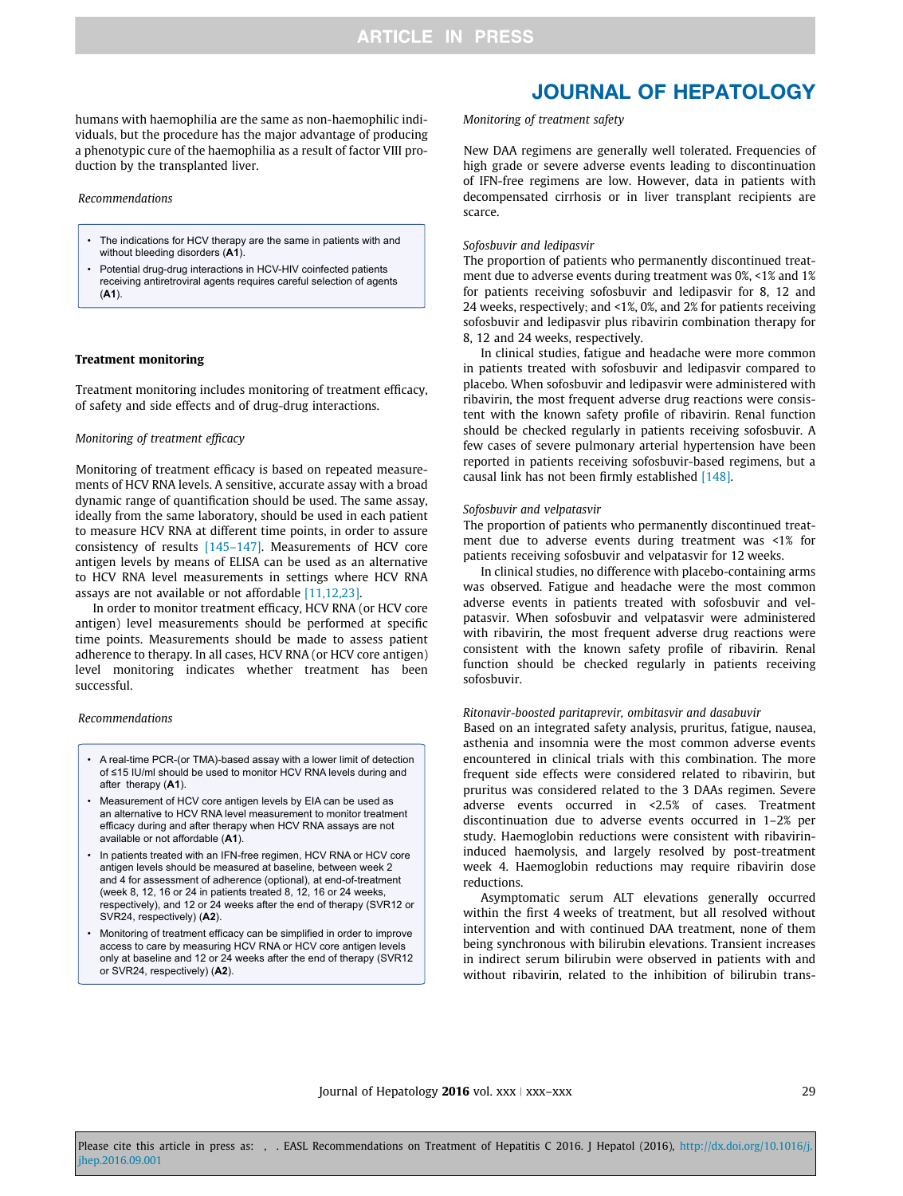humans with haemophilia are the same as non-haemophilic individuals, but the procedure has the major advantage of producing a phenotypic cure of the haemophilia as a result of factor VIII production by the transplanted liver.

*Recommendations*

- The indications for HCV therapy are the same in patients with and without bleeding disorders (**A1**).
- Potential drug-drug interactions in HCV-HIV coinfected patients receiving antiretroviral agents requires careful selection of agents (**A1**).

## Treatment monitoring

Treatment monitoring includes monitoring of treatment efficacy, of safety and side effects and of drug-drug interactions.

### *Monitoring of treatment efficacy*

Monitoring of treatment efficacy is based on repeated measurements of HCV RNA levels. A sensitive, accurate assay with a broad dynamic range of quantification should be used. The same assay, ideally from the same laboratory, should be used in each patient to measure HCV RNA at different time points, in order to assure consistency of results [145–147]. Measurements of HCV core antigen levels by means of ELISA can be used as an alternative to HCV RNA level measurements in settings where HCV RNA assays are not available or not affordable [11,12,23].

In order to monitor treatment efficacy, HCV RNA (or HCV core antigen) level measurements should be performed at specific time points. Measurements should be made to assess patient adherence to therapy. In all cases, HCV RNA (or HCV core antigen) level monitoring indicates whether treatment has been successful.

*Recommendations*

- A real-time PCR-(or TMA)-based assay with a lower limit of detection of ≤15 IU/ml should be used to monitor HCV RNA levels during and after therapy (**A1**).
- Measurement of HCV core antigen levels by EIA can be used as an alternative to HCV RNA level measurement to monitor treatment efficacy during and after therapy when HCV RNA assays are not available or not affordable (**A1**).
- In patients treated with an IFN-free regimen, HCV RNA or HCV core antigen levels should be measured at baseline, between week 2 and 4 for assessment of adherence (optional), at end-of-treatment (week 8, 12, 16 or 24 in patients treated 8, 12, 16 or 24 weeks, respectively), and 12 or 24 weeks after the end of therapy (SVR12 or SVR24, respectively) (**A2**).
- Monitoring of treatment efficacy can be simplified in order to improve access to care by measuring HCV RNA or HCV core antigen levels only at baseline and 12 or 24 weeks after the end of therapy (SVR12 or SVR24, respectively) (**A2**).

### *Monitoring of treatment safety*

New DAA regimens are generally well tolerated. Frequencies of high grade or severe adverse events leading to discontinuation of IFN-free regimens are low. However, data in patients with decompensated cirrhosis or in liver transplant recipients are scarce.

*Sofosbuvir and ledipasvir*

The proportion of patients who permanently discontinued treatment due to adverse events during treatment was 0%, <1% and 1% for patients receiving sofosbuvir and ledipasvir for 8, 12 and 24 weeks, respectively; and <1%, 0%, and 2% for patients receiving sofosbuvir and ledipasvir plus ribavirin combination therapy for 8, 12 and 24 weeks, respectively.

In clinical studies, fatigue and headache were more common in patients treated with sofosbuvir and ledipasvir compared to placebo. When sofosbuvir and ledipasvir were administered with ribavirin, the most frequent adverse drug reactions were consistent with the known safety profile of ribavirin. Renal function should be checked regularly in patients receiving sofosbuvir. A few cases of severe pulmonary arterial hypertension have been reported in patients receiving sofosbuvir-based regimens, but a causal link has not been firmly established [148].

*Sofosbuvir and velpatasvir*

The proportion of patients who permanently discontinued treatment due to adverse events during treatment was <1% for patients receiving sofosbuvir and velpatasvir for 12 weeks.

In clinical studies, no difference with placebo-containing arms was observed. Fatigue and headache were the most common adverse events in patients treated with sofosbuvir and velpatasvir. When sofosbuvir and velpatasvir were administered with ribavirin, the most frequent adverse drug reactions were consistent with the known safety profile of ribavirin. Renal function should be checked regularly in patients receiving sofosbuvir.

*Ritonavir-boosted paritaprevir, ombitasvir and dasabuvir*

Based on an integrated safety analysis, pruritus, fatigue, nausea, asthenia and insomnia were the most common adverse events encountered in clinical trials with this combination. The more frequent side effects were considered related to ribavirin, but pruritus was considered related to the 3 DAAs regimen. Severe adverse events occurred in <2.5% of cases. Treatment discontinuation due to adverse events occurred in 1–2% per study. Haemoglobin reductions were consistent with ribavirin-induced haemolysis, and largely resolved by post-treatment week 4. Haemoglobin reductions may require ribavirin dose reductions.

Asymptomatic serum ALT elevations generally occurred within the first 4 weeks of treatment, but all resolved without intervention and with continued DAA treatment, none of them being synchronous with bilirubin elevations. Transient increases in indirect serum bilirubin were observed in patients with and without ribavirin, related to the inhibition of bilirubin trans-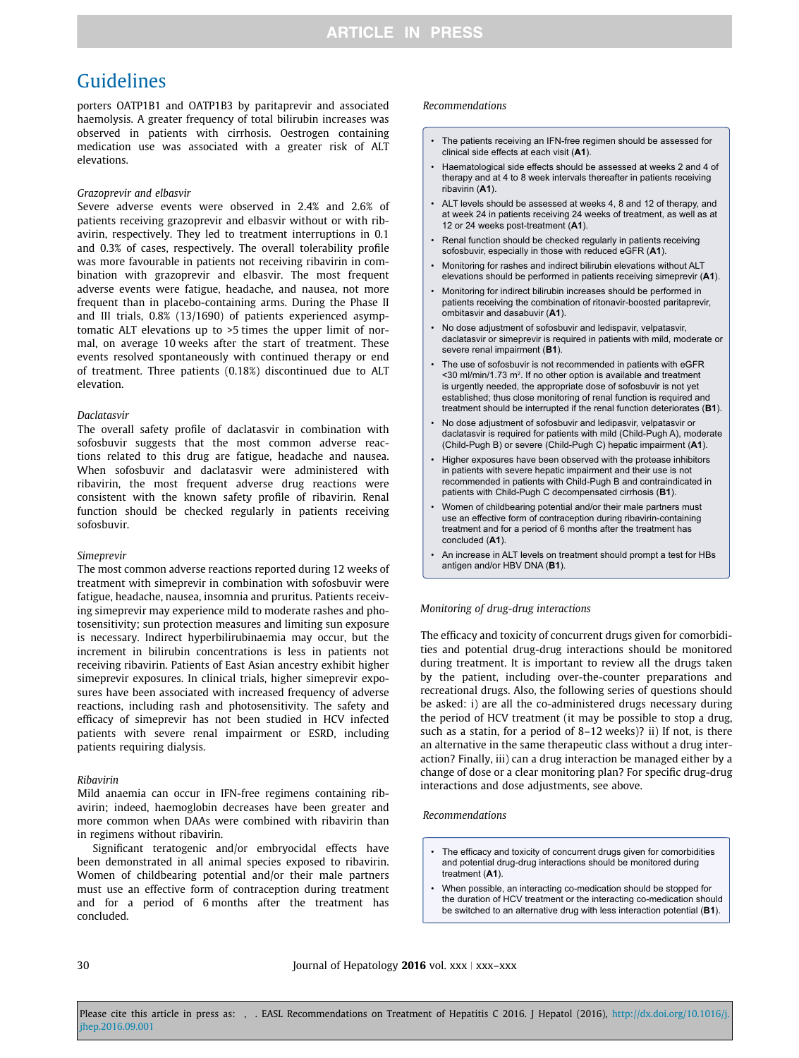porters OATP1B1 and OATP1B3 by paritaprevir and associated haemolysis. A greater frequency of total bilirubin increases was observed in patients with cirrhosis. Oestrogen containing medication use was associated with a greater risk of ALT elevations.

*Grazoprevir and elbasvir*

Severe adverse events were observed in 2.4% and 2.6% of patients receiving grazoprevir and elbasvir without or with ribavirin, respectively. They led to treatment interruptions in 0.1 and 0.3% of cases, respectively. The overall tolerability profile was more favourable in patients not receiving ribavirin in combination with grazoprevir and elbasvir. The most frequent adverse events were fatigue, headache, and nausea, not more frequent than in placebo-containing arms. During the Phase II and III trials, 0.8% (13/1690) of patients experienced asymptomatic ALT elevations up to >5 times the upper limit of normal, on average 10 weeks after the start of treatment. These events resolved spontaneously with continued therapy or end of treatment. Three patients (0.18%) discontinued due to ALT elevation.

*Daclatasvir*

The overall safety profile of daclatasvir in combination with sofosbuvir suggests that the most common adverse reactions related to this drug are fatigue, headache and nausea. When sofosbuvir and daclatasvir were administered with ribavirin, the most frequent adverse drug reactions were consistent with the known safety profile of ribavirin. Renal function should be checked regularly in patients receiving sofosbuvir.

*Simeprevir*

The most common adverse reactions reported during 12 weeks of treatment with simeprevir in combination with sofosbuvir were fatigue, headache, nausea, insomnia and pruritus. Patients receiving simeprevir may experience mild to moderate rashes and photosensitivity; sun protection measures and limiting sun exposure is necessary. Indirect hyperbilirubinaemia may occur, but the increment in bilirubin concentrations is less in patients not receiving ribavirin. Patients of East Asian ancestry exhibit higher simeprevir exposures. In clinical trials, higher simeprevir exposures have been associated with increased frequency of adverse reactions, including rash and photosensitivity. The safety and efficacy of simeprevir has not been studied in HCV infected patients with severe renal impairment or ESRD, including patients requiring dialysis.

*Ribavirin*

Mild anaemia can occur in IFN-free regimens containing ribavirin; indeed, haemoglobin decreases have been greater and more common when DAAs were combined with ribavirin than in regimens without ribavirin.

Significant teratogenic and/or embryocidal effects have been demonstrated in all animal species exposed to ribavirin. Women of childbearing potential and/or their male partners must use an effective form of contraception during treatment and for a period of 6 months after the treatment has concluded.

*Recommendations*

- The patients receiving an IFN-free regimen should be assessed for clinical side effects at each visit (**A1**).
- Haematological side effects should be assessed at weeks 2 and 4 of therapy and at 4 to 8 week intervals thereafter in patients receiving ribavirin (**A1**).
- ALT levels should be assessed at weeks 4, 8 and 12 of therapy, and at week 24 in patients receiving 24 weeks of treatment, as well as at 12 or 24 weeks post-treatment (**A1**).
- Renal function should be checked regularly in patients receiving sofosbuvir, especially in those with reduced eGFR (**A1**).
- Monitoring for rashes and indirect bilirubin elevations without ALT elevations should be performed in patients receiving simeprevir (**A1**).
- Monitoring for indirect bilirubin increases should be performed in patients receiving the combination of ritonavir-boosted paritaprevir, ombitasvir and dasabuvir (**A1**).
- No dose adjustment of sofosbuvir and ledispavir, velpatasvir, daclatasvir or simeprevir is required in patients with mild, moderate or severe renal impairment (**B1**).
- The use of sofosbuvir is not recommended in patients with eGFR <30 ml/min/1.73 m². If no other option is available and treatment is urgently needed, the appropriate dose of sofosbuvir is not yet established; thus close monitoring of renal function is required and treatment should be interrupted if the renal function deteriorates (**B1**).
- No dose adjustment of sofosbuvir and ledipasvir, velpatasvir or daclatasvir is required for patients with mild (Child-Pugh A), moderate (Child-Pugh B) or severe (Child-Pugh C) hepatic impairment (**A1**).
- Higher exposures have been observed with the protease inhibitors in patients with severe hepatic impairment and their use is not recommended in patients with Child-Pugh B and contraindicated in patients with Child-Pugh C decompensated cirrhosis (**B1**).
- Women of childbearing potential and/or their male partners must use an effective form of contraception during ribavirin-containing treatment and for a period of 6 months after the treatment has concluded (**A1**).
- An increase in ALT levels on treatment should prompt a test for HBs antigen and/or HBV DNA (**B1**).

*Monitoring of drug-drug interactions*

The efficacy and toxicity of concurrent drugs given for comorbidities and potential drug-drug interactions should be monitored during treatment. It is important to review all the drugs taken by the patient, including over-the-counter preparations and recreational drugs. Also, the following series of questions should be asked: i) are all the co-administered drugs necessary during the period of HCV treatment (it may be possible to stop a drug, such as a statin, for a period of 8–12 weeks)? ii) If not, is there an alternative in the same therapeutic class without a drug interaction? Finally, iii) can a drug interaction be managed either by a change of dose or a clear monitoring plan? For specific drug-drug interactions and dose adjustments, see above.

*Recommendations*

- The efficacy and toxicity of concurrent drugs given for comorbidities and potential drug-drug interactions should be monitored during treatment (**A1**).
- When possible, an interacting co-medication should be stopped for the duration of HCV treatment or the interacting co-medication should be switched to an alternative drug with less interaction potential (**B1**).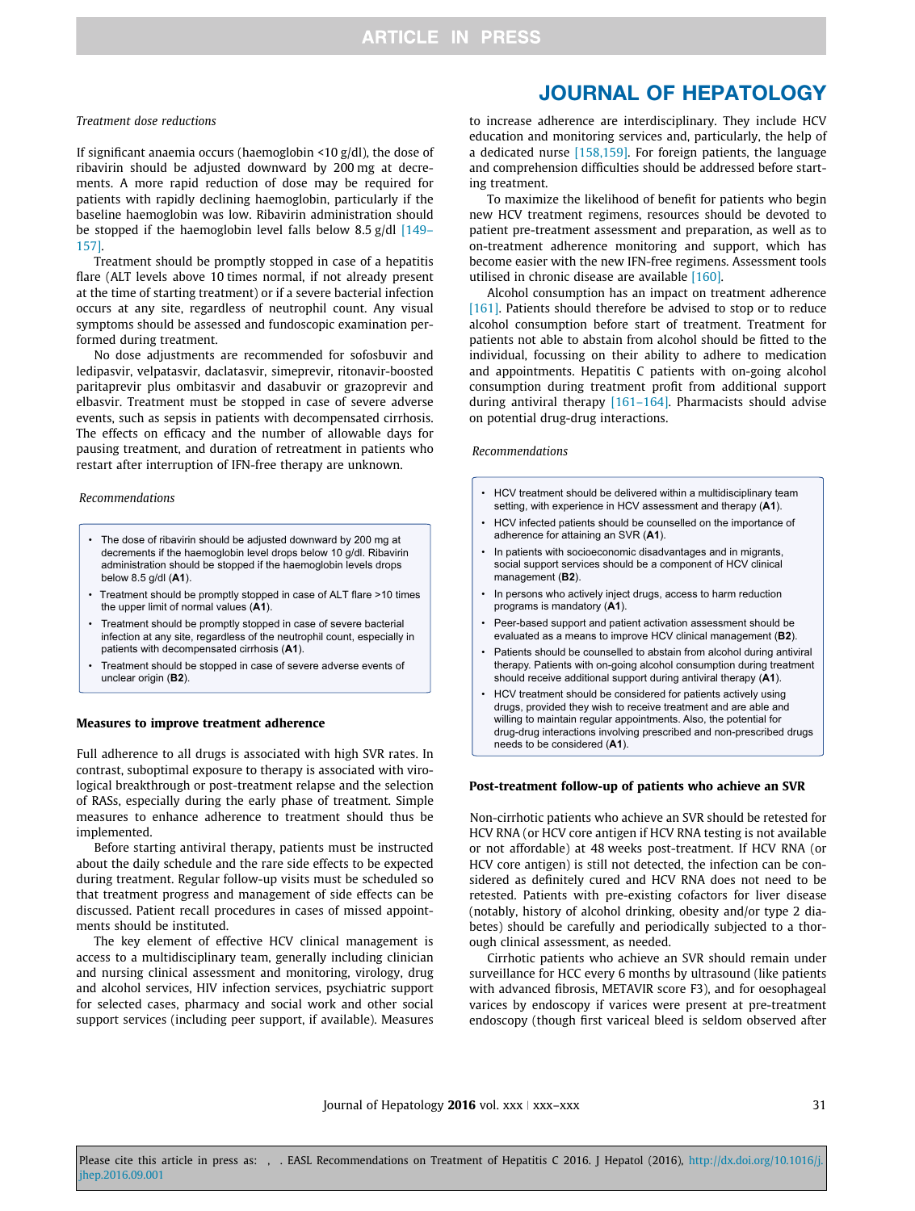*Treatment dose reductions*

If significant anaemia occurs (haemoglobin <10 g/dl), the dose of ribavirin should be adjusted downward by 200 mg at decrements. A more rapid reduction of dose may be required for patients with rapidly declining haemoglobin, particularly if the baseline haemoglobin was low. Ribavirin administration should be stopped if the haemoglobin level falls below 8.5 g/dl [149–157].

Treatment should be promptly stopped in case of a hepatitis flare (ALT levels above 10 times normal, if not already present at the time of starting treatment) or if a severe bacterial infection occurs at any site, regardless of neutrophil count. Any visual symptoms should be assessed and fundoscopic examination performed during treatment.

No dose adjustments are recommended for sofosbuvir and ledipasvir, velpatasvir, daclatasvir, simeprevir, ritonavir-boosted paritaprevir plus ombitasvir and dasabuvir or grazoprevir and elbasvir. Treatment must be stopped in case of severe adverse events, such as sepsis in patients with decompensated cirrhosis. The effects on efficacy and the number of allowable days for pausing treatment, and duration of retreatment in patients who restart after interruption of IFN-free therapy are unknown.

*Recommendations*

- The dose of ribavirin should be adjusted downward by 200 mg at decrements if the haemoglobin level drops below 10 g/dl. Ribavirin administration should be stopped if the haemoglobin levels drops below 8.5 g/dl (**A1**).
- Treatment should be promptly stopped in case of ALT flare >10 times the upper limit of normal values (**A1**).
- Treatment should be promptly stopped in case of severe bacterial infection at any site, regardless of the neutrophil count, especially in patients with decompensated cirrhosis (**A1**).
- Treatment should be stopped in case of severe adverse events of unclear origin (**B2**).

**Measures to improve treatment adherence**

Full adherence to all drugs is associated with high SVR rates. In contrast, suboptimal exposure to therapy is associated with virological breakthrough or post-treatment relapse and the selection of RASs, especially during the early phase of treatment. Simple measures to enhance adherence to treatment should thus be implemented.

Before starting antiviral therapy, patients must be instructed about the daily schedule and the rare side effects to be expected during treatment. Regular follow-up visits must be scheduled so that treatment progress and management of side effects can be discussed. Patient recall procedures in cases of missed appointments should be instituted.

The key element of effective HCV clinical management is access to a multidisciplinary team, generally including clinician and nursing clinical assessment and monitoring, virology, drug and alcohol services, HIV infection services, psychiatric support for selected cases, pharmacy and social work and other social support services (including peer support, if available). Measures to increase adherence are interdisciplinary. They include HCV education and monitoring services and, particularly, the help of a dedicated nurse [158,159]. For foreign patients, the language and comprehension difficulties should be addressed before starting treatment.

To maximize the likelihood of benefit for patients who begin new HCV treatment regimens, resources should be devoted to patient pre-treatment assessment and preparation, as well as to on-treatment adherence monitoring and support, which has become easier with the new IFN-free regimens. Assessment tools utilised in chronic disease are available [160].

Alcohol consumption has an impact on treatment adherence [161]. Patients should therefore be advised to stop or to reduce alcohol consumption before start of treatment. Treatment for patients not able to abstain from alcohol should be fitted to the individual, focussing on their ability to adhere to medication and appointments. Hepatitis C patients with on-going alcohol consumption during treatment profit from additional support during antiviral therapy [161–164]. Pharmacists should advise on potential drug-drug interactions.

*Recommendations*

- HCV treatment should be delivered within a multidisciplinary team setting, with experience in HCV assessment and therapy (**A1**).
- HCV infected patients should be counselled on the importance of adherence for attaining an SVR (**A1**).
- In patients with socioeconomic disadvantages and in migrants, social support services should be a component of HCV clinical management (**B2**).
- In persons who actively inject drugs, access to harm reduction programs is mandatory (**A1**).
- Peer-based support and patient activation assessment should be evaluated as a means to improve HCV clinical management (**B2**).
- Patients should be counselled to abstain from alcohol during antiviral therapy. Patients with on-going alcohol consumption during treatment should receive additional support during antiviral therapy (**A1**).
- HCV treatment should be considered for patients actively using drugs, provided they wish to receive treatment and are able and willing to maintain regular appointments. Also, the potential for drug-drug interactions involving prescribed and non-prescribed drugs needs to be considered (**A1**).

**Post-treatment follow-up of patients who achieve an SVR**

Non-cirrhotic patients who achieve an SVR should be retested for HCV RNA (or HCV core antigen if HCV RNA testing is not available or not affordable) at 48 weeks post-treatment. If HCV RNA (or HCV core antigen) is still not detected, the infection can be considered as definitely cured and HCV RNA does not need to be retested. Patients with pre-existing cofactors for liver disease (notably, history of alcohol drinking, obesity and/or type 2 diabetes) should be carefully and periodically subjected to a thorough clinical assessment, as needed.

Cirrhotic patients who achieve an SVR should remain under surveillance for HCC every 6 months by ultrasound (like patients with advanced fibrosis, METAVIR score F3), and for oesophageal varices by endoscopy if varices were present at pre-treatment endoscopy (though first variceal bleed is seldom observed after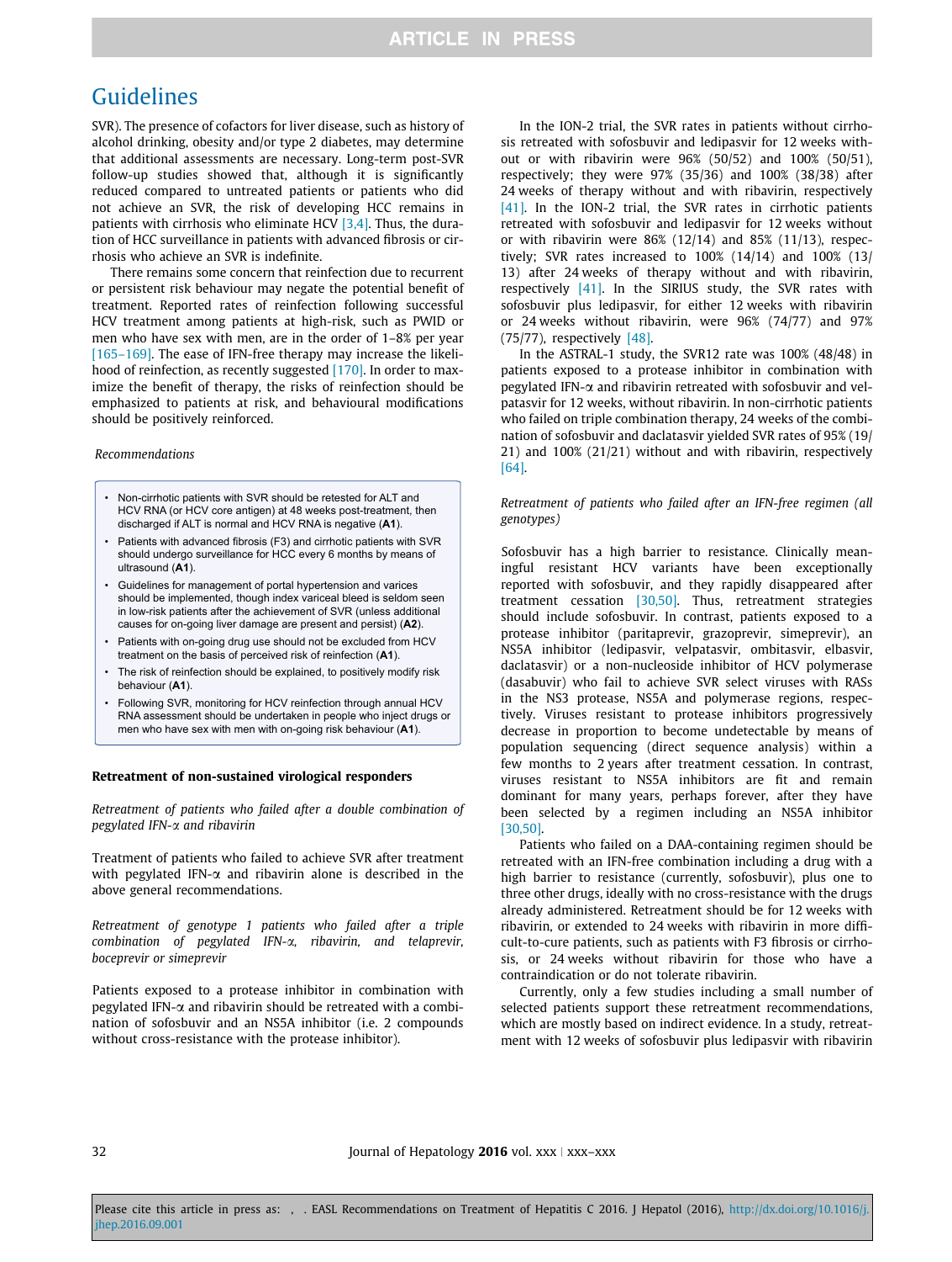SVR). The presence of cofactors for liver disease, such as history of alcohol drinking, obesity and/or type 2 diabetes, may determine that additional assessments are necessary. Long-term post-SVR follow-up studies showed that, although it is significantly reduced compared to untreated patients or patients who did not achieve an SVR, the risk of developing HCC remains in patients with cirrhosis who eliminate HCV [3,4]. Thus, the duration of HCC surveillance in patients with advanced fibrosis or cirrhosis who achieve an SVR is indefinite.

There remains some concern that reinfection due to recurrent or persistent risk behaviour may negate the potential benefit of treatment. Reported rates of reinfection following successful HCV treatment among patients at high-risk, such as PWID or men who have sex with men, are in the order of 1–8% per year [165–169]. The ease of IFN-free therapy may increase the likelihood of reinfection, as recently suggested [170]. In order to maximize the benefit of therapy, the risks of reinfection should be emphasized to patients at risk, and behavioural modifications should be positively reinforced.

*Recommendations*

- Non-cirrhotic patients with SVR should be retested for ALT and HCV RNA (or HCV core antigen) at 48 weeks post-treatment, then discharged if ALT is normal and HCV RNA is negative (**A1**).
- Patients with advanced fibrosis (F3) and cirrhotic patients with SVR should undergo surveillance for HCC every 6 months by means of ultrasound (**A1**).
- Guidelines for management of portal hypertension and varices should be implemented, though index variceal bleed is seldom seen in low-risk patients after the achievement of SVR (unless additional causes for on-going liver damage are present and persist) (**A2**).
- Patients with on-going drug use should not be excluded from HCV treatment on the basis of perceived risk of reinfection (**A1**).
- The risk of reinfection should be explained, to positively modify risk behaviour (**A1**).
- Following SVR, monitoring for HCV reinfection through annual HCV RNA assessment should be undertaken in people who inject drugs or men who have sex with men with on-going risk behaviour (**A1**).

### Retreatment of non-sustained virological responders

*Retreatment of patients who failed after a double combination of pegylated IFN-α and ribavirin*

Treatment of patients who failed to achieve SVR after treatment with pegylated IFN-α and ribavirin alone is described in the above general recommendations.

*Retreatment of genotype 1 patients who failed after a triple combination of pegylated IFN-α, ribavirin, and telaprevir, boceprevir or simeprevir*

Patients exposed to a protease inhibitor in combination with pegylated IFN-α and ribavirin should be retreated with a combination of sofosbuvir and an NS5A inhibitor (i.e. 2 compounds without cross-resistance with the protease inhibitor).

In the ION-2 trial, the SVR rates in patients without cirrhosis retreated with sofosbuvir and ledipasvir for 12 weeks without or with ribavirin were 96% (50/52) and 100% (50/51), respectively; they were 97% (35/36) and 100% (38/38) after 24 weeks of therapy without and with ribavirin, respectively [41]. In the ION-2 trial, the SVR rates in cirrhotic patients retreated with sofosbuvir and ledipasvir for 12 weeks without or with ribavirin were 86% (12/14) and 85% (11/13), respectively; SVR rates increased to 100% (14/14) and 100% (13/13) after 24 weeks of therapy without and with ribavirin, respectively [41]. In the SIRIUS study, the SVR rates with sofosbuvir plus ledipasvir, for either 12 weeks with ribavirin or 24 weeks without ribavirin, were 96% (74/77) and 97% (75/77), respectively [48].

In the ASTRAL-1 study, the SVR12 rate was 100% (48/48) in patients exposed to a protease inhibitor in combination with pegylated IFN-α and ribavirin retreated with sofosbuvir and velpatasvir for 12 weeks, without ribavirin. In non-cirrhotic patients who failed on triple combination therapy, 24 weeks of the combination of sofosbuvir and daclatasvir yielded SVR rates of 95% (19/21) and 100% (21/21) without and with ribavirin, respectively [64].

*Retreatment of patients who failed after an IFN-free regimen (all genotypes)*

Sofosbuvir has a high barrier to resistance. Clinically meaningful resistant HCV variants have been exceptionally reported with sofosbuvir, and they rapidly disappeared after treatment cessation [30,50]. Thus, retreatment strategies should include sofosbuvir. In contrast, patients exposed to a protease inhibitor (paritaprevir, grazoprevir, simeprevir), an NS5A inhibitor (ledipasvir, velpatasvir, ombitasvir, elbasvir, daclatasvir) or a non-nucleoside inhibitor of HCV polymerase (dasabuvir) who fail to achieve SVR select viruses with RASs in the NS3 protease, NS5A and polymerase regions, respectively. Viruses resistant to protease inhibitors progressively decrease in proportion to become undetectable by means of population sequencing (direct sequence analysis) within a few months to 2 years after treatment cessation. In contrast, viruses resistant to NS5A inhibitors are fit and remain dominant for many years, perhaps forever, after they have been selected by a regimen including an NS5A inhibitor [30,50].

Patients who failed on a DAA-containing regimen should be retreated with an IFN-free combination including a drug with a high barrier to resistance (currently, sofosbuvir), plus one to three other drugs, ideally with no cross-resistance with the drugs already administered. Retreatment should be for 12 weeks with ribavirin, or extended to 24 weeks with ribavirin in more difficult-to-cure patients, such as patients with F3 fibrosis or cirrhosis, or 24 weeks without ribavirin for those who have a contraindication or do not tolerate ribavirin.

Currently, only a few studies including a small number of selected patients support these retreatment recommendations, which are mostly based on indirect evidence. In a study, retreatment with 12 weeks of sofosbuvir plus ledipasvir with ribavirin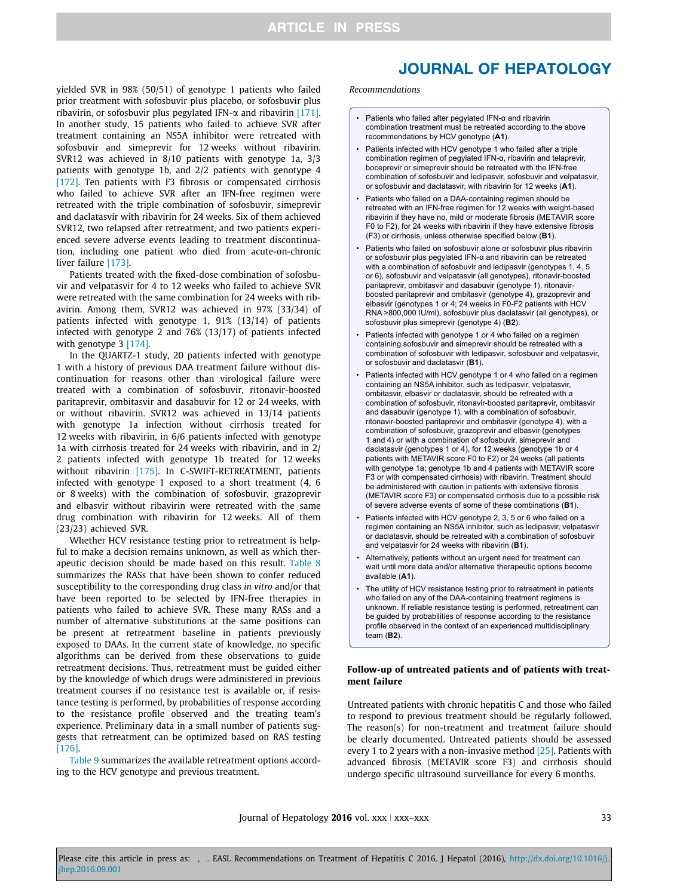yielded SVR in 98% (50/51) of genotype 1 patients who failed prior treatment with sofosbuvir plus placebo, or sofosbuvir plus ribavirin, or sofosbuvir plus pegylated IFN-α and ribavirin [171]. In another study, 15 patients who failed to achieve SVR after treatment containing an NS5A inhibitor were retreated with sofosbuvir and simeprevir for 12 weeks without ribavirin. SVR12 was achieved in 8/10 patients with genotype 1a, 3/3 patients with genotype 1b, and 2/2 patients with genotype 4 [172]. Ten patients with F3 fibrosis or compensated cirrhosis who failed to achieve SVR after an IFN-free regimen were retreated with the triple combination of sofosbuvir, simeprevir and daclatasvir with ribavirin for 24 weeks. Six of them achieved SVR12, two relapsed after retreatment, and two patients experienced severe adverse events leading to treatment discontinuation, including one patient who died from acute-on-chronic liver failure [173].

Patients treated with the fixed-dose combination of sofosbuvir and velpatasvir for 4 to 12 weeks who failed to achieve SVR were retreated with the same combination for 24 weeks with ribavirin. Among them, SVR12 was achieved in 97% (33/34) of patients infected with genotype 1, 91% (13/14) of patients infected with genotype 2 and 76% (13/17) of patients infected with genotype 3 [174].

In the QUARTZ-1 study, 20 patients infected with genotype 1 with a history of previous DAA treatment failure without discontinuation for reasons other than virological failure were treated with a combination of sofosbuvir, ritonavir-boosted paritaprevir, ombitasvir and dasabuvir for 12 or 24 weeks, with or without ribavirin. SVR12 was achieved in 13/14 patients with genotype 1a infection without cirrhosis treated for 12 weeks with ribavirin, in 6/6 patients infected with genotype 1a with cirrhosis treated for 24 weeks with ribavirin, and in 2/2 patients infected with genotype 1b treated for 12 weeks without ribavirin [175]. In C-SWIFT-RETREATMENT, patients infected with genotype 1 exposed to a short treatment (4, 6 or 8 weeks) with the combination of sofosbuvir, grazoprevir and elbasvir without ribavirin were retreated with the same drug combination with ribavirin for 12 weeks. All of them (23/23) achieved SVR.

Whether HCV resistance testing prior to retreatment is helpful to make a decision remains unknown, as well as which therapeutic decision should be made based on this result. Table 8 summarizes the RASs that have been shown to confer reduced susceptibility to the corresponding drug class *in vitro* and/or that have been reported to be selected by IFN-free therapies in patients who failed to achieve SVR. These many RASs and a number of alternative substitutions at the same positions can be present at retreatment baseline in patients previously exposed to DAAs. In the current state of knowledge, no specific algorithms can be derived from these observations to guide retreatment decisions. Thus, retreatment must be guided either by the knowledge of which drugs were administered in previous treatment courses if no resistance test is available or, if resistance testing is performed, by probabilities of response according to the resistance profile observed and the treating team's experience. Preliminary data in a small number of patients suggests that retreatment can be optimized based on RAS testing [176].

Table 9 summarizes the available retreatment options according to the HCV genotype and previous treatment.

*Recommendations*

- Patients who failed after pegylated IFN-α and ribavirin combination treatment must be retreated according to the above recommendations by HCV genotype (**A1**).
- Patients infected with HCV genotype 1 who failed after a triple combination regimen of pegylated IFN-α, ribavirin and telaprevir, boceprevir or simeprevir should be retreated with the IFN-free combination of sofosbuvir and ledipasvir, sofosbuvir and velpatasvir, or sofosbuvir and daclatasvir, with ribavirin for 12 weeks (**A1**).
- Patients who failed on a DAA-containing regimen should be retreated with an IFN-free regimen for 12 weeks with weight-based ribavirin if they have no, mild or moderate fibrosis (METAVIR score F0 to F2), for 24 weeks with ribavirin if they have extensive fibrosis (F3) or cirrhosis, unless otherwise specified below (**B1**).
- Patients who failed on sofosbuvir alone or sofosbuvir plus ribavirin or sofosbuvir plus pegylated IFN-α and ribavirin can be retreated with a combination of sofosbuvir and ledipasvir (genotypes 1, 4, 5 or 6), sofosbuvir and velpatasvir (all genotypes), ritonavir-boosted paritaprevir, ombitasvir and dasabuvir (genotype 1), ritonavir-boosted paritaprevir and ombitasvir (genotype 4), grazoprevir and elbasvir (genotypes 1 or 4; 24 weeks in F0-F2 patients with HCV RNA >800,000 IU/ml), sofosbuvir plus daclatasvir (all genotypes), or sofosbuvir plus simeprevir (genotype 4) (**B2**).
- Patients infected with genotype 1 or 4 who failed on a regimen containing sofosbuvir and simeprevir should be retreated with a combination of sofosbuvir with ledipasvir, sofosbuvir and velpatasvir, or sofosbuvir and daclatasvir (**B1**).
- Patients infected with HCV genotype 1 or 4 who failed on a regimen containing an NS5A inhibitor, such as ledipasvir, velpatasvir, ombitasvir, elbasvir or daclatasvir, should be retreated with a combination of sofosbuvir, ritonavir-boosted paritaprevir, ombitasvir and dasabuvir (genotype 1), with a combination of sofosbuvir, ritonavir-boosted paritaprevir and ombitasvir (genotype 4), with a combination of sofosbuvir, grazoprevir and elbasvir (genotypes 1 and 4) or with a combination of sofosbuvir, simeprevir and daclatasvir (genotypes 1 or 4), for 12 weeks (genotype 1b or 4 patients with METAVIR score F0 to F2) or 24 weeks (all patients with genotype 1a; genotype 1b and 4 patients with METAVIR score F3 or with compensated cirrhosis) with ribavirin. Treatment should be administered with caution in patients with extensive fibrosis (METAVIR score F3) or compensated cirrhosis due to a possible risk of severe adverse events of some of these combinations (**B1**).
- Patients infected with HCV genotype 2, 3, 5 or 6 who failed on a regimen containing an NS5A inhibitor, such as ledipasvir, velpatasvir or daclatasvir, should be retreated with a combination of sofosbuvir and velpatasvir for 24 weeks with ribavirin (**B1**).
- Alternatively, patients without an urgent need for treatment can wait until more data and/or alternative therapeutic options become available (**A1**).
- The utility of HCV resistance testing prior to retreatment in patients who failed on any of the DAA-containing treatment regimens is unknown. If reliable resistance testing is performed, retreatment can be guided by probabilities of response according to the resistance profile observed in the context of an experienced multidisciplinary team (**B2**).

### Follow-up of untreated patients and of patients with treatment failure

Untreated patients with chronic hepatitis C and those who failed to respond to previous treatment should be regularly followed. The reason(s) for non-treatment and treatment failure should be clearly documented. Untreated patients should be assessed every 1 to 2 years with a non-invasive method [25]. Patients with advanced fibrosis (METAVIR score F3) and cirrhosis should undergo specific ultrasound surveillance for every 6 months.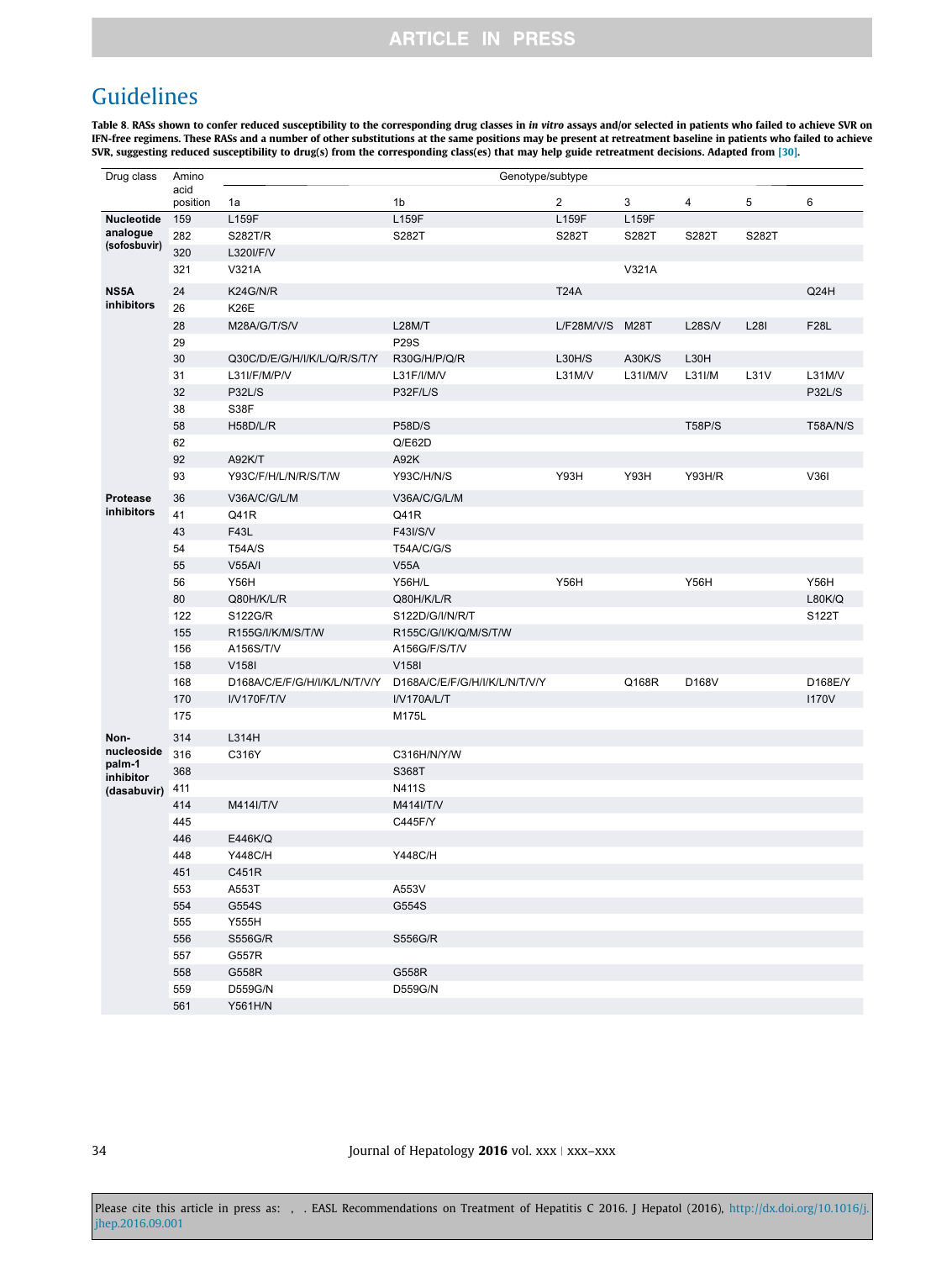**Table 8. RASs shown to confer reduced susceptibility to the corresponding drug classes in *in vitro* assays and/or selected in patients who failed to achieve SVR on IFN-free regimens. These RASs and a number of other substitutions at the same positions may be present at retreatment baseline in patients who failed to achieve SVR, suggesting reduced susceptibility to drug(s) from the corresponding class(es) that may help guide retreatment decisions. Adapted from [30].**

| Drug class | Amino acid position | Genotype/subtype | | | | | | |
|---|---|---|---|---|---|---|---|---|
| | | 1a | 1b | 2 | 3 | 4 | 5 | 6 |
| **Nucleotide analogue (sofosbuvir)** | 159 | L159F | L159F | L159F | L159F | | | |
| | 282 | S282T/R | S282T | S282T | S282T | S282T | S282T | |
| | 320 | L320I/F/V | | | | | | |
| | 321 | V321A | | | V321A | | | |
| **NS5A inhibitors** | 24 | K24G/N/R | | T24A | | | | Q24H |
| | 26 | K26E | | | | | | |
| | 28 | M28A/G/T/S/V | L28M/T | L/F28M/V/S | M28T | L28S/V | L28I | F28L |
| | 29 | | P29S | | | | | |
| | 30 | Q30C/D/E/G/H/I/K/L/Q/R/S/T/Y | R30G/H/P/Q/R | L30H/S | A30K/S | L30H | | |
| | 31 | L31I/F/M/P/V | L31F/I/M/V | L31M/V | L31I/M/V | L31I/M | L31V | L31M/V |
| | 32 | P32L/S | P32F/L/S | | | | | P32L/S |
| | 38 | S38F | | | | | | |
| | 58 | H58D/L/R | P58D/S | | | T58P/S | | T58A/N/S |
| | 62 | | Q/E62D | | | | | |
| | 92 | A92K/T | A92K | | | | | |
| | 93 | Y93C/F/H/L/N/R/S/T/W | Y93C/H/N/S | Y93H | Y93H | Y93H/R | | V36I |
| **Protease inhibitors** | 36 | V36A/C/G/L/M | V36A/C/G/L/M | | | | | |
| | 41 | Q41R | Q41R | | | | | |
| | 43 | F43L | F43I/S/V | | | | | |
| | 54 | T54A/S | T54A/C/G/S | | | | | |
| | 55 | V55A/I | V55A | | | | | |
| | 56 | Y56H | Y56H/L | Y56H | | Y56H | | Y56H |
| | 80 | Q80H/K/L/R | Q80H/K/L/R | | | | | L80K/Q |
| | 122 | S122G/R | S122D/G/I/N/R/T | | | | | S122T |
| | 155 | R155G/I/K/M/S/T/W | R155C/G/I/K/Q/M/S/T/W | | | | | |
| | 156 | A156S/T/V | A156G/F/S/T/V | | | | | |
| | 158 | V158I | V158I | | | | | |
| | 168 | D168A/C/E/F/G/H/I/K/L/N/T/V/Y | D168A/C/E/F/G/H/I/K/L/N/T/V/Y | | Q168R | D168V | | D168E/Y |
| | 170 | I/V170F/T/V | I/V170A/L/T | | | | | I170V |
| | 175 | | M175L | | | | | |
| **Non-nucleoside palm-1 inhibitor (dasabuvir)** | 314 | L314H | | | | | | |
| | 316 | C316Y | C316H/N/Y/W | | | | | |
| | 368 | | S368T | | | | | |
| | 411 | | N411S | | | | | |
| | 414 | M414I/T/V | M414I/T/V | | | | | |
| | 445 | | C445F/Y | | | | | |
| | 446 | E446K/Q | | | | | | |
| | 448 | Y448C/H | Y448C/H | | | | | |
| | 451 | C451R | | | | | | |
| | 553 | A553T | A553V | | | | | |
| | 554 | G554S | G554S | | | | | |
| | 555 | Y555H | | | | | | |
| | 556 | S556G/R | S556G/R | | | | | |
| | 557 | G557R | | | | | | |
| | 558 | G558R | G558R | | | | | |
| | 559 | D559G/N | D559G/N | | | | | |
| | 561 | Y561H/N | | | | | | |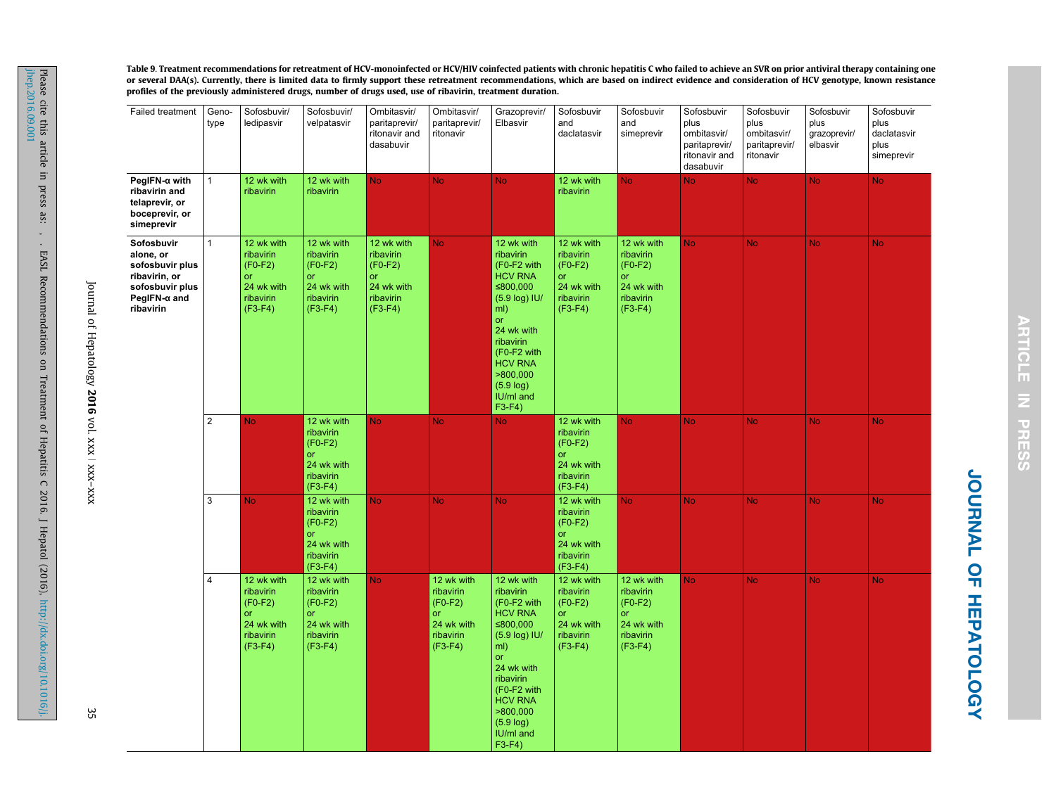**Table 9. Treatment recommendations for retreatment of HCV-monoinfected or HCV/HIV coinfected patients with chronic hepatitis C who failed to achieve an SVR on prior antiviral therapy containing one or several DAA(s). Currently, there is limited data to firmly support these retreatment recommendations, which are based on indirect evidence and consideration of HCV genotype, known resistance profiles of the previously administered drugs, number of drugs used, use of ribavirin, treatment duration.**

| Failed treatment | Genotype | Sofosbuvir/ ledipasvir | Sofosbuvir/ velpatasvir | Ombitasvir/ paritaprevir/ ritonavir and dasabuvir | Ombitasvir/ paritaprevir/ ritonavir | Grazoprevir/ Elbasvir | Sofosbuvir and daclatasvir | Sofosbuvir and simeprevir | Sofosbuvir plus ombitasvir/ paritaprevir/ ritonavir and dasabuvir | Sofosbuvir plus ombitasvir/ paritaprevir/ ritonavir | Sofosbuvir plus grazoprevir/ elbasvir | Sofosbuvir plus daclatasvir plus simeprevir |
|---|---|---|---|---|---|---|---|---|---|---|---|---|
| **PegIFN-α with ribavirin and telaprevir, or boceprevir, or simeprevir** | 1 | 12 wk with ribavirin | 12 wk with ribavirin | No | No | No | 12 wk with ribavirin | No | No | No | No | No |
| **Sofosbuvir alone, or sofosbuvir plus ribavirin, or sofosbuvir plus PegIFN-α and ribavirin** | 1 | 12 wk with ribavirin (F0-F2) or 24 wk with ribavirin (F3-F4) | 12 wk with ribavirin (F0-F2) or 24 wk with ribavirin (F3-F4) | 12 wk with ribavirin (F0-F2) or 24 wk with ribavirin (F3-F4) | No | 12 wk with ribavirin (F0-F2 with HCV RNA ≤800,000 (5.9 log) IU/ml) or 24 wk with ribavirin (F0-F2 with HCV RNA >800,000 (5.9 log) IU/ml and F3-F4) | 12 wk with ribavirin (F0-F2) or 24 wk with ribavirin (F3-F4) | 12 wk with ribavirin (F0-F2) or 24 wk with ribavirin (F3-F4) | No | No | No | No |
| | 2 | No | 12 wk with ribavirin (F0-F2) or 24 wk with ribavirin (F3-F4) | No | No | No | 12 wk with ribavirin (F0-F2) or 24 wk with ribavirin (F3-F4) | No | No | No | No | No |
| | 3 | No | 12 wk with ribavirin (F0-F2) or 24 wk with ribavirin (F3-F4) | No | No | No | 12 wk with ribavirin (F0-F2) or 24 wk with ribavirin (F3-F4) | No | No | No | No | No |
| | 4 | 12 wk with ribavirin (F0-F2) or 24 wk with ribavirin (F3-F4) | 12 wk with ribavirin (F0-F2) or 24 wk with ribavirin (F3-F4) | No | 12 wk with ribavirin (F0-F2) or 24 wk with ribavirin (F3-F4) | 12 wk with ribavirin (F0-F2 with HCV RNA ≤800,000 (5.9 log) IU/ml) or 24 wk with ribavirin (F0-F2 with HCV RNA >800,000 (5.9 log) IU/ml and F3-F4) | 12 wk with ribavirin (F0-F2) or 24 wk with ribavirin (F3-F4) | 12 wk with ribavirin (F0-F2) or 24 wk with ribavirin (F3-F4) | No | No | No | No |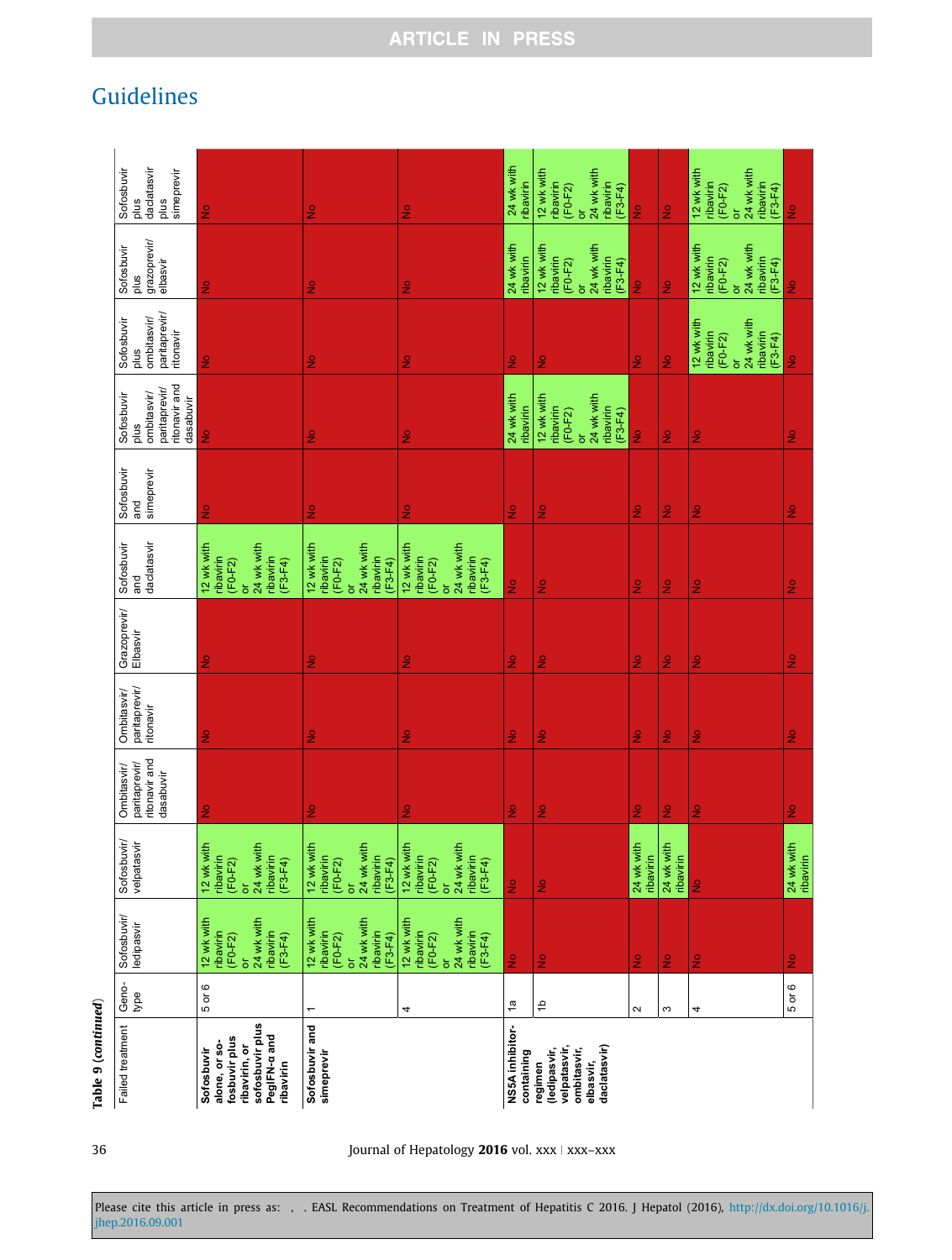**Table 9 (continued)**

| Failed treatment | Genotype | Sofosbuvir/ ledipasvir | Sofosbuvir/ velpatasvir | Ombitasvir/ paritaprevir/ ritonavir and dasabuvir | Ombitasvir/ paritaprevir/ ritonavir | Grazoprevir/ Elbasvir | Sofosbuvir and daclatasvir | Sofosbuvir and simeprevir | Sofosbuvir plus ombitasvir/ paritaprevir/ ritonavir and dasabuvir | Sofosbuvir plus ombitasvir/ paritaprevir/ ritonavir | Sofosbuvir plus grazoprevir/ elbasvir | Sofosbuvir plus daclatasvir plus simeprevir |
|---|---|---|---|---|---|---|---|---|---|---|---|---|
| **Sofosbuvir alone, or sofosbuvir plus ribavirin, or sofosbuvir plus PegIFN-α and ribavirin** | 5 or 6 | 12 wk with ribavirin (F0-F2) or 24 wk with ribavirin (F3-F4) | 12 wk with ribavirin (F0-F2) or 24 wk with ribavirin (F3-F4) | No | No | No | 12 wk with ribavirin (F0-F2) or 24 wk with ribavirin (F3-F4) | No | No | No | No | No |
| **Sofosbuvir and simeprevir** | 1 | 12 wk with ribavirin (F0-F2) or 24 wk with ribavirin (F3-F4) | 12 wk with ribavirin (F0-F2) or 24 wk with ribavirin (F3-F4) | No | No | No | 12 wk with ribavirin (F0-F2) or 24 wk with ribavirin (F3-F4) | No | No | No | No | No |
| | 4 | 12 wk with ribavirin (F0-F2) or 24 wk with ribavirin (F3-F4) | 12 wk with ribavirin (F0-F2) or 24 wk with ribavirin (F3-F4) | No | No | No | 12 wk with ribavirin (F0-F2) or 24 wk with ribavirin (F3-F4) | No | No | No | No | No |
| **NS5A inhibitor-containing regimen (ledipasvir, velpatasvir, ombitasvir, elbasvir, daclatasvir)** | 1a | No | No | No | No | No | No | No | 24 wk with ribavirin | No | 24 wk with ribavirin | 24 wk with ribavirin |
| | 1b | No | No | No | No | No | No | No | 12 wk with ribavirin (F0-F2) or 24 wk with ribavirin (F3-F4) | No | 12 wk with ribavirin (F0-F2) or 24 wk with ribavirin (F3-F4) | 12 wk with ribavirin (F0-F2) or 24 wk with ribavirin (F3-F4) |
| | 2 | No | 24 wk with ribavirin | No | No | No | No | No | No | No | No | No |
| | 3 | No | 24 wk with ribavirin | No | No | No | No | No | No | No | No | No |
| | 4 | No | No | No | No | No | No | No | No | 12 wk with ribavirin (F0-F2) or 24 wk with ribavirin (F3-F4) | 12 wk with ribavirin (F0-F2) or 24 wk with ribavirin (F3-F4) | 12 wk with ribavirin (F0-F2) or 24 wk with ribavirin (F3-F4) |
| | 5 or 6 | No | 24 wk with ribavirin | No | No | No | No | No | No | No | No | No |

Please cite this article in press as: , . EASL Recommendations on Treatment of Hepatitis C 2016. J Hepatol (2016), http://dx.doi.org/10.1016/j.jhep.2016.09.001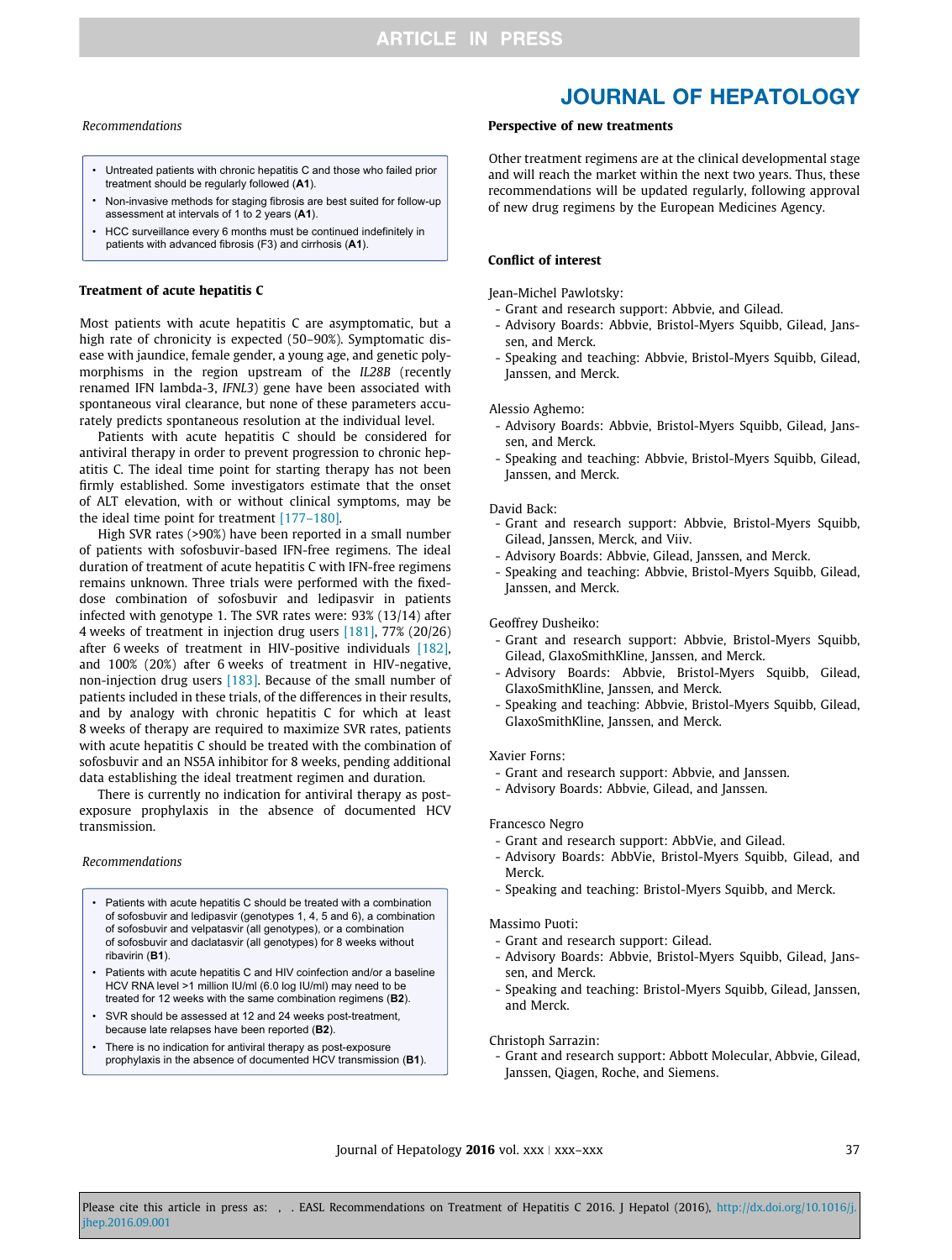*Recommendations*

- Untreated patients with chronic hepatitis C and those who failed prior treatment should be regularly followed (**A1**).
- Non-invasive methods for staging fibrosis are best suited for follow-up assessment at intervals of 1 to 2 years (**A1**).
- HCC surveillance every 6 months must be continued indefinitely in patients with advanced fibrosis (F3) and cirrhosis (**A1**).

### Treatment of acute hepatitis C

Most patients with acute hepatitis C are asymptomatic, but a high rate of chronicity is expected (50–90%). Symptomatic disease with jaundice, female gender, a young age, and genetic polymorphisms in the region upstream of the *IL28B* (recently renamed IFN lambda-3, *IFNL3*) gene have been associated with spontaneous viral clearance, but none of these parameters accurately predicts spontaneous resolution at the individual level.

Patients with acute hepatitis C should be considered for antiviral therapy in order to prevent progression to chronic hepatitis C. The ideal time point for starting therapy has not been firmly established. Some investigators estimate that the onset of ALT elevation, with or without clinical symptoms, may be the ideal time point for treatment [177–180].

High SVR rates (>90%) have been reported in a small number of patients with sofosbuvir-based IFN-free regimens. The ideal duration of treatment of acute hepatitis C with IFN-free regimens remains unknown. Three trials were performed with the fixed-dose combination of sofosbuvir and ledipasvir in patients infected with genotype 1. The SVR rates were: 93% (13/14) after 4 weeks of treatment in injection drug users [181], 77% (20/26) after 6 weeks of treatment in HIV-positive individuals [182], and 100% (20%) after 6 weeks of treatment in HIV-negative, non-injection drug users [183]. Because of the small number of patients included in these trials, of the differences in their results, and by analogy with chronic hepatitis C for which at least 8 weeks of therapy are required to maximize SVR rates, patients with acute hepatitis C should be treated with the combination of sofosbuvir and an NS5A inhibitor for 8 weeks, pending additional data establishing the ideal treatment regimen and duration.

There is currently no indication for antiviral therapy as post-exposure prophylaxis in the absence of documented HCV transmission.

*Recommendations*

- Patients with acute hepatitis C should be treated with a combination of sofosbuvir and ledipasvir (genotypes 1, 4, 5 and 6), a combination of sofosbuvir and velpatasvir (all genotypes), or a combination of sofosbuvir and daclatasvir (all genotypes) for 8 weeks without ribavirin (**B1**).
- Patients with acute hepatitis C and HIV coinfection and/or a baseline HCV RNA level >1 million IU/ml (6.0 log IU/ml) may need to be treated for 12 weeks with the same combination regimens (**B2**).
- SVR should be assessed at 12 and 24 weeks post-treatment, because late relapses have been reported (**B2**).
- There is no indication for antiviral therapy as post-exposure prophylaxis in the absence of documented HCV transmission (**B1**).

### Perspective of new treatments

Other treatment regimens are at the clinical developmental stage and will reach the market within the next two years. Thus, these recommendations will be updated regularly, following approval of new drug regimens by the European Medicines Agency.

### Conflict of interest

Jean-Michel Pawlotsky:
- Grant and research support: Abbvie, and Gilead.
- Advisory Boards: Abbvie, Bristol-Myers Squibb, Gilead, Janssen, and Merck.
- Speaking and teaching: Abbvie, Bristol-Myers Squibb, Gilead, Janssen, and Merck.

Alessio Aghemo:
- Advisory Boards: Abbvie, Bristol-Myers Squibb, Gilead, Janssen, and Merck.
- Speaking and teaching: Abbvie, Bristol-Myers Squibb, Gilead, Janssen, and Merck.

David Back:
- Grant and research support: Abbvie, Bristol-Myers Squibb, Gilead, Janssen, Merck, and Viiv.
- Advisory Boards: Abbvie, Gilead, Janssen, and Merck.
- Speaking and teaching: Abbvie, Bristol-Myers Squibb, Gilead, Janssen, and Merck.

Geoffrey Dusheiko:
- Grant and research support: Abbvie, Bristol-Myers Squibb, Gilead, GlaxoSmithKline, Janssen, and Merck.
- Advisory Boards: Abbvie, Bristol-Myers Squibb, Gilead, GlaxoSmithKline, Janssen, and Merck.
- Speaking and teaching: Abbvie, Bristol-Myers Squibb, Gilead, GlaxoSmithKline, Janssen, and Merck.

Xavier Forns:
- Grant and research support: Abbvie, and Janssen.
- Advisory Boards: Abbvie, Gilead, and Janssen.

Francesco Negro
- Grant and research support: AbbVie, and Gilead.
- Advisory Boards: AbbVie, Bristol-Myers Squibb, Gilead, and Merck.
- Speaking and teaching: Bristol-Myers Squibb, and Merck.

Massimo Puoti:
- Grant and research support: Gilead.
- Advisory Boards: Abbvie, Bristol-Myers Squibb, Gilead, Janssen, and Merck.
- Speaking and teaching: Bristol-Myers Squibb, Gilead, Janssen, and Merck.

Christoph Sarrazin:
- Grant and research support: Abbott Molecular, Abbvie, Gilead, Janssen, Qiagen, Roche, and Siemens.

Please cite this article in press as: , . EASL Recommendations on Treatment of Hepatitis C 2016. J Hepatol (2016), http://dx.doi.org/10.1016/j.jhep.2016.09.001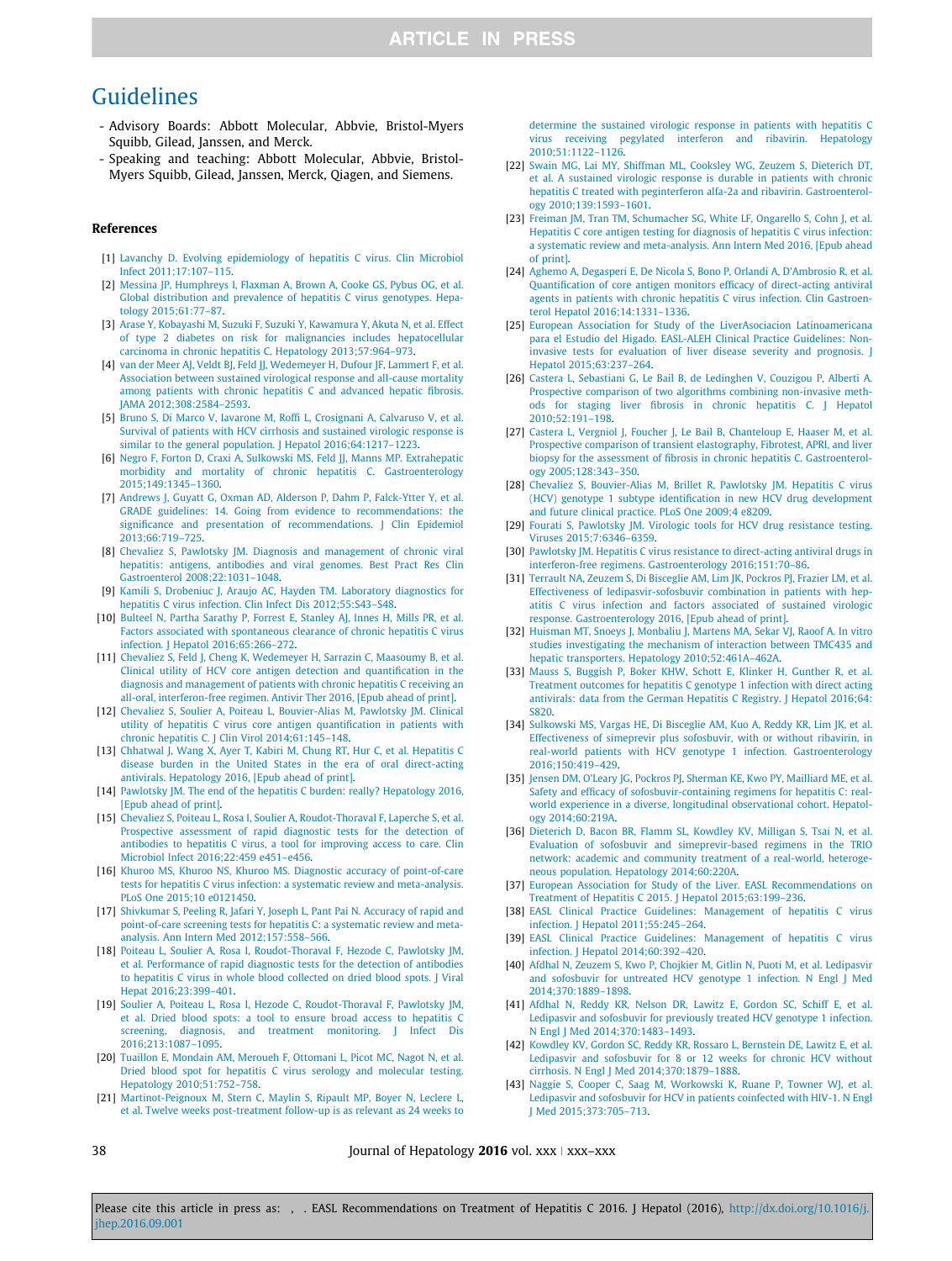- Advisory Boards: Abbott Molecular, Abbvie, Bristol-Myers Squibb, Gilead, Janssen, and Merck.
- Speaking and teaching: Abbott Molecular, Abbvie, Bristol-Myers Squibb, Gilead, Janssen, Merck, Qiagen, and Siemens.

## References

[1] Lavanchy D. Evolving epidemiology of hepatitis C virus. Clin Microbiol Infect 2011;17:107–115.

[2] Messina JP, Humphreys I, Flaxman A, Brown A, Cooke GS, Pybus OG, et al. Global distribution and prevalence of hepatitis C virus genotypes. Hepatology 2015;61:77–87.

[3] Arase Y, Kobayashi M, Suzuki F, Suzuki Y, Kawamura Y, Akuta N, et al. Effect of type 2 diabetes on risk for malignancies includes hepatocellular carcinoma in chronic hepatitis C. Hepatology 2013;57:964–973.

[4] van der Meer AJ, Veldt BJ, Feld JJ, Wedemeyer H, Dufour JF, Lammert F, et al. Association between sustained virological response and all-cause mortality among patients with chronic hepatitis C and advanced hepatic fibrosis. JAMA 2012;308:2584–2593.

[5] Bruno S, Di Marco V, Iavarone M, Roffi L, Crosignani A, Calvaruso V, et al. Survival of patients with HCV cirrhosis and sustained virologic response is similar to the general population. J Hepatol 2016;64:1217–1223.

[6] Negro F, Forton D, Craxi A, Sulkowski MS, Feld JJ, Manns MP. Extrahepatic morbidity and mortality of chronic hepatitis C. Gastroenterology 2015;149:1345–1360.

[7] Andrews J, Guyatt G, Oxman AD, Alderson P, Dahm P, Falck-Ytter Y, et al. GRADE guidelines: 14. Going from evidence to recommendations: the significance and presentation of recommendations. J Clin Epidemiol 2013;66:719–725.

[8] Chevaliez S, Pawlotsky JM. Diagnosis and management of chronic viral hepatitis: antigens, antibodies and viral genomes. Best Pract Res Clin Gastroenterol 2008;22:1031–1048.

[9] Kamili S, Drobeniuc J, Araujo AC, Hayden TM. Laboratory diagnostics for hepatitis C virus infection. Clin Infect Dis 2012;55:S43–S48.

[10] Bulteel N, Partha Sarathy P, Forrest E, Stanley AJ, Innes H, Mills PR, et al. Factors associated with spontaneous clearance of chronic hepatitis C virus infection. J Hepatol 2016;65:266–272.

[11] Chevaliez S, Feld J, Cheng K, Wedemeyer H, Sarrazin C, Maasoumy B, et al. Clinical utility of HCV core antigen detection and quantification in the diagnosis and management of patients with chronic hepatitis C receiving an all-oral, interferon-free regimen. Antivir Ther 2016, [Epub ahead of print].

[12] Chevaliez S, Soulier A, Poiteau L, Bouvier-Alias M, Pawlotsky JM. Clinical utility of hepatitis C virus core antigen quantification in patients with chronic hepatitis C. J Clin Virol 2014;61:145–148.

[13] Chhatwal J, Wang X, Ayer T, Kabiri M, Chung RT, Hur C, et al. Hepatitis C disease burden in the United States in the era of oral direct-acting antivirals. Hepatology 2016, [Epub ahead of print].

[14] Pawlotsky JM. The end of the hepatitis C burden: really? Hepatology 2016, [Epub ahead of print].

[15] Chevaliez S, Poiteau L, Rosa I, Soulier A, Roudot-Thoraval F, Laperche S, et al. Prospective assessment of rapid diagnostic tests for the detection of antibodies to hepatitis C virus, a tool for improving access to care. Clin Microbiol Infect 2016;22:459 e451–e456.

[16] Khuroo MS, Khuroo NS, Khuroo MS. Diagnostic accuracy of point-of-care tests for hepatitis C virus infection: a systematic review and meta-analysis. PLoS One 2015;10 e0121450.

[17] Shivkumar S, Peeling R, Jafari Y, Joseph L, Pant Pai N. Accuracy of rapid and point-of-care screening tests for hepatitis C: a systematic review and meta-analysis. Ann Intern Med 2012;157:558–566.

[18] Poiteau L, Soulier A, Rosa I, Roudot-Thoraval F, Hezode C, Pawlotsky JM, et al. Performance of rapid diagnostic tests for the detection of antibodies to hepatitis C virus in whole blood collected on dried blood spots. J Viral Hepat 2016;23:399–401.

[19] Soulier A, Poiteau L, Rosa I, Hezode C, Roudot-Thoraval F, Pawlotsky JM, et al. Dried blood spots: a tool to ensure broad access to hepatitis C screening, diagnosis, and treatment monitoring. J Infect Dis 2016;213:1087–1095.

[20] Tuaillon E, Mondain AM, Meroueh F, Ottomani L, Picot MC, Nagot N, et al. Dried blood spot for hepatitis C virus serology and molecular testing. Hepatology 2010;51:752–758.

[21] Martinot-Peignoux M, Stern C, Maylin S, Ripault MP, Boyer N, Leclere L, et al. Twelve weeks post-treatment follow-up is as relevant as 24 weeks to determine the sustained virologic response in patients with hepatitis C virus receiving pegylated interferon and ribavirin. Hepatology 2010;51:1122–1126.

[22] Swain MG, Lai MY, Shiffman ML, Cooksley WG, Zeuzem S, Dieterich DT, et al. A sustained virologic response is durable in patients with chronic hepatitis C treated with peginterferon alfa-2a and ribavirin. Gastroenterology 2010;139:1593–1601.

[23] Freiman JM, Tran TM, Schumacher SG, White LF, Ongarello S, Cohn J, et al. Hepatitis C core antigen testing for diagnosis of hepatitis C virus infection: a systematic review and meta-analysis. Ann Intern Med 2016, [Epub ahead of print].

[24] Aghemo A, Degasperi E, De Nicola S, Bono P, Orlandi A, D'Ambrosio R, et al. Quantification of core antigen monitors efficacy of direct-acting antiviral agents in patients with chronic hepatitis C virus infection. Clin Gastroenterol Hepatol 2016;14:1331–1336.

[25] European Association for Study of the LiverAsociacion Latinoamericana para el Estudio del Higado. EASL-ALEH Clinical Practice Guidelines: Non-invasive tests for evaluation of liver disease severity and prognosis. J Hepatol 2015;63:237–264.

[26] Castera L, Sebastiani G, Le Bail B, de Ledinghen V, Couzigou P, Alberti A. Prospective comparison of two algorithms combining non-invasive methods for staging liver fibrosis in chronic hepatitis C. J Hepatol 2010;52:191–198.

[27] Castera L, Vergniol J, Foucher J, Le Bail B, Chanteloup E, Haaser M, et al. Prospective comparison of transient elastography, Fibrotest, APRI, and liver biopsy for the assessment of fibrosis in chronic hepatitis C. Gastroenterology 2005;128:343–350.

[28] Chevaliez S, Bouvier-Alias M, Brillet R, Pawlotsky JM. Hepatitis C virus (HCV) genotype 1 subtype identification in new HCV drug development and future clinical practice. PLoS One 2009;4 e8209.

[29] Fourati S, Pawlotsky JM. Virologic tools for HCV drug resistance testing. Viruses 2015;7:6346–6359.

[30] Pawlotsky JM. Hepatitis C virus resistance to direct-acting antiviral drugs in interferon-free regimens. Gastroenterology 2016;151:70–86.

[31] Terrault NA, Zeuzem S, Di Bisceglie AM, Lim JK, Pockros PJ, Frazier LM, et al. Effectiveness of ledipasvir-sofosbuvir combination in patients with hepatitis C virus infection and factors associated with sustained virologic response. Gastroenterology 2016, [Epub ahead of print].

[32] Huisman MT, Snoeys J, Monbaliu J, Martens MA, Sekar VJ, Raoof A. In vitro studies investigating the mechanism of interaction between TMC435 and hepatic transporters. Hepatology 2010;52:461A–462A.

[33] Mauss S, Buggish P, Boker KHW, Schott E, Klinker H, Gunther R, et al. Treatment outcomes for hepatitis C genotype 1 infection with direct acting antivirals: data from the German Hepatitis C Registry. J Hepatol 2016;64:S820.

[34] Sulkowski MS, Vargas HE, Di Bisceglie AM, Kuo A, Reddy KR, Lim JK, et al. Effectiveness of simeprevir plus sofosbuvir, with or without ribavirin, in real-world patients with HCV genotype 1 infection. Gastroenterology 2016;150:419–429.

[35] Jensen DM, O'Leary JG, Pockros PJ, Sherman KE, Kwo PY, Mailliard ME, et al. Safety and efficacy of sofosbuvir-containing regimens for hepatitis C: real-world experience in a diverse, longitudinal observational cohort. Hepatology 2014;60:219A.

[36] Dieterich D, Bacon BR, Flamm SL, Kowdley KV, Milligan S, Tsai N, et al. Evaluation of sofosbuvir and simeprevir-based regimens in the TRIO network: academic and community treatment of a real-world, heterogeneous population. Hepatology 2014;60:220A.

[37] European Association for Study of the Liver. EASL Recommendations on Treatment of Hepatitis C 2015. J Hepatol 2015;63:199–236.

[38] EASL Clinical Practice Guidelines: Management of hepatitis C virus infection. J Hepatol 2011;55:245–264.

[39] EASL Clinical Practice Guidelines: Management of hepatitis C virus infection. J Hepatol 2014;60:392–420.

[40] Afdhal N, Zeuzem S, Kwo P, Chojkier M, Gitlin N, Puoti M, et al. Ledipasvir and sofosbuvir for untreated HCV genotype 1 infection. N Engl J Med 2014;370:1889–1898.

[41] Afdhal N, Reddy KR, Nelson DR, Lawitz E, Gordon SC, Schiff E, et al. Ledipasvir and sofosbuvir for previously treated HCV genotype 1 infection. N Engl J Med 2014;370:1483–1493.

[42] Kowdley KV, Gordon SC, Reddy KR, Rossaro L, Bernstein DE, Lawitz E, et al. Ledipasvir and sofosbuvir for 8 or 12 weeks for chronic HCV without cirrhosis. N Engl J Med 2014;370:1879–1888.

[43] Naggie S, Cooper C, Saag M, Workowski K, Ruane P, Towner WJ, et al. Ledipasvir and sofosbuvir for HCV in patients coinfected with HIV-1. N Engl J Med 2015;373:705–713.

Please cite this article in press as: , . EASL Recommendations on Treatment of Hepatitis C 2016. J Hepatol (2016), http://dx.doi.org/10.1016/j.jhep.2016.09.001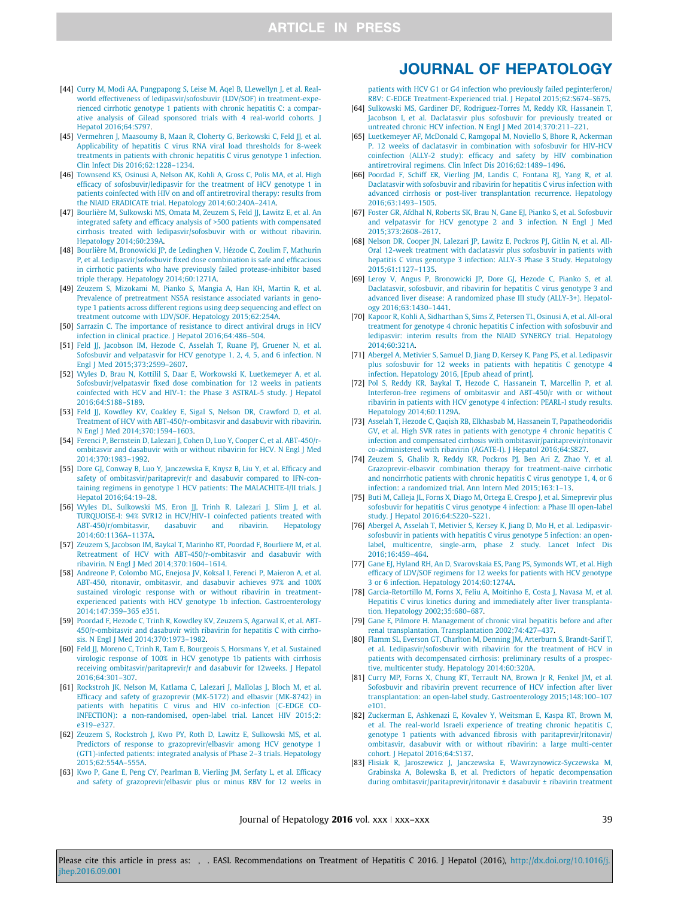[44] Curry M, Modi AA, Pungpapong S, Leise M, Aqel B, LLewellyn J, et al. Real-world effectiveness of ledipasvir/sofosbuvir (LDV/SOF) in treatment-experienced cirrhotic genotype 1 patients with chronic hepatitis C: a comparative analysis of Gilead sponsored trials with 4 real-world cohorts. J Hepatol 2016;64:S797.

[45] Vermehren J, Maasoumy B, Maan R, Cloherty G, Berkowski C, Feld JJ, et al. Applicability of hepatitis C virus RNA viral load thresholds for 8-week treatments in patients with chronic hepatitis C virus genotype 1 infection. Clin Infect Dis 2016;62:1228–1234.

[46] Townsend KS, Osinusi A, Nelson AK, Kohli A, Gross C, Polis MA, et al. High efficacy of sofosbuvir/ledipasvir for the treatment of HCV genotype 1 in patients coinfected with HIV on and off antiretroviral therapy: results from the NIAID ERADICATE trial. Hepatology 2014;60:240A–241A.

[47] Bourlière M, Sulkowski MS, Omata M, Zeuzem S, Feld JJ, Lawitz E, et al. An integrated safety and efficacy analysis of >500 patients with compensated cirrhosis treated with ledipasvir/sofosbuvir with or without ribavirin. Hepatology 2014;60:239A.

[48] Bourlière M, Bronowicki JP, de Ledinghen V, Hézode C, Zoulim F, Mathurin P, et al. Ledipasvir/sofosbuvir fixed dose combination is safe and efficacious in cirrhotic patients who have previously failed protease-inhibitor based triple therapy. Hepatology 2014;60:1271A.

[49] Zeuzem S, Mizokami M, Pianko S, Mangia A, Han KH, Martin R, et al. Prevalence of pretreatment NS5A resistance associated variants in genotype 1 patients across different regions using deep sequencing and effect on treatment outcome with LDV/SOF. Hepatology 2015;62:254A.

[50] Sarrazin C. The importance of resistance to direct antiviral drugs in HCV infection in clinical practice. J Hepatol 2016;64:486–504.

[51] Feld JJ, Jacobson IM, Hezode C, Asselah T, Ruane PJ, Gruener N, et al. Sofosbuvir and velpatasvir for HCV genotype 1, 2, 4, 5, and 6 infection. N Engl J Med 2015;373:2599–2607.

[52] Wyles D, Brau N, Kottilil S, Daar E, Workowski K, Luetkemeyer A, et al. Sofosbuvir/velpatasvir fixed dose combination for 12 weeks in patients coinfected with HCV and HIV-1: the Phase 3 ASTRAL-5 study. J Hepatol 2016;64:S188–S189.

[53] Feld JJ, Kowdley KV, Coakley E, Sigal S, Nelson DR, Crawford D, et al. Treatment of HCV with ABT-450/r-ombitasvir and dasabuvir with ribavirin. N Engl J Med 2014;370:1594–1603.

[54] Ferenci P, Bernstein D, Lalezari J, Cohen D, Luo Y, Cooper C, et al. ABT-450/r-ombitasvir and dasabuvir with or without ribavirin for HCV. N Engl J Med 2014;370:1983–1992.

[55] Dore GJ, Conway B, Luo Y, Janczewska E, Knysz B, Liu Y, et al. Efficacy and safety of ombitasvir/paritaprevir/r and dasabuvir compared to IFN-containing regimens in genotype 1 HCV patients: The MALACHITE-I/II trials. J Hepatol 2016;64:19–28.

[56] Wyles DL, Sulkowski MS, Eron JJ, Trinh R, Lalezari J, Slim J, et al. TURQUOISE-I: 94% SVR12 in HCV/HIV-1 coinfected patients treated with ABT-450/r/ombitasvir, dasabuvir and ribavirin. Hepatology 2014;60:1136A–1137A.

[57] Zeuzem S, Jacobson IM, Baykal T, Marinho RT, Poordad F, Bourliere M, et al. Retreatment of HCV with ABT-450/r-ombitasvir and dasabuvir with ribavirin. N Engl J Med 2014;370:1604–1614.

[58] Andreone P, Colombo MG, Enejosa JV, Koksal I, Ferenci P, Maieron A, et al. ABT-450, ritonavir, ombitasvir, and dasabuvir achieves 97% and 100% sustained virologic response with or without ribavirin in treatment-experienced patients with HCV genotype 1b infection. Gastroenterology 2014;147:359–365 e351.

[59] Poordad F, Hezode C, Trinh R, Kowdley KV, Zeuzem S, Agarwal K, et al. ABT-450/r-ombitasvir and dasabuvir with ribavirin for hepatitis C with cirrhosis. N Engl J Med 2014;370:1973–1982.

[60] Feld JJ, Moreno C, Trinh R, Tam E, Bourgeois S, Horsmans Y, et al. Sustained virologic response of 100% in HCV genotype 1b patients with cirrhosis receiving ombitasvir/paritaprevir/r and dasabuvir for 12weeks. J Hepatol 2016;64:301–307.

[61] Rockstroh JK, Nelson M, Katlama C, Lalezari J, Mallolas J, Bloch M, et al. Efficacy and safety of grazoprevir (MK-5172) and elbasvir (MK-8742) in patients with hepatitis C virus and HIV co-infection (C-EDGE CO-INFECTION): a non-randomised, open-label trial. Lancet HIV 2015;2:e319–e327.

[62] Zeuzem S, Rockstroh J, Kwo PY, Roth D, Lawitz E, Sulkowski MS, et al. Predictors of response to grazoprevir/elbasvir among HCV genotype 1 (GT1)-infected patients: integrated analysis of Phase 2–3 trials. Hepatology 2015;62:554A–555A.

[63] Kwo P, Gane E, Peng CY, Pearlman B, Vierling JM, Serfaty L, et al. Efficacy and safety of grazoprevir/elbasvir plus or minus RBV for 12 weeks in patients with HCV G1 or G4 infection who previously failed peginterferon/RBV: C-EDGE Treatment-Experienced trial. J Hepatol 2015;62:S674–S675.

[64] Sulkowski MS, Gardiner DF, Rodriguez-Torres M, Reddy KR, Hassanein T, Jacobson I, et al. Daclatasvir plus sofosbuvir for previously treated or untreated chronic HCV infection. N Engl J Med 2014;370:211–221.

[65] Luetkemeyer AF, McDonald C, Ramgopal M, Noviello S, Bhore R, Ackerman P. 12 weeks of daclatasvir in combination with sofosbuvir for HIV-HCV coinfection (ALLY-2 study): efficacy and safety by HIV combination antiretroviral regimens. Clin Infect Dis 2016;62:1489–1496.

[66] Poordad F, Schiff ER, Vierling JM, Landis C, Fontana RJ, Yang R, et al. Daclatasvir with sofosbuvir and ribavirin for hepatitis C virus infection with advanced cirrhosis or post-liver transplantation recurrence. Hepatology 2016;63:1493–1505.

[67] Foster GR, Afdhal N, Roberts SK, Brau N, Gane EJ, Pianko S, et al. Sofosbuvir and velpatasvir for HCV genotype 2 and 3 infection. N Engl J Med 2015;373:2608–2617.

[68] Nelson DR, Cooper JN, Lalezari JP, Lawitz E, Pockros PJ, Gitlin N, et al. All-Oral 12-week treatment with daclatasvir plus sofosbuvir in patients with hepatitis C virus genotype 3 infection: ALLY-3 Phase 3 Study. Hepatology 2015;61:1127–1135.

[69] Leroy V, Angus P, Bronowicki JP, Dore GJ, Hezode C, Pianko S, et al. Daclatasvir, sofosbuvir, and ribavirin for hepatitis C virus genotype 3 and advanced liver disease: A randomized phase III study (ALLY-3+). Hepatology 2016;63:1430–1441.

[70] Kapoor R, Kohli A, Sidharthan S, Sims Z, Petersen TL, Osinusi A, et al. All-oral treatment for genotype 4 chronic hepatitis C infection with sofosbuvir and ledipasvir: interim results from the NIAID SYNERGY trial. Hepatology 2014;60:321A.

[71] Abergel A, Metivier S, Samuel D, Jiang D, Kersey K, Pang PS, et al. Ledipasvir plus sofosbuvir for 12 weeks in patients with hepatitis C genotype 4 infection. Hepatology 2016, [Epub ahead of print].

[72] Pol S, Reddy KR, Baykal T, Hezode C, Hassanein T, Marcellin P, et al. Interferon-free regimens of ombitasvir and ABT-450/r with or without ribavirin in patients with HCV genotype 4 infection: PEARL-I study results. Hepatology 2014;60:1129A.

[73] Asselah T, Hezode C, Qaqish RB, Elkhasbab M, Hassanein T, Papatheodoridis GV, et al. High SVR rates in patients with genotype 4 chronic hepatitis C infection and compensated cirrhosis with ombitasvir/paritaprevir/ritonavir co-administered with ribavirin (AGATE-I). J Hepatol 2016;64:S827.

[74] Zeuzem S, Ghalib R, Reddy KR, Pockros PJ, Ben Ari Z, Zhao Y, et al. Grazoprevir-elbasvir combination therapy for treatment-naive cirrhotic and noncirrhotic patients with chronic hepatitis C virus genotype 1, 4, or 6 infection: a randomized trial. Ann Intern Med 2015;163:1–13.

[75] Buti M, Calleja JL, Forns X, Diago M, Ortega E, Crespo J, et al. Simeprevir plus sofosbuvir for hepatitis C virus genotype 4 infection: a Phase III open-label study. J Hepatol 2016;64:S220–S221.

[76] Abergel A, Asselah T, Metivier S, Kersey K, Jiang D, Mo H, et al. Ledipasvir-sofosbuvir in patients with hepatitis C virus genotype 5 infection: an open-label, multicentre, single-arm, phase 2 study. Lancet Infect Dis 2016;16:459–464.

[77] Gane EJ, Hyland RH, An D, Svarovskaia ES, Pang PS, Symonds WT, et al. High efficacy of LDV/SOF regimens for 12 weeks for patients with HCV genotype 3 or 6 infection. Hepatology 2014;60:1274A.

[78] Garcia-Retortillo M, Forns X, Feliu A, Moitinho E, Costa J, Navasa M, et al. Hepatitis C virus kinetics during and immediately after liver transplantation. Hepatology 2002;35:680–687.

[79] Gane E, Pilmore H. Management of chronic viral hepatitis before and after renal transplantation. Transplantation 2002;74:427–437.

[80] Flamm SL, Everson GT, Charlton M, Denning JM, Arterburn S, Brandt-Sarif T, et al. Ledipasvir/sofosbuvir with ribavirin for the treatment of HCV in patients with decompensated cirrhosis: preliminary results of a prospective, multicenter study. Hepatology 2014;60:320A.

[81] Curry MP, Forns X, Chung RT, Terrault NA, Brown Jr R, Fenkel JM, et al. Sofosbuvir and ribavirin prevent recurrence of HCV infection after liver transplantation: an open-label study. Gastroenterology 2015;148:100–107 e101.

[82] Zuckerman E, Ashkenazi E, Kovalev Y, Weitsman E, Kaspa RT, Brown M, et al. The real-world Israeli experience of treating chronic hepatitis C, genotype 1 patients with advanced fibrosis with paritaprevir/ritonavir/ombitasvir, dasabuvir with or without ribavirin: a large multi-center cohort. J Hepatol 2016;64:S137.

[83] Flisiak R, Jaroszewicz J, Janczewska E, Wawrzynowicz-Syczewska M, Grabinska A, Bolewska B, et al. Predictors of hepatic decompensation during ombitasvir/paritaprevir/ritonavir ± dasabuvir ± ribavirin treatment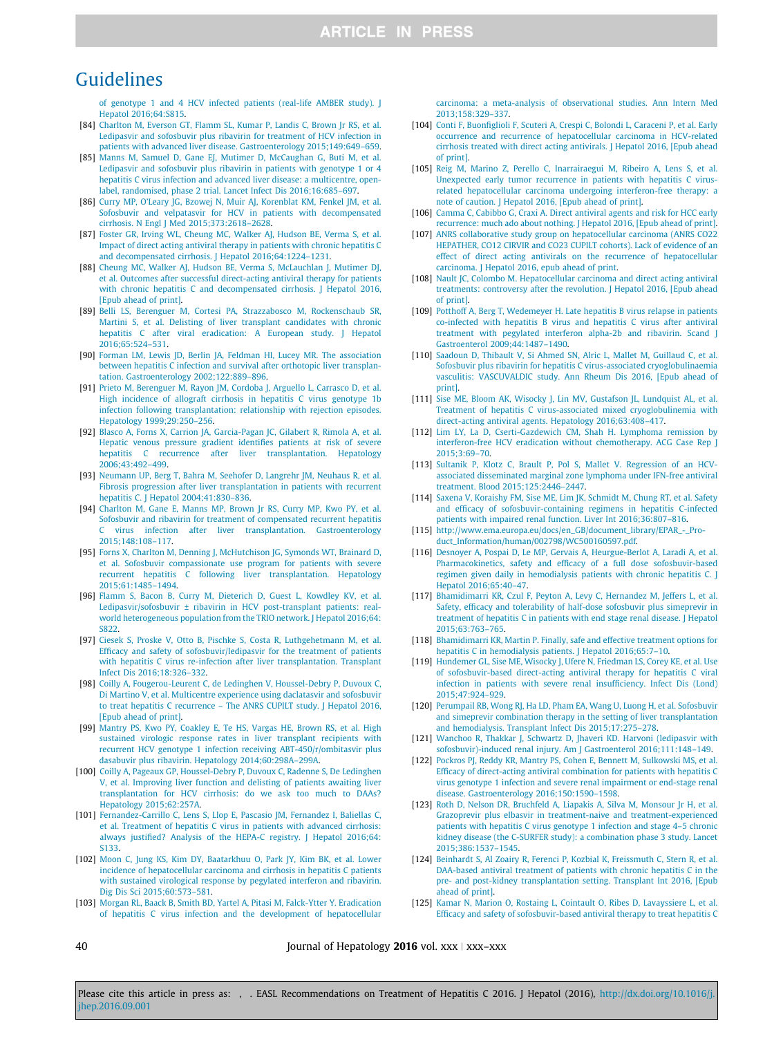of genotype 1 and 4 HCV infected patients (real-life AMBER study). J Hepatol 2016;64:S815.

[84] Charlton M, Everson GT, Flamm SL, Kumar P, Landis C, Brown Jr RS, et al. Ledipasvir and sofosbuvir plus ribavirin for treatment of HCV infection in patients with advanced liver disease. Gastroenterology 2015;149:649–659.

[85] Manns M, Samuel D, Gane EJ, Mutimer D, McCaughan G, Buti M, et al. Ledipasvir and sofosbuvir plus ribavirin in patients with genotype 1 or 4 hepatitis C virus infection and advanced liver disease: a multicentre, open-label, randomised, phase 2 trial. Lancet Infect Dis 2016;16:685–697.

[86] Curry MP, O'Leary JG, Bzowej N, Muir AJ, Korenblat KM, Fenkel JM, et al. Sofosbuvir and velpatasvir for HCV in patients with decompensated cirrhosis. N Engl J Med 2015;373:2618–2628.

[87] Foster GR, Irving WL, Cheung MC, Walker AJ, Hudson BE, Verma S, et al. Impact of direct acting antiviral therapy in patients with chronic hepatitis C and decompensated cirrhosis. J Hepatol 2016;64:1224–1231.

[88] Cheung MC, Walker AJ, Hudson BE, Verma S, McLauchlan J, Mutimer DJ, et al. Outcomes after successful direct-acting antiviral therapy for patients with chronic hepatitis C and decompensated cirrhosis. J Hepatol 2016, [Epub ahead of print].

[89] Belli LS, Berenguer M, Cortesi PA, Strazzabosco M, Rockenschaub SR, Martini S, et al. Delisting of liver transplant candidates with chronic hepatitis C after viral eradication: A European study. J Hepatol 2016;65:524–531.

[90] Forman LM, Lewis JD, Berlin JA, Feldman HI, Lucey MR. The association between hepatitis C infection and survival after orthotopic liver transplantation. Gastroenterology 2002;122:889–896.

[91] Prieto M, Berenguer M, Rayon JM, Cordoba J, Arguello L, Carrasco D, et al. High incidence of allograft cirrhosis in hepatitis C virus genotype 1b infection following transplantation: relationship with rejection episodes. Hepatology 1999;29:250–256.

[92] Blasco A, Forns X, Carrion JA, Garcia-Pagan JC, Gilabert R, Rimola A, et al. Hepatic venous pressure gradient identifies patients at risk of severe hepatitis C recurrence after liver transplantation. Hepatology 2006;43:492–499.

[93] Neumann UP, Berg T, Bahra M, Seehofer D, Langrehr JM, Neuhaus R, et al. Fibrosis progression after liver transplantation in patients with recurrent hepatitis C. J Hepatol 2004;41:830–836.

[94] Charlton M, Gane E, Manns MP, Brown Jr RS, Curry MP, Kwo PY, et al. Sofosbuvir and ribavirin for treatment of compensated recurrent hepatitis C virus infection after liver transplantation. Gastroenterology 2015;148:108–117.

[95] Forns X, Charlton M, Denning J, McHutchison JG, Symonds WT, Brainard D, et al. Sofosbuvir compassionate use program for patients with severe recurrent hepatitis C following liver transplantation. Hepatology 2015;61:1485–1494.

[96] Flamm S, Bacon B, Curry M, Dieterich D, Guest L, Kowdley KV, et al. Ledipasvir/sofosbuvir ± ribavirin in HCV post-transplant patients: real-world heterogeneous population from the TRIO network. J Hepatol 2016;64:S822.

[97] Ciesek S, Proske V, Otto B, Pischke S, Costa R, Luthgehetmann M, et al. Efficacy and safety of sofosbuvir/ledipasvir for the treatment of patients with hepatitis C virus re-infection after liver transplantation. Transplant Infect Dis 2016;18:326–332.

[98] Coilly A, Fougerou-Leurent C, de Ledinghen V, Houssel-Debry P, Duvoux C, Di Martino V, et al. Multicentre experience using daclatasvir and sofosbuvir to treat hepatitis C recurrence – The ANRS CUPILT study. J Hepatol 2016, [Epub ahead of print].

[99] Mantry PS, Kwo PY, Coakley E, Te HS, Vargas HE, Brown RS, et al. High sustained virologic response rates in liver transplant recipients with recurrent HCV genotype 1 infection receiving ABT-450/r/ombitasvir plus dasabuvir plus ribavirin. Hepatology 2014;60:298A–299A.

[100] Coilly A, Pageaux GP, Houssel-Debry P, Duvoux C, Radenne S, De Ledinghen V, et al. Improving liver function and delisting of patients awaiting liver transplantation for HCV cirrhosis: do we ask too much to DAAs? Hepatology 2015;62:257A.

[101] Fernandez-Carrillo C, Lens S, Llop E, Pascasio JM, Fernandez I, Baliellas C, et al. Treatment of hepatitis C virus in patients with advanced cirrhosis: always justified? Analysis of the HEPA-C registry. J Hepatol 2016;64:S133.

[102] Moon C, Jung KS, Kim DY, Baatarkhuu O, Park JY, Kim BK, et al. Lower incidence of hepatocellular carcinoma and cirrhosis in hepatitis C patients with sustained virological response by pegylated interferon and ribavirin. Dig Dis Sci 2015;60:573–581.

[103] Morgan RL, Baack B, Smith BD, Yartel A, Pitasi M, Falck-Ytter Y. Eradication of hepatitis C virus infection and the development of hepatocellular carcinoma: a meta-analysis of observational studies. Ann Intern Med 2013;158:329–337.

[104] Conti F, Buonfiglioli F, Scuteri A, Crespi C, Bolondi L, Caraceni P, et al. Early occurrence and recurrence of hepatocellular carcinoma in HCV-related cirrhosis treated with direct acting antivirals. J Hepatol 2016, [Epub ahead of print].

[105] Reig M, Marino Z, Perello C, Inarrairaegui M, Ribeiro A, Lens S, et al. Unexpected early tumor recurrence in patients with hepatitis C virus-related hepatocellular carcinoma undergoing interferon-free therapy: a note of caution. J Hepatol 2016, [Epub ahead of print].

[106] Camma C, Cabibbo G, Craxi A. Direct antiviral agents and risk for HCC early recurrence: much ado about nothing. J Hepatol 2016, [Epub ahead of print].

[107] ANRS collaborative study group on hepatocellular carcinoma (ANRS CO22 HEPATHER, CO12 CIRVIR and CO23 CUPILT cohorts). Lack of evidence of an effect of direct acting antivirals on the recurrence of hepatocellular carcinoma. J Hepatol 2016, epub ahead of print.

[108] Nault JC, Colombo M. Hepatocellular carcinoma and direct acting antiviral treatments: controversy after the revolution. J Hepatol 2016, [Epub ahead of print].

[109] Potthoff A, Berg T, Wedemeyer H. Late hepatitis B virus relapse in patients co-infected with hepatitis B virus and hepatitis C virus after antiviral treatment with pegylated interferon alpha-2b and ribavirin. Scand J Gastroenterol 2009;44:1487–1490.

[110] Saadoun D, Thibault V, Si Ahmed SN, Alric L, Mallet M, Guillaud C, et al. Sofosbuvir plus ribavirin for hepatitis C virus-associated cryoglobulinaemia vasculitis: VASCUVALDIC study. Ann Rheum Dis 2016, [Epub ahead of print].

[111] Sise ME, Bloom AK, Wisocky J, Lin MV, Gustafson JL, Lundquist AL, et al. Treatment of hepatitis C virus-associated mixed cryoglobulinemia with direct-acting antiviral agents. Hepatology 2016;63:408–417.

[112] Lim LY, La D, Cserti-Gazdewich CM, Shah H. Lymphoma remission by interferon-free HCV eradication without chemotherapy. ACG Case Rep J 2015;3:69–70.

[113] Sultanik P, Klotz C, Brault P, Pol S, Mallet V. Regression of an HCV-associated disseminated marginal zone lymphoma under IFN-free antiviral treatment. Blood 2015;125:2446–2447.

[114] Saxena V, Koraishy FM, Sise ME, Lim JK, Schmidt M, Chung RT, et al. Safety and efficacy of sofosbuvir-containing regimens in hepatitis C-infected patients with impaired renal function. Liver Int 2016;36:807–816.

[115] http://www.ema.europa.eu/docs/en_GB/document_library/EPAR_-_Product_Information/human/002798/WC500160597.pdf.

[116] Desnoyer A, Pospai D, Le MP, Gervais A, Heurgue-Berlot A, Laradi A, et al. Pharmacokinetics, safety and efficacy of a full dose sofosbuvir-based regimen given daily in hemodialysis patients with chronic hepatitis C. J Hepatol 2016;65:40–47.

[117] Bhamidimarri KR, Czul F, Peyton A, Levy C, Hernandez M, Jeffers L, et al. Safety, efficacy and tolerability of half-dose sofosbuvir plus simeprevir in treatment of hepatitis C in patients with end stage renal disease. J Hepatol 2015;63:763–765.

[118] Bhamidimarri KR, Martin P. Finally, safe and effective treatment options for hepatitis C in hemodialysis patients. J Hepatol 2016;65:7–10.

[119] Hundemer GL, Sise ME, Wisocky J, Ufere N, Friedman LS, Corey KE, et al. Use of sofosbuvir-based direct-acting antiviral therapy for hepatitis C viral infection in patients with severe renal insufficiency. Infect Dis (Lond) 2015;47:924–929.

[120] Perumpail RB, Wong RJ, Ha LD, Pham EA, Wang U, Luong H, et al. Sofosbuvir and simeprevir combination therapy in the setting of liver transplantation and hemodialysis. Transplant Infect Dis 2015;17:275–278.

[121] Wanchoo R, Thakkar J, Schwartz D, Jhaveri KD. Harvoni (ledipasvir with sofosbuvir)-induced renal injury. Am J Gastroenterol 2016;111:148–149.

[122] Pockros PJ, Reddy KR, Mantry PS, Cohen E, Bennett M, Sulkowski MS, et al. Efficacy of direct-acting antiviral combination for patients with hepatitis C virus genotype 1 infection and severe renal impairment or end-stage renal disease. Gastroenterology 2016;150:1590–1598.

[123] Roth D, Nelson DR, Bruchfeld A, Liapakis A, Silva M, Monsour Jr H, et al. Grazoprevir plus elbasvir in treatment-naive and treatment-experienced patients with hepatitis C virus genotype 1 infection and stage 4–5 chronic kidney disease (the C-SURFER study): a combination phase 3 study. Lancet 2015;386:1537–1545.

[124] Beinhardt S, Al Zoairy R, Ferenci P, Kozbial K, Freissmuth C, Stern R, et al. DAA-based antiviral treatment of patients with chronic hepatitis C in the pre- and post-kidney transplantation setting. Transplant Int 2016, [Epub ahead of print].

[125] Kamar N, Marion O, Rostaing L, Cointault O, Ribes D, Lavayssiere L, et al. Efficacy and safety of sofosbuvir-based antiviral therapy to treat hepatitis C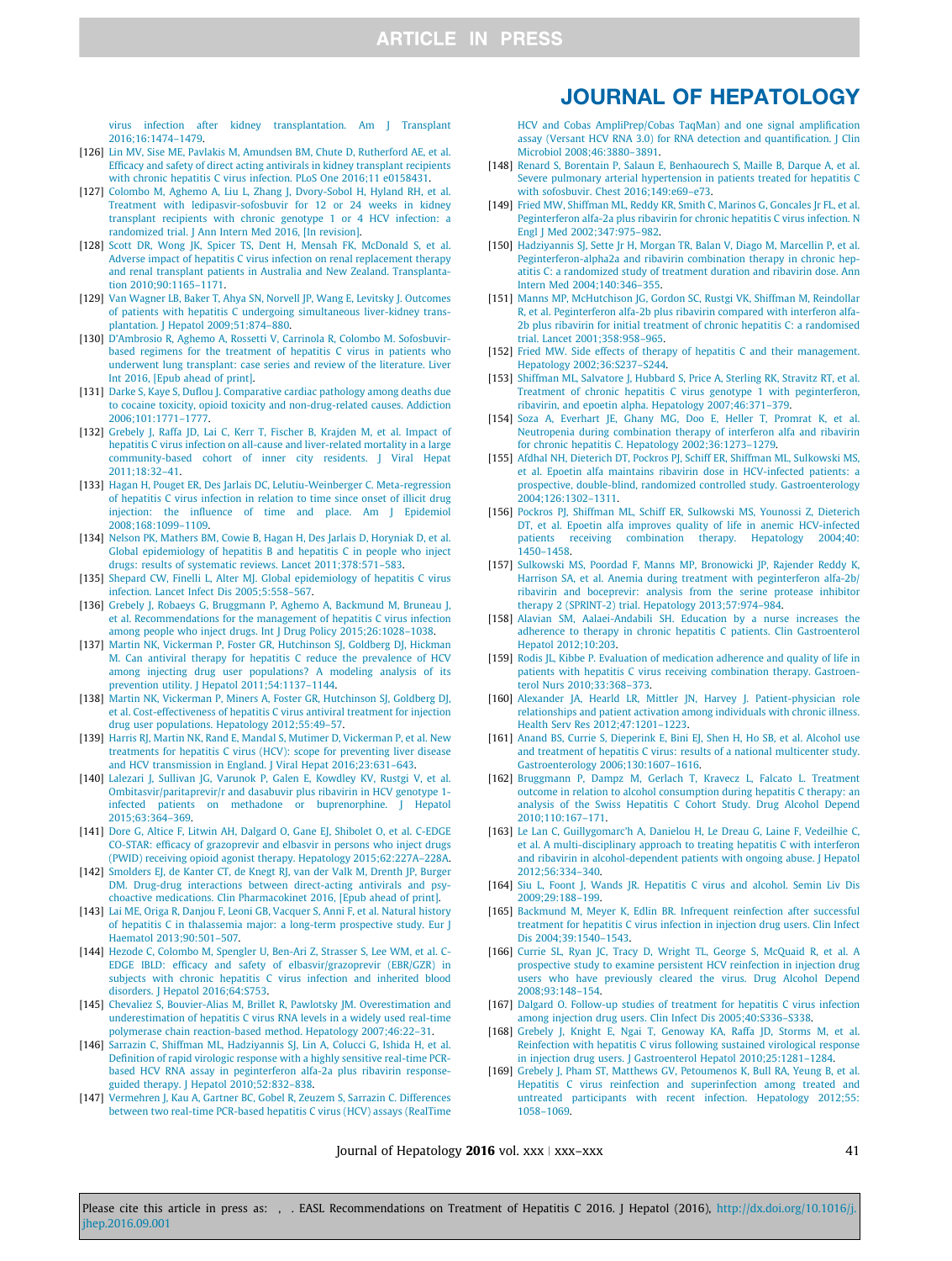virus infection after kidney transplantation. Am J Transplant 2016;16:1474–1479.

[126] Lin MV, Sise ME, Pavlakis M, Amundsen BM, Chute D, Rutherford AE, et al. Efficacy and safety of direct acting antivirals in kidney transplant recipients with chronic hepatitis C virus infection. PLoS One 2016;11 e0158431.

[127] Colombo M, Aghemo A, Liu L, Zhang J, Dvory-Sobol H, Hyland RH, et al. Treatment with ledipasvir-sofosbuvir for 12 or 24 weeks in kidney transplant recipients with chronic genotype 1 or 4 HCV infection: a randomized trial. J Ann Intern Med 2016, [In revision].

[128] Scott DR, Wong JK, Spicer TS, Dent H, Mensah FK, McDonald S, et al. Adverse impact of hepatitis C virus infection on renal replacement therapy and renal transplant patients in Australia and New Zealand. Transplantation 2010;90:1165–1171.

[129] Van Wagner LB, Baker T, Ahya SN, Norvell JP, Wang E, Levitsky J. Outcomes of patients with hepatitis C undergoing simultaneous liver-kidney transplantation. J Hepatol 2009;51:874–880.

[130] D'Ambrosio R, Aghemo A, Rossetti V, Carrinola R, Colombo M. Sofosbuvir-based regimens for the treatment of hepatitis C virus in patients who underwent lung transplant: case series and review of the literature. Liver Int 2016, [Epub ahead of print].

[131] Darke S, Kaye S, Duflou J. Comparative cardiac pathology among deaths due to cocaine toxicity, opioid toxicity and non-drug-related causes. Addiction 2006;101:1771–1777.

[132] Grebely J, Raffa JD, Lai C, Kerr T, Fischer B, Krajden M, et al. Impact of hepatitis C virus infection on all-cause and liver-related mortality in a large community-based cohort of inner city residents. J Viral Hepat 2011;18:32–41.

[133] Hagan H, Pouget ER, Des Jarlais DC, Lelutiu-Weinberger C. Meta-regression of hepatitis C virus infection in relation to time since onset of illicit drug injection: the influence of time and place. Am J Epidemiol 2008;168:1099–1109.

[134] Nelson PK, Mathers BM, Cowie B, Hagan H, Des Jarlais D, Horyniak D, et al. Global epidemiology of hepatitis B and hepatitis C in people who inject drugs: results of systematic reviews. Lancet 2011;378:571–583.

[135] Shepard CW, Finelli L, Alter MJ. Global epidemiology of hepatitis C virus infection. Lancet Infect Dis 2005;5:558–567.

[136] Grebely J, Robaeys G, Bruggmann P, Aghemo A, Backmund M, Bruneau J, et al. Recommendations for the management of hepatitis C virus infection among people who inject drugs. Int J Drug Policy 2015;26:1028–1038.

[137] Martin NK, Vickerman P, Foster GR, Hutchinson SJ, Goldberg DJ, Hickman M. Can antiviral therapy for hepatitis C reduce the prevalence of HCV among injecting drug user populations? A modeling analysis of its prevention utility. J Hepatol 2011;54:1137–1144.

[138] Martin NK, Vickerman P, Miners A, Foster GR, Hutchinson SJ, Goldberg DJ, et al. Cost-effectiveness of hepatitis C virus antiviral treatment for injection drug user populations. Hepatology 2012;55:49–57.

[139] Harris RJ, Martin NK, Rand E, Mandal S, Mutimer D, Vickerman P, et al. New treatments for hepatitis C virus (HCV): scope for preventing liver disease and HCV transmission in England. J Viral Hepat 2016;23:631–643.

[140] Lalezari J, Sullivan JG, Varunok P, Galen E, Kowdley KV, Rustgi V, et al. Ombitasvir/paritaprevir/r and dasabuvir plus ribavirin in HCV genotype 1-infected patients on methadone or buprenorphine. J Hepatol 2015;63:364–369.

[141] Dore G, Altice F, Litwin AH, Dalgard O, Gane EJ, Shibolet O, et al. C-EDGE CO-STAR: efficacy of grazoprevir and elbasvir in persons who inject drugs (PWID) receiving opioid agonist therapy. Hepatology 2015;62:227A–228A.

[142] Smolders EJ, de Kanter CT, de Knegt RJ, van der Valk M, Drenth JP, Burger DM. Drug-drug interactions between direct-acting antivirals and psychoactive medications. Clin Pharmacokinet 2016, [Epub ahead of print].

[143] Lai ME, Origa R, Danjou F, Leoni GB, Vacquer S, Anni F, et al. Natural history of hepatitis C in thalassemia major: a long-term prospective study. Eur J Haematol 2013;90:501–507.

[144] Hezode C, Colombo M, Spengler U, Ben-Ari Z, Strasser S, Lee WM, et al. C-EDGE IBLD: efficacy and safety of elbasvir/grazoprevir (EBR/GZR) in subjects with chronic hepatitis C virus infection and inherited blood disorders. J Hepatol 2016;64:S753.

[145] Chevaliez S, Bouvier-Alias M, Brillet R, Pawlotsky JM. Overestimation and underestimation of hepatitis C virus RNA levels in a widely used real-time polymerase chain reaction-based method. Hepatology 2007;46:22–31.

[146] Sarrazin C, Shiffman ML, Hadziyannis SJ, Lin A, Colucci G, Ishida H, et al. Definition of rapid virologic response with a highly sensitive real-time PCR-based HCV RNA assay in peginterferon alfa-2a plus ribavirin response-guided therapy. J Hepatol 2010;52:832–838.

[147] Vermehren J, Kau A, Gartner BC, Gobel R, Zeuzem S, Sarrazin C. Differences between two real-time PCR-based hepatitis C virus (HCV) assays (RealTime HCV and Cobas AmpliPrep/Cobas TaqMan) and one signal amplification assay (Versant HCV RNA 3.0) for RNA detection and quantification. J Clin Microbiol 2008;46:3880–3891.

[148] Renard S, Borentain P, Salaun E, Benhaourech S, Maille B, Darque A, et al. Severe pulmonary arterial hypertension in patients treated for hepatitis C with sofosbuvir. Chest 2016;149:e69–e73.

[149] Fried MW, Shiffman ML, Reddy KR, Smith C, Marinos G, Goncales Jr FL, et al. Peginterferon alfa-2a plus ribavirin for chronic hepatitis C virus infection. N Engl J Med 2002;347:975–982.

[150] Hadziyannis SJ, Sette Jr H, Morgan TR, Balan V, Diago M, Marcellin P, et al. Peginterferon-alpha2a and ribavirin combination therapy in chronic hepatitis C: a randomized study of treatment duration and ribavirin dose. Ann Intern Med 2004;140:346–355.

[151] Manns MP, McHutchison JG, Gordon SC, Rustgi VK, Shiffman M, Reindollar R, et al. Peginterferon alfa-2b plus ribavirin compared with interferon alfa-2b plus ribavirin for initial treatment of chronic hepatitis C: a randomised trial. Lancet 2001;358:958–965.

[152] Fried MW. Side effects of therapy of hepatitis C and their management. Hepatology 2002;36:S237–S244.

[153] Shiffman ML, Salvatore J, Hubbard S, Price A, Sterling RK, Stravitz RT, et al. Treatment of chronic hepatitis C virus genotype 1 with peginterferon, ribavirin, and epoetin alpha. Hepatology 2007;46:371–379.

[154] Soza A, Everhart JE, Ghany MG, Doo E, Heller T, Promrat K, et al. Neutropenia during combination therapy of interferon alfa and ribavirin for chronic hepatitis C. Hepatology 2002;36:1273–1279.

[155] Afdhal NH, Dieterich DT, Pockros PJ, Schiff ER, Shiffman ML, Sulkowski MS, et al. Epoetin alfa maintains ribavirin dose in HCV-infected patients: a prospective, double-blind, randomized controlled study. Gastroenterology 2004;126:1302–1311.

[156] Pockros PJ, Shiffman ML, Schiff ER, Sulkowski MS, Younossi Z, Dieterich DT, et al. Epoetin alfa improves quality of life in anemic HCV-infected patients receiving combination therapy. Hepatology 2004;40:1450–1458.

[157] Sulkowski MS, Poordad F, Manns MP, Bronowicki JP, Rajender Reddy K, Harrison SA, et al. Anemia during treatment with peginterferon alfa-2b/ribavirin and boceprevir: analysis from the serine protease inhibitor therapy 2 (SPRINT-2) trial. Hepatology 2013;57:974–984.

[158] Alavian SM, Aalaei-Andabili SH. Education by a nurse increases the adherence to therapy in chronic hepatitis C patients. Clin Gastroenterol Hepatol 2012;10:203.

[159] Rodis JL, Kibbe P. Evaluation of medication adherence and quality of life in patients with hepatitis C virus receiving combination therapy. Gastroenterol Nurs 2010;33:368–373.

[160] Alexander JA, Hearld LR, Mittler JN, Harvey J. Patient-physician role relationships and patient activation among individuals with chronic illness. Health Serv Res 2012;47:1201–1223.

[161] Anand BS, Currie S, Dieperink E, Bini EJ, Shen H, Ho SB, et al. Alcohol use and treatment of hepatitis C virus: results of a national multicenter study. Gastroenterology 2006;130:1607–1616.

[162] Bruggmann P, Dampz M, Gerlach T, Kravecz L, Falcato L. Treatment outcome in relation to alcohol consumption during hepatitis C therapy: an analysis of the Swiss Hepatitis C Cohort Study. Drug Alcohol Depend 2010;110:167–171.

[163] Le Lan C, Guillygomarc'h A, Danielou H, Le Dreau G, Laine F, Vedeilhie C, et al. A multi-disciplinary approach to treating hepatitis C with interferon and ribavirin in alcohol-dependent patients with ongoing abuse. J Hepatol 2012;56:334–340.

[164] Siu L, Foont J, Wands JR. Hepatitis C virus and alcohol. Semin Liv Dis 2009;29:188–199.

[165] Backmund M, Meyer K, Edlin BR. Infrequent reinfection after successful treatment for hepatitis C virus infection in injection drug users. Clin Infect Dis 2004;39:1540–1543.

[166] Currie SL, Ryan JC, Tracy D, Wright TL, George S, McQuaid R, et al. A prospective study to examine persistent HCV reinfection in injection drug users who have previously cleared the virus. Drug Alcohol Depend 2008;93:148–154.

[167] Dalgard O. Follow-up studies of treatment for hepatitis C virus infection among injection drug users. Clin Infect Dis 2005;40:S336–S338.

[168] Grebely J, Knight E, Ngai T, Genoway KA, Raffa JD, Storms M, et al. Reinfection with hepatitis C virus following sustained virological response in injection drug users. J Gastroenterol Hepatol 2010;25:1281–1284.

[169] Grebely J, Pham ST, Matthews GV, Petoumenos K, Bull RA, Yeung B, et al. Hepatitis C virus reinfection and superinfection among treated and untreated participants with recent infection. Hepatology 2012;55:1058–1069.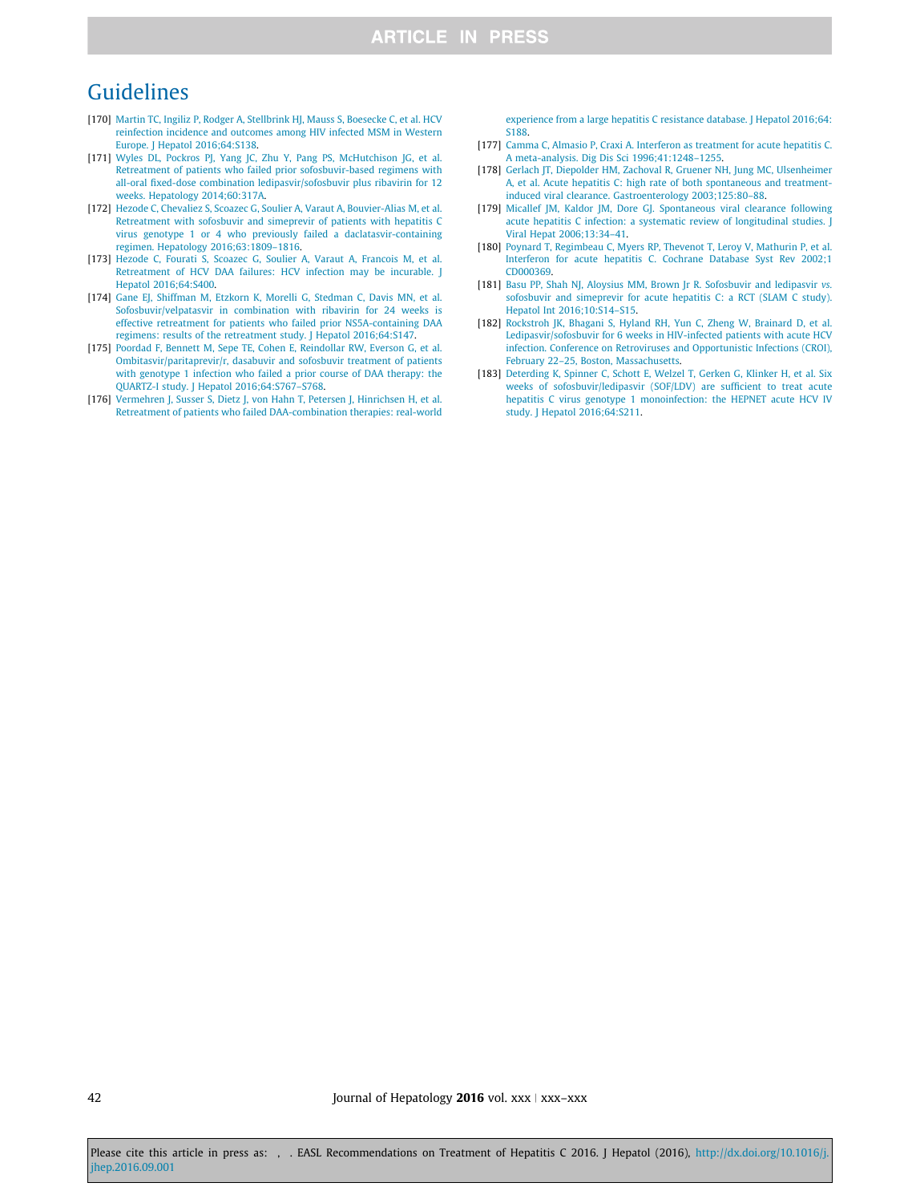[170] Martin TC, Ingiliz P, Rodger A, Stellbrink HJ, Mauss S, Boesecke C, et al. HCV reinfection incidence and outcomes among HIV infected MSM in Western Europe. J Hepatol 2016;64:S138.

[171] Wyles DL, Pockros PJ, Yang JC, Zhu Y, Pang PS, McHutchison JG, et al. Retreatment of patients who failed prior sofosbuvir-based regimens with all-oral fixed-dose combination ledipasvir/sofosbuvir plus ribavirin for 12 weeks. Hepatology 2014;60:317A.

[172] Hezode C, Chevaliez S, Scoazec G, Soulier A, Varaut A, Bouvier-Alias M, et al. Retreatment with sofosbuvir and simeprevir of patients with hepatitis C virus genotype 1 or 4 who previously failed a daclatasvir-containing regimen. Hepatology 2016;63:1809–1816.

[173] Hezode C, Fourati S, Scoazec G, Soulier A, Varaut A, Francois M, et al. Retreatment of HCV DAA failures: HCV infection may be incurable. J Hepatol 2016;64:S400.

[174] Gane EJ, Shiffman M, Etzkorn K, Morelli G, Stedman C, Davis MN, et al. Sofosbuvir/velpatasvir in combination with ribavirin for 24 weeks is effective retreatment for patients who failed prior NS5A-containing DAA regimens: results of the retreatment study. J Hepatol 2016;64:S147.

[175] Poordad F, Bennett M, Sepe TE, Cohen E, Reindollar RW, Everson G, et al. Ombitasvir/paritaprevir/r, dasabuvir and sofosbuvir treatment of patients with genotype 1 infection who failed a prior course of DAA therapy: the QUARTZ-I study. J Hepatol 2016;64:S767–S768.

[176] Vermehren J, Susser S, Dietz J, von Hahn T, Petersen J, Hinrichsen H, et al. Retreatment of patients who failed DAA-combination therapies: real-world experience from a large hepatitis C resistance database. J Hepatol 2016;64: S188.

[177] Camma C, Almasio P, Craxi A. Interferon as treatment for acute hepatitis C. A meta-analysis. Dig Dis Sci 1996;41:1248–1255.

[178] Gerlach JT, Diepolder HM, Zachoval R, Gruener NH, Jung MC, Ulsenheimer A, et al. Acute hepatitis C: high rate of both spontaneous and treatment-induced viral clearance. Gastroenterology 2003;125:80–88.

[179] Micallef JM, Kaldor JM, Dore GJ. Spontaneous viral clearance following acute hepatitis C infection: a systematic review of longitudinal studies. J Viral Hepat 2006;13:34–41.

[180] Poynard T, Regimbeau C, Myers RP, Thevenot T, Leroy V, Mathurin P, et al. Interferon for acute hepatitis C. Cochrane Database Syst Rev 2002;1 CD000369.

[181] Basu PP, Shah NJ, Aloysius MM, Brown Jr R. Sofosbuvir and ledipasvir *vs.* sofosbuvir and simeprevir for acute hepatitis C: a RCT (SLAM C study). Hepatol Int 2016;10:S14–S15.

[182] Rockstroh JK, Bhagani S, Hyland RH, Yun C, Zheng W, Brainard D, et al. Ledipasvir/sofosbuvir for 6 weeks in HIV-infected patients with acute HCV infection. Conference on Retroviruses and Opportunistic Infections (CROI), February 22–25, Boston, Massachusetts.

[183] Deterding K, Spinner C, Schott E, Welzel T, Gerken G, Klinker H, et al. Six weeks of sofosbuvir/ledipasvir (SOF/LDV) are sufficient to treat acute hepatitis C virus genotype 1 monoinfection: the HEPNET acute HCV IV study. J Hepatol 2016;64:S211.

Please cite this article in press as: , . EASL Recommendations on Treatment of Hepatitis C 2016. J Hepatol (2016), http://dx.doi.org/10.1016/j.jhep.2016.09.001